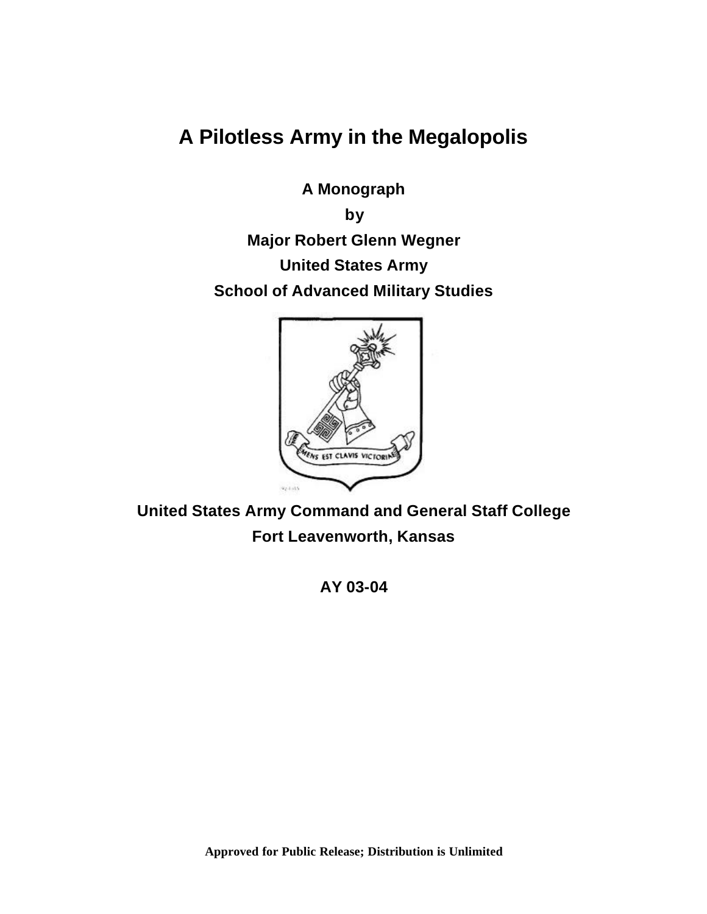# A Pilotless Army in the Megalopolis

**A Monograph**

**by**

**Major Robert Glenn Wegner**

**United States Army**

**School of Advanced Military Studies**

**United States Army Command and General Staff College**

**Fort Leavenworth, Kansas**

**AY 03-04**

**Approved for Public Release; Distribution is Unlimited**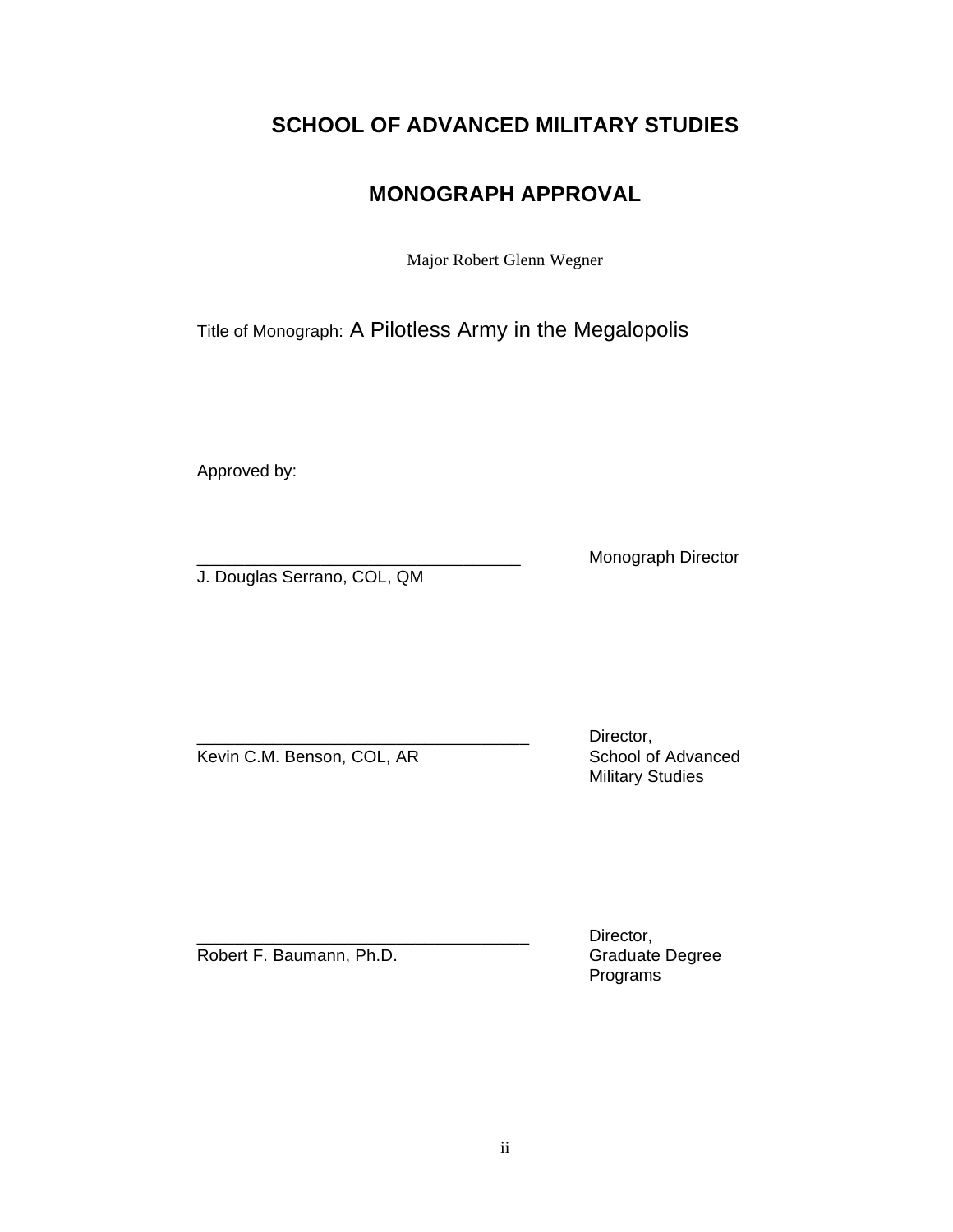## SCHOOL OF ADVANCED MILITARY STUDIES

## MONOGRAPH APPROVAL

Major Robert Glenn Wegner

Title of Monograph: A Pilotless Army in the Megalopolis

Approved by:

___________________________________ Monograph Director
J. Douglas Serrano, COL, QM

___________________________________ Director, School of Advanced Military Studies
Kevin C.M. Benson, COL, AR

___________________________________ Director, Graduate Degree Programs
Robert F. Baumann, Ph.D.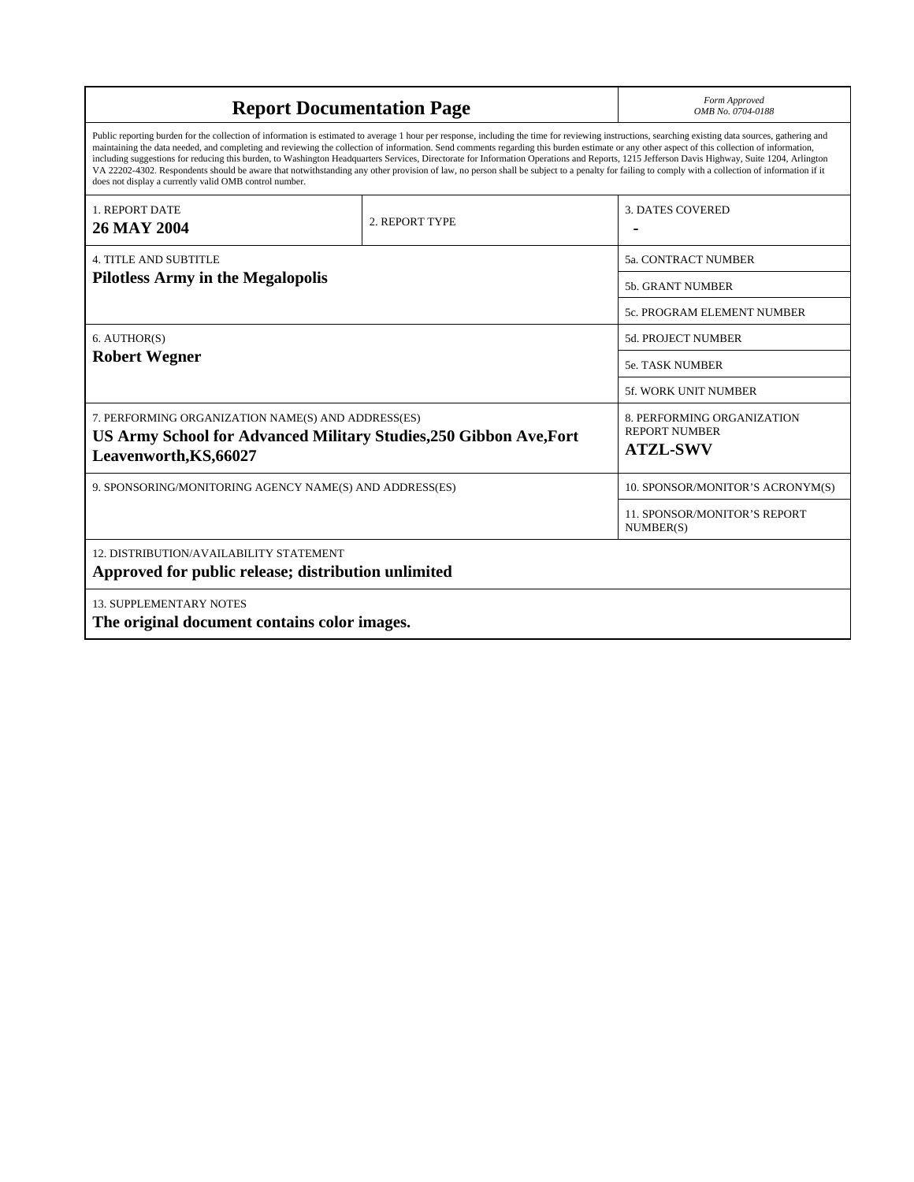# Report Documentation Page

*Form Approved*
*OMB No. 0704-0188*

Public reporting burden for the collection of information is estimated to average 1 hour per response, including the time for reviewing instructions, searching existing data sources, gathering and maintaining the data needed, and completing and reviewing the collection of information. Send comments regarding this burden estimate or any other aspect of this collection of information, including suggestions for reducing this burden, to Washington Headquarters Services, Directorate for Information Operations and Reports, 1215 Jefferson Davis Highway, Suite 1204, Arlington VA 22202-4302. Respondents should be aware that notwithstanding any other provision of law, no person shall be subject to a penalty for failing to comply with a collection of information if it does not display a currently valid OMB control number.

| 1. REPORT DATE | 2. REPORT TYPE | 3. DATES COVERED |
|---|---|---|
| **26 MAY 2004** | | **-** |

| 4. TITLE AND SUBTITLE | 5a. CONTRACT NUMBER |
|---|---|
| **Pilotless Army in the Megalopolis** | 5b. GRANT NUMBER |
| | 5c. PROGRAM ELEMENT NUMBER |
| 6. AUTHOR(S) | 5d. PROJECT NUMBER |
| **Robert Wegner** | 5e. TASK NUMBER |
| | 5f. WORK UNIT NUMBER |
| 7. PERFORMING ORGANIZATION NAME(S) AND ADDRESS(ES) **US Army School for Advanced Military Studies,250 Gibbon Ave,Fort Leavenworth,KS,66027** | 8. PERFORMING ORGANIZATION REPORT NUMBER **ATZL-SWV** |
| 9. SPONSORING/MONITORING AGENCY NAME(S) AND ADDRESS(ES) | 10. SPONSOR/MONITOR'S ACRONYM(S) |
| | 11. SPONSOR/MONITOR'S REPORT NUMBER(S) |

12. DISTRIBUTION/AVAILABILITY STATEMENT
**Approved for public release; distribution unlimited**

13. SUPPLEMENTARY NOTES
**The original document contains color images.**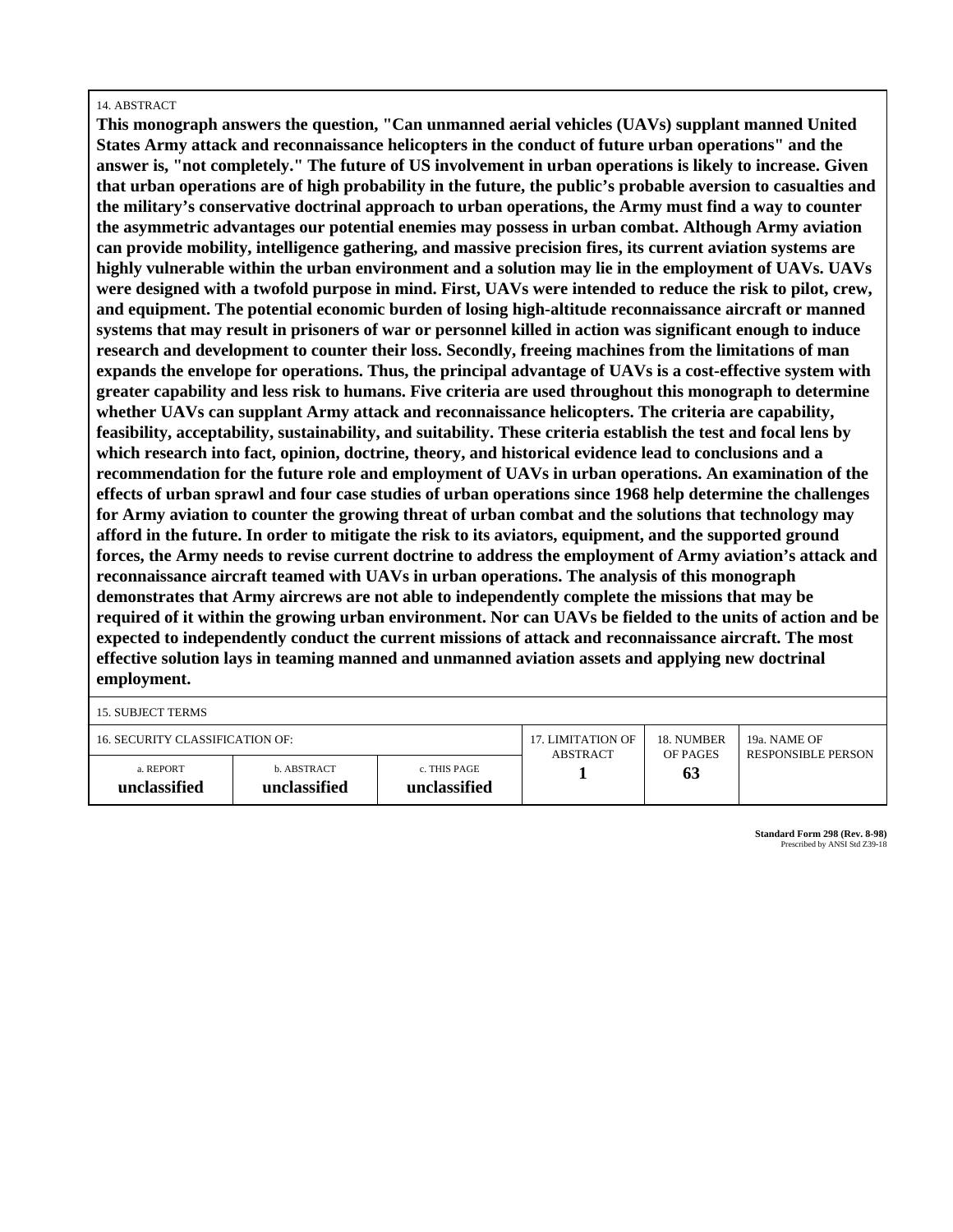14. ABSTRACT

**This monograph answers the question, "Can unmanned aerial vehicles (UAVs) supplant manned United States Army attack and reconnaissance helicopters in the conduct of future urban operations" and the answer is, "not completely." The future of US involvement in urban operations is likely to increase. Given that urban operations are of high probability in the future, the public's probable aversion to casualties and the military's conservative doctrinal approach to urban operations, the Army must find a way to counter the asymmetric advantages our potential enemies may possess in urban combat. Although Army aviation can provide mobility, intelligence gathering, and massive precision fires, its current aviation systems are highly vulnerable within the urban environment and a solution may lie in the employment of UAVs. UAVs were designed with a twofold purpose in mind. First, UAVs were intended to reduce the risk to pilot, crew, and equipment. The potential economic burden of losing high-altitude reconnaissance aircraft or manned systems that may result in prisoners of war or personnel killed in action was significant enough to induce research and development to counter their loss. Secondly, freeing machines from the limitations of man expands the envelope for operations. Thus, the principal advantage of UAVs is a cost-effective system with greater capability and less risk to humans. Five criteria are used throughout this monograph to determine whether UAVs can supplant Army attack and reconnaissance helicopters. The criteria are capability, feasibility, acceptability, sustainability, and suitability. These criteria establish the test and focal lens by which research into fact, opinion, doctrine, theory, and historical evidence lead to conclusions and a recommendation for the future role and employment of UAVs in urban operations. An examination of the effects of urban sprawl and four case studies of urban operations since 1968 help determine the challenges for Army aviation to counter the growing threat of urban combat and the solutions that technology may afford in the future. In order to mitigate the risk to its aviators, equipment, and the supported ground forces, the Army needs to revise current doctrine to address the employment of Army aviation's attack and reconnaissance aircraft teamed with UAVs in urban operations. The analysis of this monograph demonstrates that Army aircrews are not able to independently complete the missions that may be required of it within the growing urban environment. Nor can UAVs be fielded to the units of action and be expected to independently conduct the current missions of attack and reconnaissance aircraft. The most effective solution lays in teaming manned and unmanned aviation assets and applying new doctrinal employment.**

15. SUBJECT TERMS

| 16. SECURITY CLASSIFICATION OF: | | | 17. LIMITATION OF ABSTRACT | 18. NUMBER OF PAGES | 19a. NAME OF RESPONSIBLE PERSON |
|---|---|---|---|---|---|
| a. REPORT **unclassified** | b. ABSTRACT **unclassified** | c. THIS PAGE **unclassified** | **1** | **63** | |

**Standard Form 298 (Rev. 8-98)**
Prescribed by ANSI Std Z39-18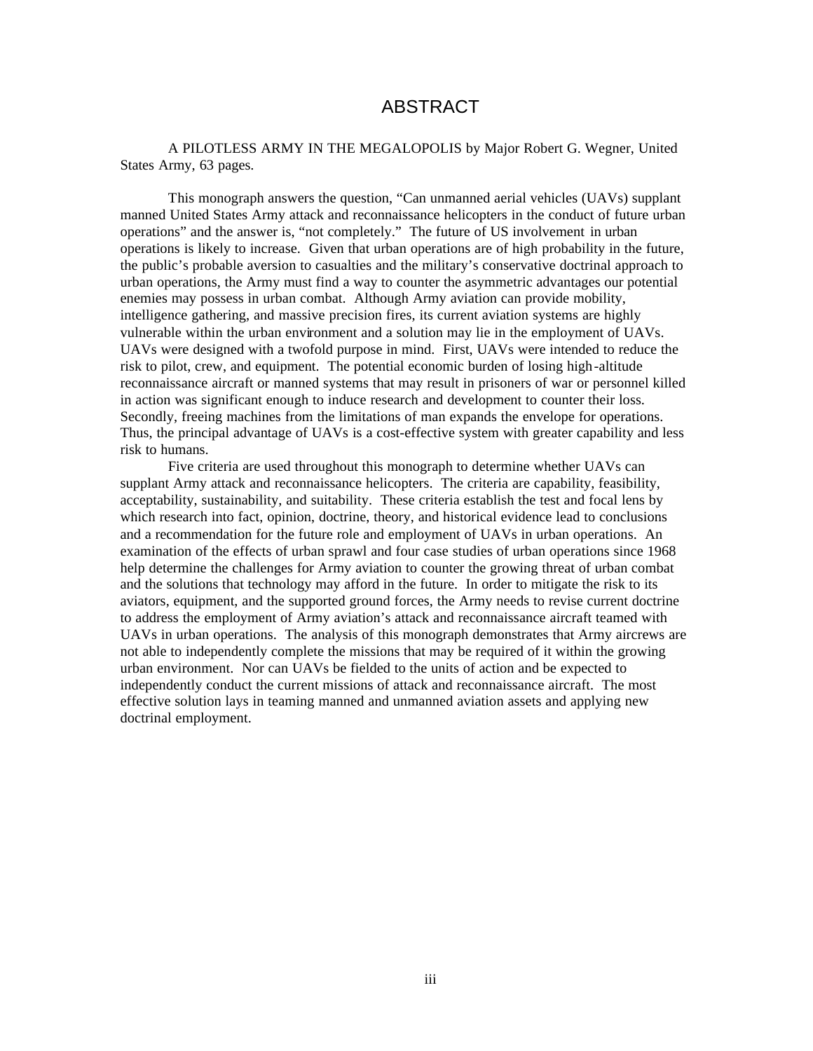# ABSTRACT

A PILOTLESS ARMY IN THE MEGALOPOLIS by Major Robert G. Wegner, United States Army, 63 pages.

This monograph answers the question, "Can unmanned aerial vehicles (UAVs) supplant manned United States Army attack and reconnaissance helicopters in the conduct of future urban operations" and the answer is, "not completely." The future of US involvement in urban operations is likely to increase. Given that urban operations are of high probability in the future, the public's probable aversion to casualties and the military's conservative doctrinal approach to urban operations, the Army must find a way to counter the asymmetric advantages our potential enemies may possess in urban combat. Although Army aviation can provide mobility, intelligence gathering, and massive precision fires, its current aviation systems are highly vulnerable within the urban environment and a solution may lie in the employment of UAVs. UAVs were designed with a twofold purpose in mind. First, UAVs were intended to reduce the risk to pilot, crew, and equipment. The potential economic burden of losing high-altitude reconnaissance aircraft or manned systems that may result in prisoners of war or personnel killed in action was significant enough to induce research and development to counter their loss. Secondly, freeing machines from the limitations of man expands the envelope for operations. Thus, the principal advantage of UAVs is a cost-effective system with greater capability and less risk to humans.

Five criteria are used throughout this monograph to determine whether UAVs can supplant Army attack and reconnaissance helicopters. The criteria are capability, feasibility, acceptability, sustainability, and suitability. These criteria establish the test and focal lens by which research into fact, opinion, doctrine, theory, and historical evidence lead to conclusions and a recommendation for the future role and employment of UAVs in urban operations. An examination of the effects of urban sprawl and four case studies of urban operations since 1968 help determine the challenges for Army aviation to counter the growing threat of urban combat and the solutions that technology may afford in the future. In order to mitigate the risk to its aviators, equipment, and the supported ground forces, the Army needs to revise current doctrine to address the employment of Army aviation's attack and reconnaissance aircraft teamed with UAVs in urban operations. The analysis of this monograph demonstrates that Army aircrews are not able to independently complete the missions that may be required of it within the growing urban environment. Nor can UAVs be fielded to the units of action and be expected to independently conduct the current missions of attack and reconnaissance aircraft. The most effective solution lays in teaming manned and unmanned aviation assets and applying new doctrinal employment.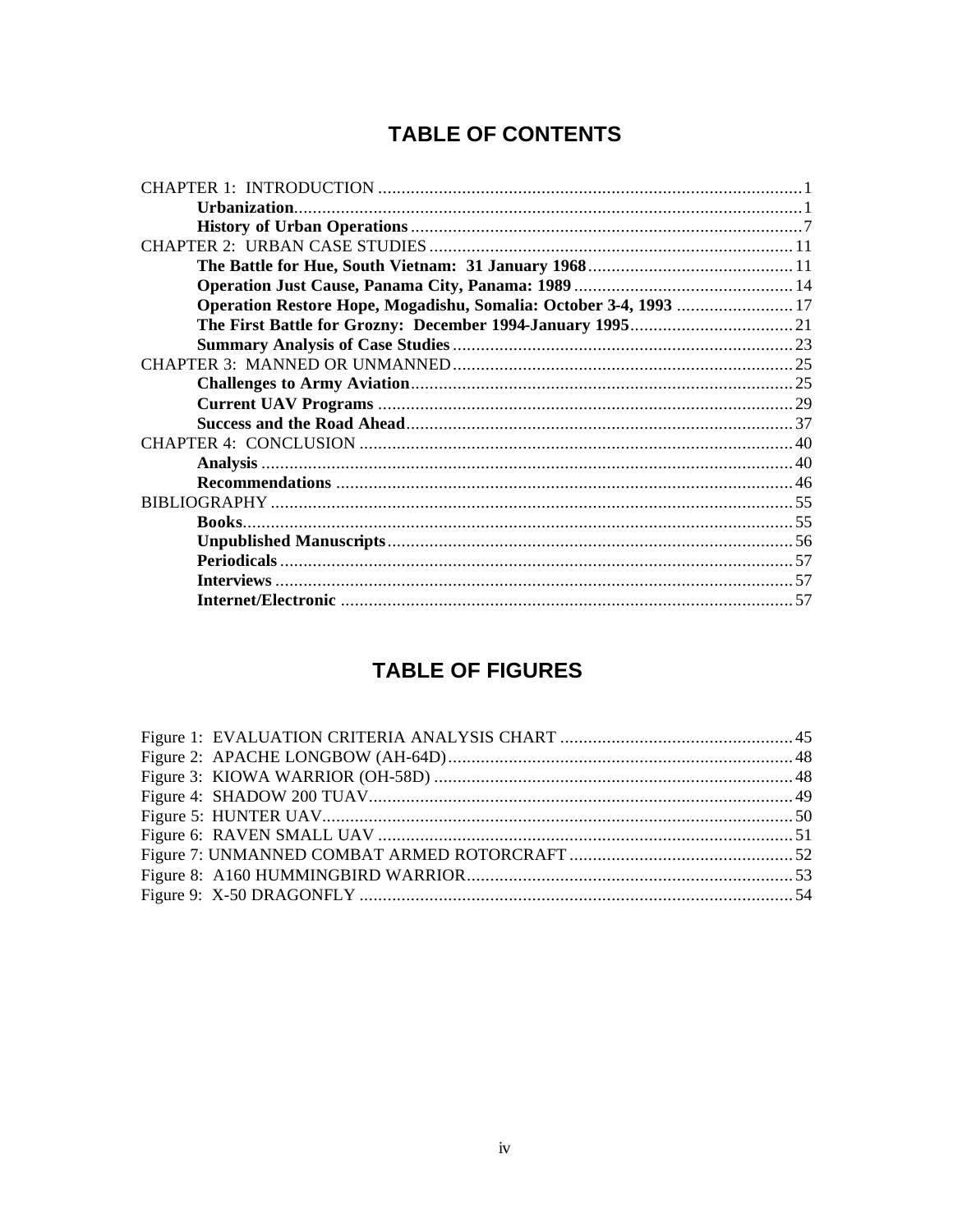# TABLE OF CONTENTS

CHAPTER 1: INTRODUCTION ........................................................................................... 1
- **Urbanization**............................................................................................................ 1
- **History of Urban Operations** .................................................................................. 7

CHAPTER 2: URBAN CASE STUDIES ............................................................................. 11
- **The Battle for Hue, South Vietnam: 31 January 1968** ........................................... 11
- **Operation Just Cause, Panama City, Panama: 1989** .............................................. 14
- **Operation Restore Hope, Mogadishu, Somalia: October 3-4, 1993** ........................ 17
- **The First Battle for Grozny: December 1994-January 1995** .................................. 21
- **Summary Analysis of Case Studies** ......................................................................... 23

CHAPTER 3: MANNED OR UNMANNED ........................................................................ 25
- **Challenges to Army Aviation** .................................................................................. 25
- **Current UAV Programs** ........................................................................................... 29
- **Success and the Road Ahead** ................................................................................... 37

CHAPTER 4: CONCLUSION ............................................................................................ 40
- **Analysis** ................................................................................................................... 40
- **Recommendations** ................................................................................................... 46

BIBLIOGRAPHY ................................................................................................................ 55
- **Books**........................................................................................................................ 55
- **Unpublished Manuscripts** ....................................................................................... 56
- **Periodicals** ............................................................................................................... 57
- **Interviews** ................................................................................................................ 57
- **Internet/Electronic** .................................................................................................. 57

# TABLE OF FIGURES

Figure 1: EVALUATION CRITERIA ANALYSIS CHART .................................................. 45
Figure 2: APACHE LONGBOW (AH-64D) ......................................................................... 48
Figure 3: KIOWA WARRIOR (OH-58D) ............................................................................ 48
Figure 4: SHADOW 200 TUAV .......................................................................................... 49
Figure 5: HUNTER UAV .................................................................................................... 50
Figure 6: RAVEN SMALL UAV ......................................................................................... 51
Figure 7: UNMANNED COMBAT ARMED ROTORCRAFT .............................................. 52
Figure 8: A160 HUMMINGBIRD WARRIOR ..................................................................... 53
Figure 9: X-50 DRAGONFLY ............................................................................................ 54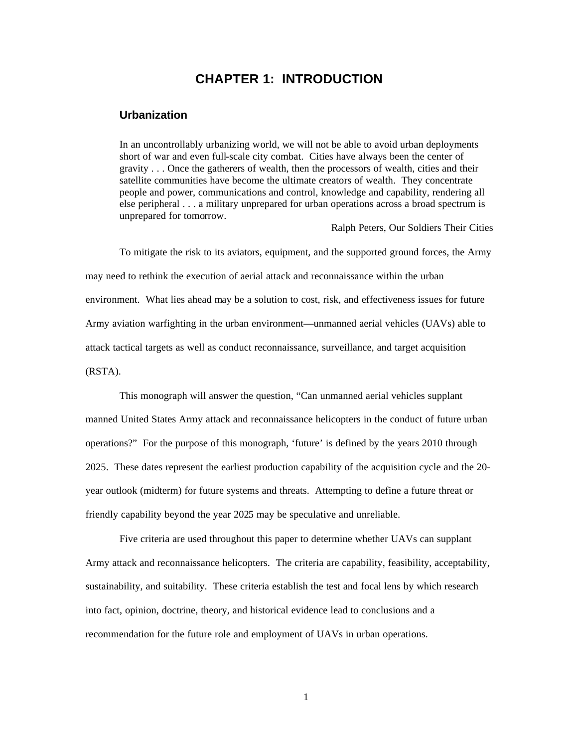# CHAPTER 1: INTRODUCTION

## Urbanization

> In an uncontrollably urbanizing world, we will not be able to avoid urban deployments short of war and even full-scale city combat. Cities have always been the center of gravity . . . Once the gatherers of wealth, then the processors of wealth, cities and their satellite communities have become the ultimate creators of wealth. They concentrate people and power, communications and control, knowledge and capability, rendering all else peripheral . . . a military unprepared for urban operations across a broad spectrum is unprepared for tomorrow.
>
> Ralph Peters, Our Soldiers Their Cities

To mitigate the risk to its aviators, equipment, and the supported ground forces, the Army may need to rethink the execution of aerial attack and reconnaissance within the urban environment. What lies ahead may be a solution to cost, risk, and effectiveness issues for future Army aviation warfighting in the urban environment—unmanned aerial vehicles (UAVs) able to attack tactical targets as well as conduct reconnaissance, surveillance, and target acquisition (RSTA).

This monograph will answer the question, "Can unmanned aerial vehicles supplant manned United States Army attack and reconnaissance helicopters in the conduct of future urban operations?" For the purpose of this monograph, 'future' is defined by the years 2010 through 2025. These dates represent the earliest production capability of the acquisition cycle and the 20-year outlook (midterm) for future systems and threats. Attempting to define a future threat or friendly capability beyond the year 2025 may be speculative and unreliable.

Five criteria are used throughout this paper to determine whether UAVs can supplant Army attack and reconnaissance helicopters. The criteria are capability, feasibility, acceptability, sustainability, and suitability. These criteria establish the test and focal lens by which research into fact, opinion, doctrine, theory, and historical evidence lead to conclusions and a recommendation for the future role and employment of UAVs in urban operations.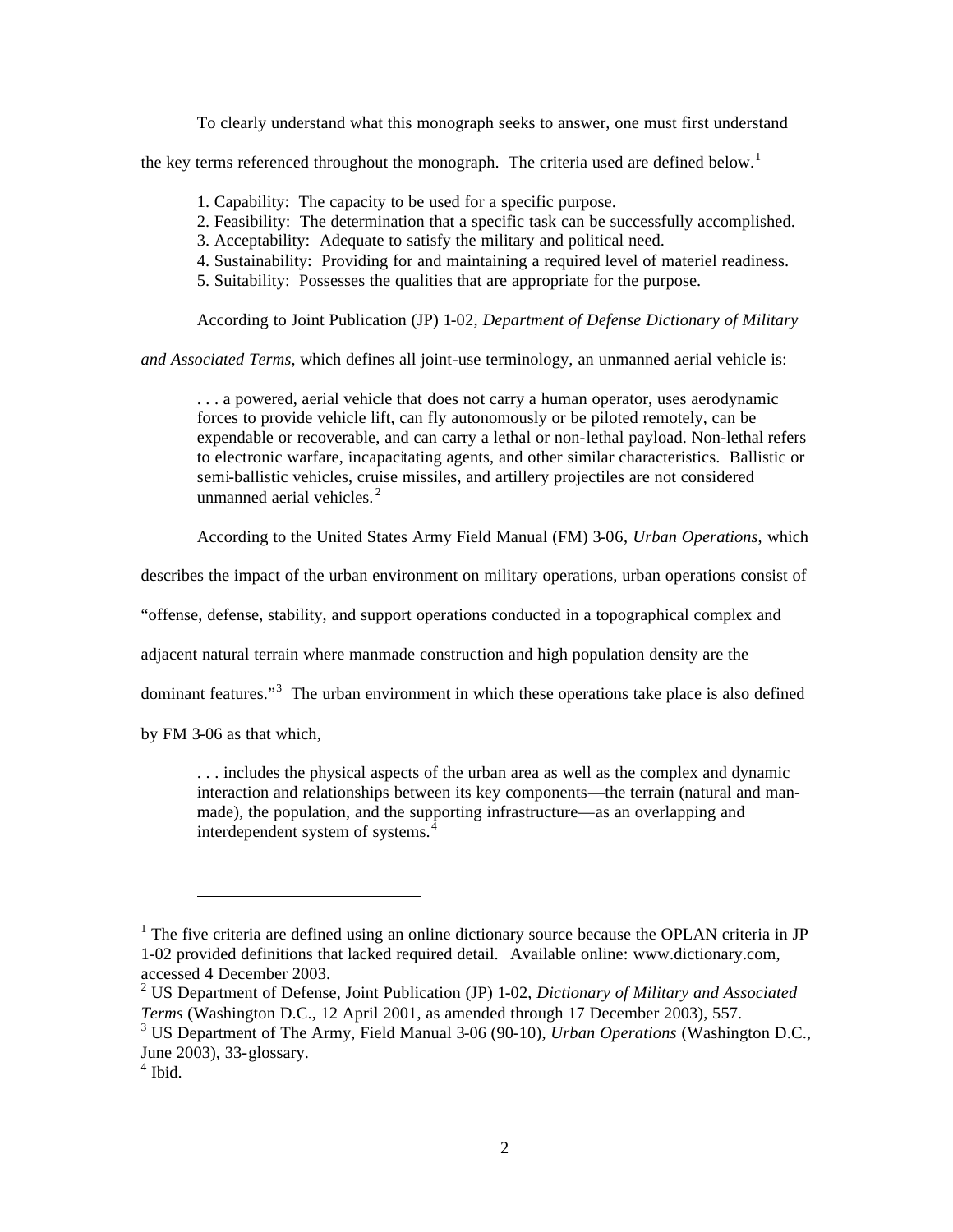To clearly understand what this monograph seeks to answer, one must first understand the key terms referenced throughout the monograph. The criteria used are defined below.[1]

1. Capability: The capacity to be used for a specific purpose.
2. Feasibility: The determination that a specific task can be successfully accomplished.
3. Acceptability: Adequate to satisfy the military and political need.
4. Sustainability: Providing for and maintaining a required level of materiel readiness.
5. Suitability: Possesses the qualities that are appropriate for the purpose.

According to Joint Publication (JP) 1-02, *Department of Defense Dictionary of Military and Associated Terms*, which defines all joint-use terminology, an unmanned aerial vehicle is:

> . . . a powered, aerial vehicle that does not carry a human operator, uses aerodynamic forces to provide vehicle lift, can fly autonomously or be piloted remotely, can be expendable or recoverable, and can carry a lethal or non-lethal payload. Non-lethal refers to electronic warfare, incapacitating agents, and other similar characteristics. Ballistic or semi-ballistic vehicles, cruise missiles, and artillery projectiles are not considered unmanned aerial vehicles.[2]

According to the United States Army Field Manual (FM) 3-06, *Urban Operations*, which describes the impact of the urban environment on military operations, urban operations consist of "offense, defense, stability, and support operations conducted in a topographical complex and adjacent natural terrain where manmade construction and high population density are the dominant features."[3] The urban environment in which these operations take place is also defined by FM 3-06 as that which,

> . . . includes the physical aspects of the urban area as well as the complex and dynamic interaction and relationships between its key components—the terrain (natural and man-made), the population, and the supporting infrastructure—as an overlapping and interdependent system of systems.[4]

---

[1] The five criteria are defined using an online dictionary source because the OPLAN criteria in JP 1-02 provided definitions that lacked required detail. Available online: www.dictionary.com, accessed 4 December 2003.

[2] US Department of Defense, Joint Publication (JP) 1-02, *Dictionary of Military and Associated Terms* (Washington D.C., 12 April 2001, as amended through 17 December 2003), 557.

[3] US Department of The Army, Field Manual 3-06 (90-10), *Urban Operations* (Washington D.C., June 2003), 33-glossary.

[4] Ibid.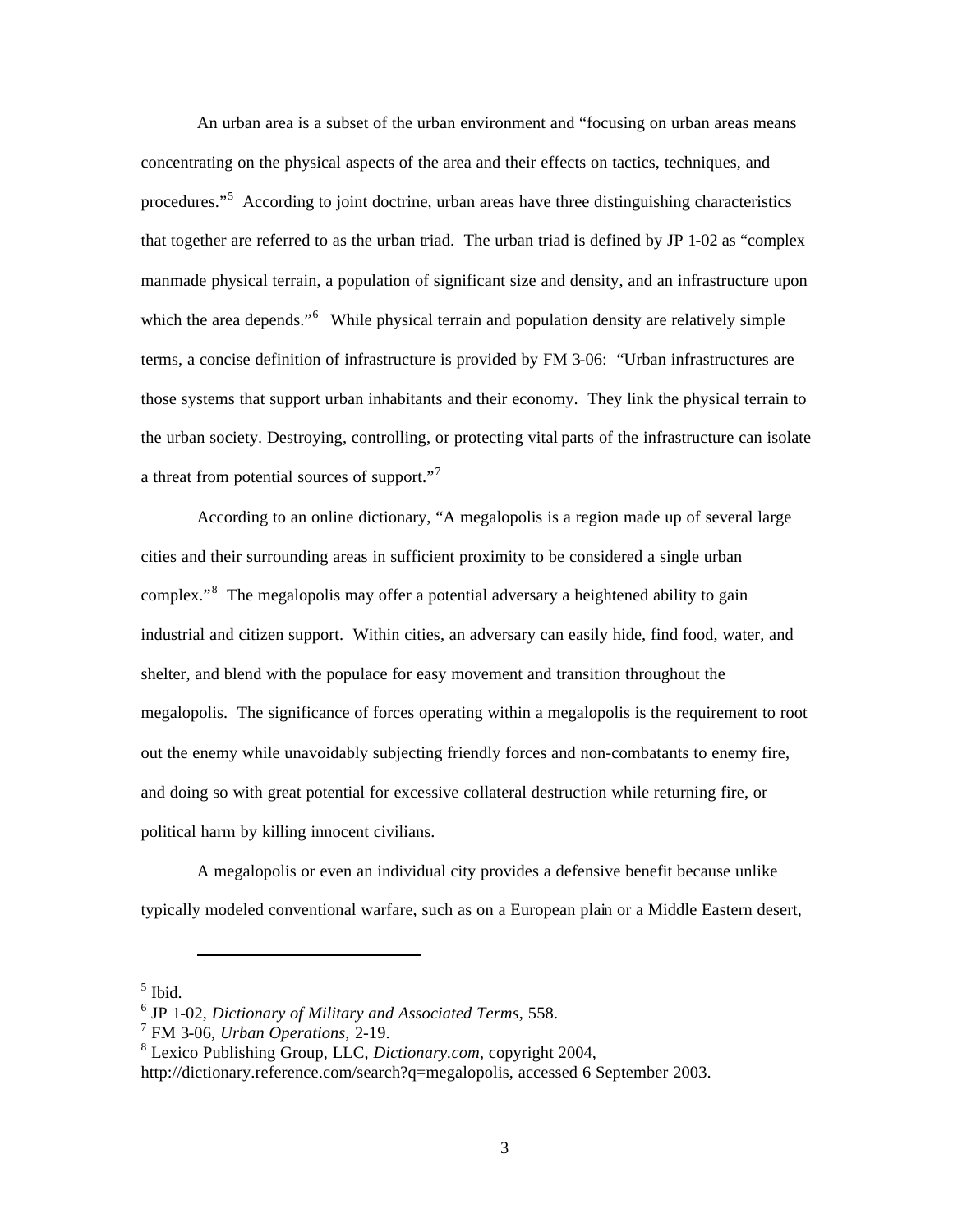An urban area is a subset of the urban environment and "focusing on urban areas means concentrating on the physical aspects of the area and their effects on tactics, techniques, and procedures."[5] According to joint doctrine, urban areas have three distinguishing characteristics that together are referred to as the urban triad. The urban triad is defined by JP 1-02 as "complex manmade physical terrain, a population of significant size and density, and an infrastructure upon which the area depends."[6] While physical terrain and population density are relatively simple terms, a concise definition of infrastructure is provided by FM 3-06: "Urban infrastructures are those systems that support urban inhabitants and their economy. They link the physical terrain to the urban society. Destroying, controlling, or protecting vital parts of the infrastructure can isolate a threat from potential sources of support."[7]

According to an online dictionary, "A megalopolis is a region made up of several large cities and their surrounding areas in sufficient proximity to be considered a single urban complex."[8] The megalopolis may offer a potential adversary a heightened ability to gain industrial and citizen support. Within cities, an adversary can easily hide, find food, water, and shelter, and blend with the populace for easy movement and transition throughout the megalopolis. The significance of forces operating within a megalopolis is the requirement to root out the enemy while unavoidably subjecting friendly forces and non-combatants to enemy fire, and doing so with great potential for excessive collateral destruction while returning fire, or political harm by killing innocent civilians.

A megalopolis or even an individual city provides a defensive benefit because unlike typically modeled conventional warfare, such as on a European plain or a Middle Eastern desert,

---

[5] Ibid.

[6] JP 1-02, *Dictionary of Military and Associated Terms*, 558.

[7] FM 3-06, *Urban Operations*, 2-19.

[8] Lexico Publishing Group, LLC, *Dictionary.com*, copyright 2004, http://dictionary.reference.com/search?q=megalopolis, accessed 6 September 2003.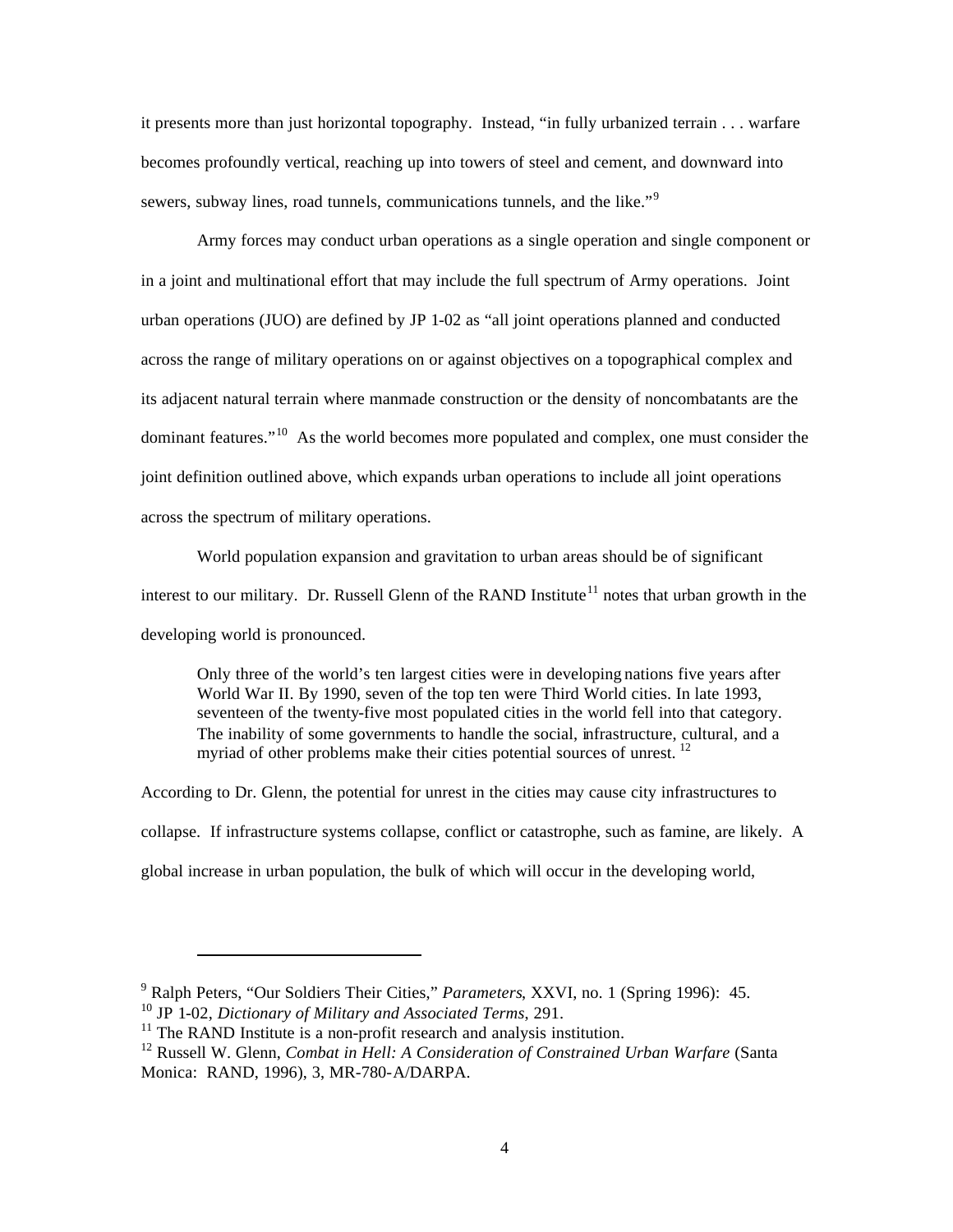it presents more than just horizontal topography. Instead, "in fully urbanized terrain . . . warfare becomes profoundly vertical, reaching up into towers of steel and cement, and downward into sewers, subway lines, road tunnels, communications tunnels, and the like."[9]

Army forces may conduct urban operations as a single operation and single component or in a joint and multinational effort that may include the full spectrum of Army operations. Joint urban operations (JUO) are defined by JP 1-02 as "all joint operations planned and conducted across the range of military operations on or against objectives on a topographical complex and its adjacent natural terrain where manmade construction or the density of noncombatants are the dominant features."[10] As the world becomes more populated and complex, one must consider the joint definition outlined above, which expands urban operations to include all joint operations across the spectrum of military operations.

World population expansion and gravitation to urban areas should be of significant interest to our military. Dr. Russell Glenn of the RAND Institute[11] notes that urban growth in the developing world is pronounced.

> Only three of the world's ten largest cities were in developing nations five years after World War II. By 1990, seven of the top ten were Third World cities. In late 1993, seventeen of the twenty-five most populated cities in the world fell into that category. The inability of some governments to handle the social, infrastructure, cultural, and a myriad of other problems make their cities potential sources of unrest. [12]

According to Dr. Glenn, the potential for unrest in the cities may cause city infrastructures to collapse. If infrastructure systems collapse, conflict or catastrophe, such as famine, are likely. A global increase in urban population, the bulk of which will occur in the developing world,

---

[9] Ralph Peters, "Our Soldiers Their Cities," *Parameters*, XXVI, no. 1 (Spring 1996): 45.

[10] JP 1-02, *Dictionary of Military and Associated Terms*, 291.

[11] The RAND Institute is a non-profit research and analysis institution.

[12] Russell W. Glenn, *Combat in Hell: A Consideration of Constrained Urban Warfare* (Santa Monica: RAND, 1996), 3, MR-780-A/DARPA.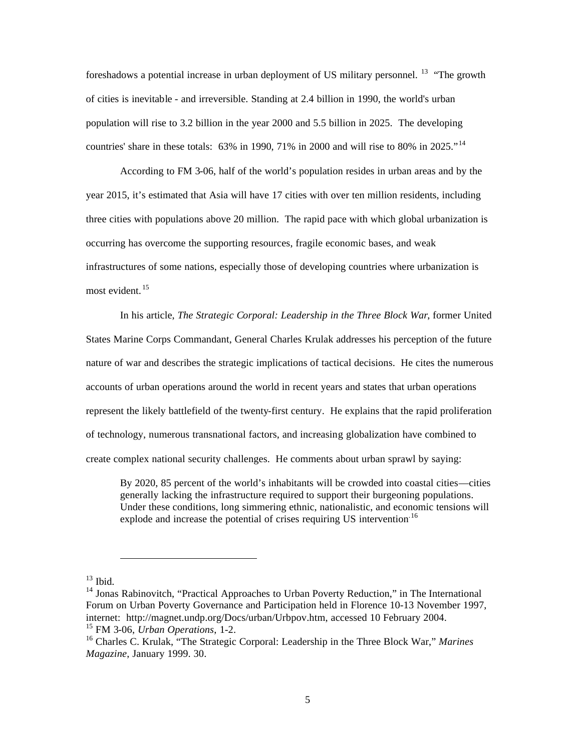foreshadows a potential increase in urban deployment of US military personnel. [13] "The growth of cities is inevitable - and irreversible. Standing at 2.4 billion in 1990, the world's urban population will rise to 3.2 billion in the year 2000 and 5.5 billion in 2025. The developing countries' share in these totals: 63% in 1990, 71% in 2000 and will rise to 80% in 2025."[14]

According to FM 3-06, half of the world's population resides in urban areas and by the year 2015, it's estimated that Asia will have 17 cities with over ten million residents, including three cities with populations above 20 million. The rapid pace with which global urbanization is occurring has overcome the supporting resources, fragile economic bases, and weak infrastructures of some nations, especially those of developing countries where urbanization is most evident.[15]

In his article, *The Strategic Corporal: Leadership in the Three Block War*, former United States Marine Corps Commandant, General Charles Krulak addresses his perception of the future nature of war and describes the strategic implications of tactical decisions. He cites the numerous accounts of urban operations around the world in recent years and states that urban operations represent the likely battlefield of the twenty-first century. He explains that the rapid proliferation of technology, numerous transnational factors, and increasing globalization have combined to create complex national security challenges. He comments about urban sprawl by saying:

> By 2020, 85 percent of the world's inhabitants will be crowded into coastal cities—cities generally lacking the infrastructure required to support their burgeoning populations. Under these conditions, long simmering ethnic, nationalistic, and economic tensions will explode and increase the potential of crises requiring US intervention.[16]

---

[13] Ibid.

[14] Jonas Rabinovitch, "Practical Approaches to Urban Poverty Reduction," in The International Forum on Urban Poverty Governance and Participation held in Florence 10-13 November 1997, internet: http://magnet.undp.org/Docs/urban/Urbpov.htm, accessed 10 February 2004.

[15] FM 3-06, *Urban Operations*, 1-2.

[16] Charles C. Krulak, "The Strategic Corporal: Leadership in the Three Block War," *Marines Magazine*, January 1999. 30.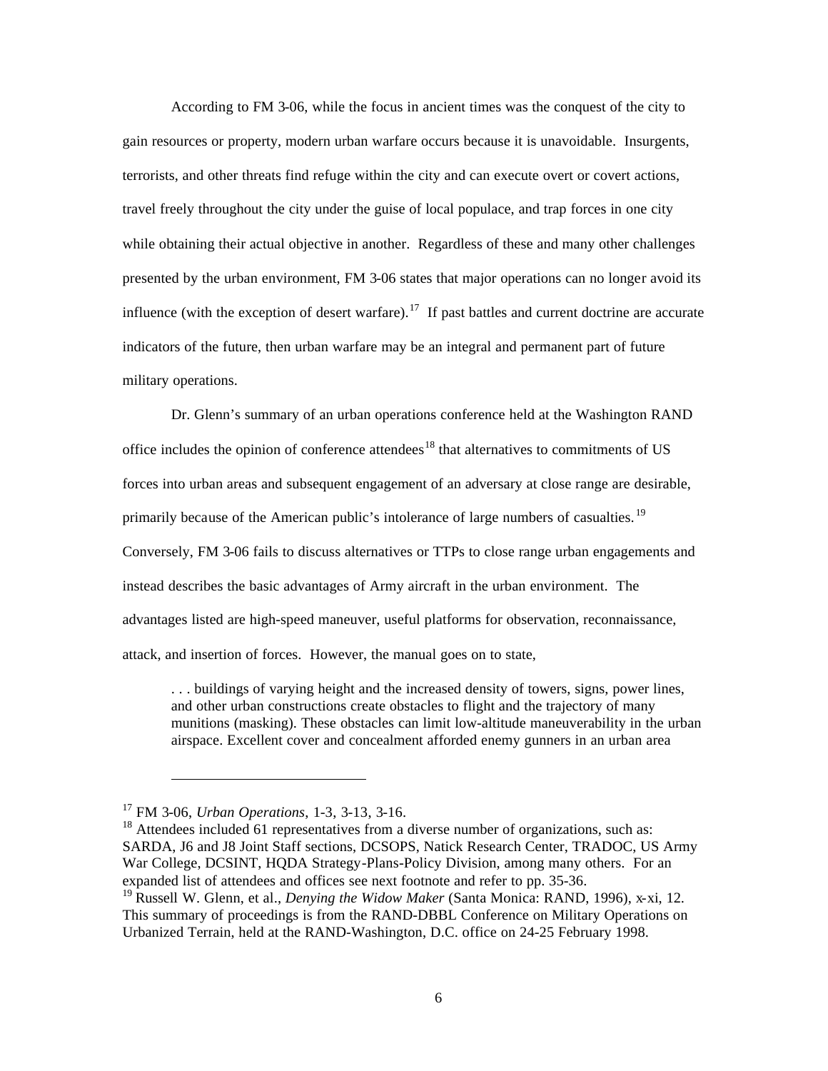According to FM 3-06, while the focus in ancient times was the conquest of the city to gain resources or property, modern urban warfare occurs because it is unavoidable. Insurgents, terrorists, and other threats find refuge within the city and can execute overt or covert actions, travel freely throughout the city under the guise of local populace, and trap forces in one city while obtaining their actual objective in another. Regardless of these and many other challenges presented by the urban environment, FM 3-06 states that major operations can no longer avoid its influence (with the exception of desert warfare).[17] If past battles and current doctrine are accurate indicators of the future, then urban warfare may be an integral and permanent part of future military operations.

Dr. Glenn's summary of an urban operations conference held at the Washington RAND office includes the opinion of conference attendees[18] that alternatives to commitments of US forces into urban areas and subsequent engagement of an adversary at close range are desirable, primarily because of the American public's intolerance of large numbers of casualties.[19] Conversely, FM 3-06 fails to discuss alternatives or TTPs to close range urban engagements and instead describes the basic advantages of Army aircraft in the urban environment. The advantages listed are high-speed maneuver, useful platforms for observation, reconnaissance, attack, and insertion of forces. However, the manual goes on to state,

> . . . buildings of varying height and the increased density of towers, signs, power lines, and other urban constructions create obstacles to flight and the trajectory of many munitions (masking). These obstacles can limit low-altitude maneuverability in the urban airspace. Excellent cover and concealment afforded enemy gunners in an urban area

---

[17] FM 3-06, *Urban Operations*, 1-3, 3-13, 3-16.

[18] Attendees included 61 representatives from a diverse number of organizations, such as: SARDA, J6 and J8 Joint Staff sections, DCSOPS, Natick Research Center, TRADOC, US Army War College, DCSINT, HQDA Strategy-Plans-Policy Division, among many others. For an expanded list of attendees and offices see next footnote and refer to pp. 35-36.

[19] Russell W. Glenn, et al., *Denying the Widow Maker* (Santa Monica: RAND, 1996), x-xi, 12. This summary of proceedings is from the RAND-DBBL Conference on Military Operations on Urbanized Terrain, held at the RAND-Washington, D.C. office on 24-25 February 1998.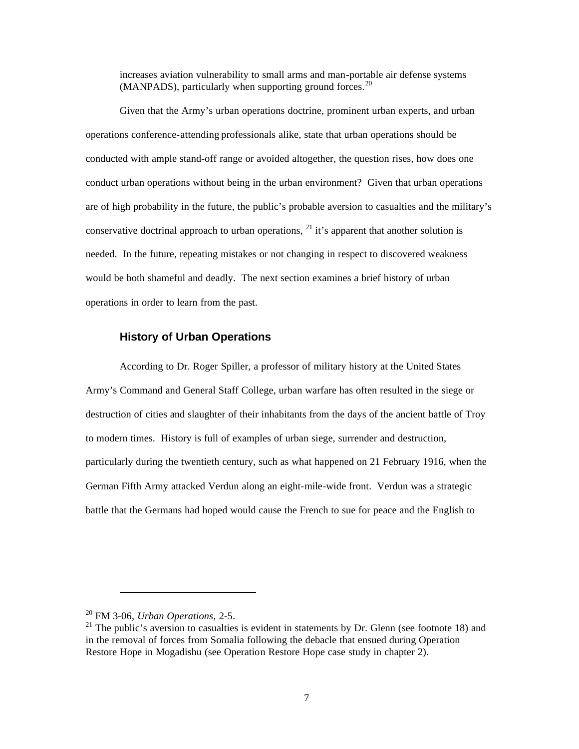increases aviation vulnerability to small arms and man-portable air defense systems (MANPADS), particularly when supporting ground forces.[20]

Given that the Army's urban operations doctrine, prominent urban experts, and urban operations conference-attending professionals alike, state that urban operations should be conducted with ample stand-off range or avoided altogether, the question rises, how does one conduct urban operations without being in the urban environment? Given that urban operations are of high probability in the future, the public's probable aversion to casualties and the military's conservative doctrinal approach to urban operations, [21] it's apparent that another solution is needed. In the future, repeating mistakes or not changing in respect to discovered weakness would be both shameful and deadly. The next section examines a brief history of urban operations in order to learn from the past.

### History of Urban Operations

According to Dr. Roger Spiller, a professor of military history at the United States Army's Command and General Staff College, urban warfare has often resulted in the siege or destruction of cities and slaughter of their inhabitants from the days of the ancient battle of Troy to modern times. History is full of examples of urban siege, surrender and destruction, particularly during the twentieth century, such as what happened on 21 February 1916, when the German Fifth Army attacked Verdun along an eight-mile-wide front. Verdun was a strategic battle that the Germans had hoped would cause the French to sue for peace and the English to

---

[20] FM 3-06, *Urban Operations*, 2-5.

[21] The public's aversion to casualties is evident in statements by Dr. Glenn (see footnote 18) and in the removal of forces from Somalia following the debacle that ensued during Operation Restore Hope in Mogadishu (see Operation Restore Hope case study in chapter 2).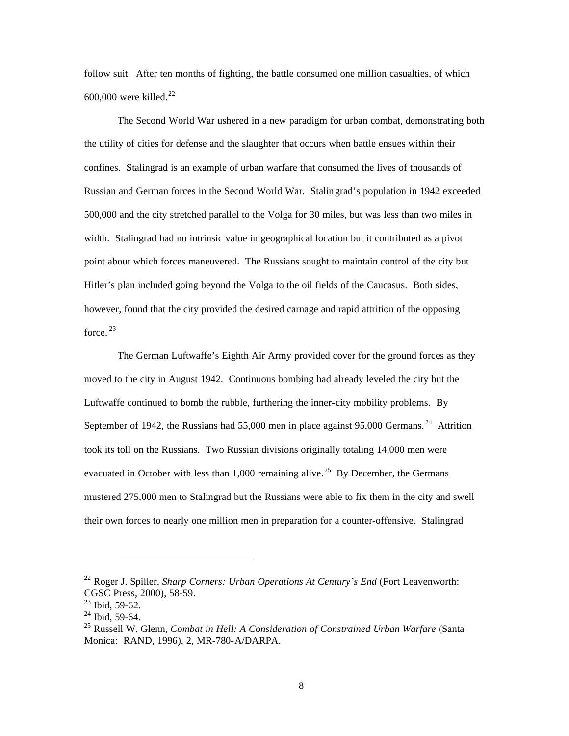follow suit. After ten months of fighting, the battle consumed one million casualties, of which 600,000 were killed.[22]

The Second World War ushered in a new paradigm for urban combat, demonstrating both the utility of cities for defense and the slaughter that occurs when battle ensues within their confines. Stalingrad is an example of urban warfare that consumed the lives of thousands of Russian and German forces in the Second World War. Stalingrad's population in 1942 exceeded 500,000 and the city stretched parallel to the Volga for 30 miles, but was less than two miles in width. Stalingrad had no intrinsic value in geographical location but it contributed as a pivot point about which forces maneuvered. The Russians sought to maintain control of the city but Hitler's plan included going beyond the Volga to the oil fields of the Caucasus. Both sides, however, found that the city provided the desired carnage and rapid attrition of the opposing force.[23]

The German Luftwaffe's Eighth Air Army provided cover for the ground forces as they moved to the city in August 1942. Continuous bombing had already leveled the city but the Luftwaffe continued to bomb the rubble, furthering the inner-city mobility problems. By September of 1942, the Russians had 55,000 men in place against 95,000 Germans.[24] Attrition took its toll on the Russians. Two Russian divisions originally totaling 14,000 men were evacuated in October with less than 1,000 remaining alive.[25] By December, the Germans mustered 275,000 men to Stalingrad but the Russians were able to fix them in the city and swell their own forces to nearly one million men in preparation for a counter-offensive. Stalingrad

---

[22] Roger J. Spiller, *Sharp Corners: Urban Operations At Century's End* (Fort Leavenworth: CGSC Press, 2000), 58-59.

[23] Ibid, 59-62.

[24] Ibid, 59-64.

[25] Russell W. Glenn, *Combat in Hell: A Consideration of Constrained Urban Warfare* (Santa Monica: RAND, 1996), 2, MR-780-A/DARPA.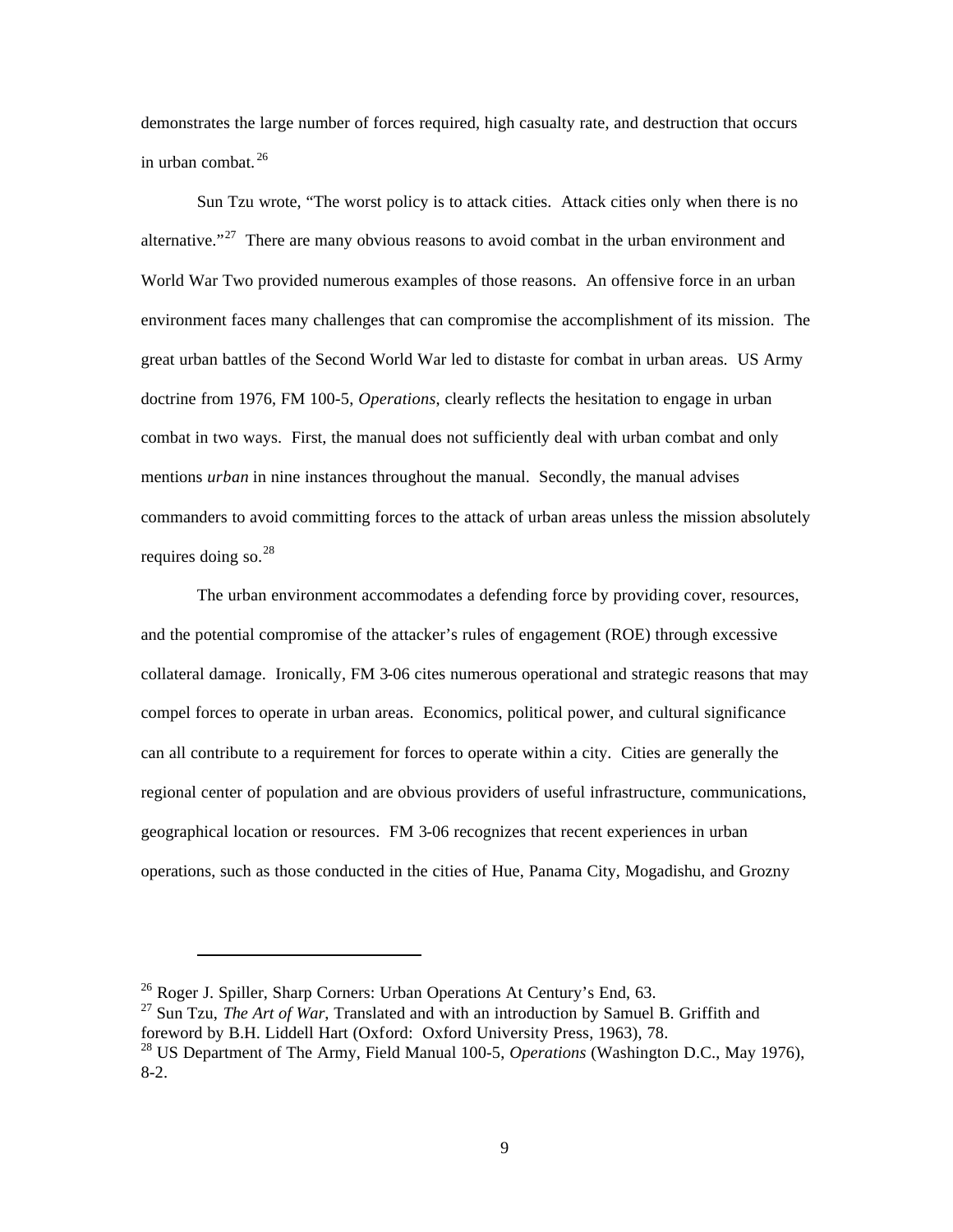demonstrates the large number of forces required, high casualty rate, and destruction that occurs in urban combat.[26]

Sun Tzu wrote, "The worst policy is to attack cities. Attack cities only when there is no alternative."[27] There are many obvious reasons to avoid combat in the urban environment and World War Two provided numerous examples of those reasons. An offensive force in an urban environment faces many challenges that can compromise the accomplishment of its mission. The great urban battles of the Second World War led to distaste for combat in urban areas. US Army doctrine from 1976, FM 100-5, *Operations*, clearly reflects the hesitation to engage in urban combat in two ways. First, the manual does not sufficiently deal with urban combat and only mentions *urban* in nine instances throughout the manual. Secondly, the manual advises commanders to avoid committing forces to the attack of urban areas unless the mission absolutely requires doing so.[28]

The urban environment accommodates a defending force by providing cover, resources, and the potential compromise of the attacker's rules of engagement (ROE) through excessive collateral damage. Ironically, FM 3-06 cites numerous operational and strategic reasons that may compel forces to operate in urban areas. Economics, political power, and cultural significance can all contribute to a requirement for forces to operate within a city. Cities are generally the regional center of population and are obvious providers of useful infrastructure, communications, geographical location or resources. FM 3-06 recognizes that recent experiences in urban operations, such as those conducted in the cities of Hue, Panama City, Mogadishu, and Grozny

---

[26] Roger J. Spiller, Sharp Corners: Urban Operations At Century's End, 63.

[27] Sun Tzu, *The Art of War*, Translated and with an introduction by Samuel B. Griffith and foreword by B.H. Liddell Hart (Oxford: Oxford University Press, 1963), 78.

[28] US Department of The Army, Field Manual 100-5, *Operations* (Washington D.C., May 1976), 8-2.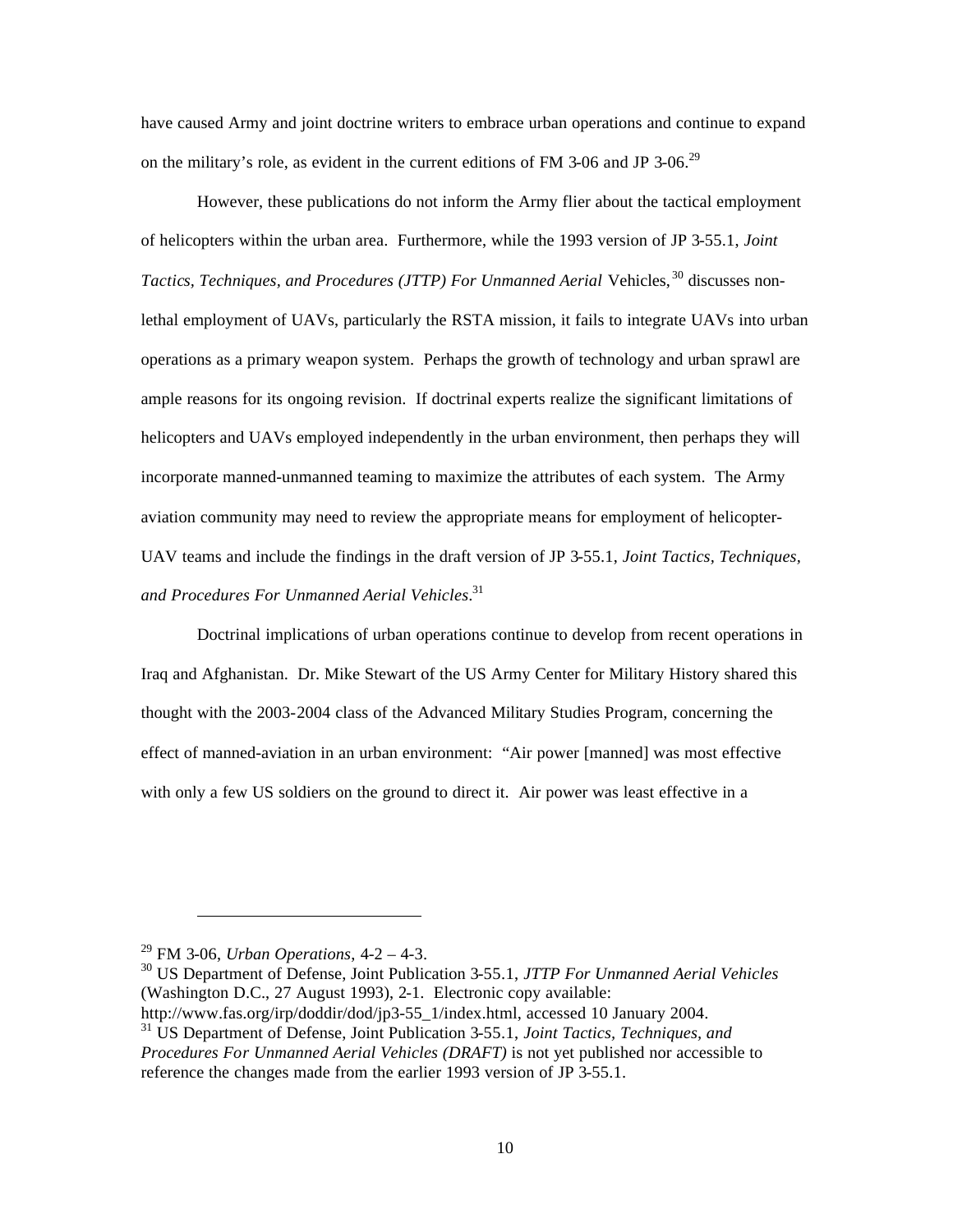have caused Army and joint doctrine writers to embrace urban operations and continue to expand on the military's role, as evident in the current editions of FM 3-06 and JP 3-06.[29]

However, these publications do not inform the Army flier about the tactical employment of helicopters within the urban area. Furthermore, while the 1993 version of JP 3-55.1, *Joint Tactics, Techniques, and Procedures (JTTP) For Unmanned Aerial* Vehicles,[30] discusses non-lethal employment of UAVs, particularly the RSTA mission, it fails to integrate UAVs into urban operations as a primary weapon system. Perhaps the growth of technology and urban sprawl are ample reasons for its ongoing revision. If doctrinal experts realize the significant limitations of helicopters and UAVs employed independently in the urban environment, then perhaps they will incorporate manned-unmanned teaming to maximize the attributes of each system. The Army aviation community may need to review the appropriate means for employment of helicopter-UAV teams and include the findings in the draft version of JP 3-55.1, *Joint Tactics, Techniques, and Procedures For Unmanned Aerial Vehicles*.[31]

Doctrinal implications of urban operations continue to develop from recent operations in Iraq and Afghanistan. Dr. Mike Stewart of the US Army Center for Military History shared this thought with the 2003-2004 class of the Advanced Military Studies Program, concerning the effect of manned-aviation in an urban environment: "Air power [manned] was most effective with only a few US soldiers on the ground to direct it. Air power was least effective in a

---

[29] FM 3-06, *Urban Operations*, 4-2 – 4-3.

[30] US Department of Defense, Joint Publication 3-55.1, *JTTP For Unmanned Aerial Vehicles* (Washington D.C., 27 August 1993), 2-1. Electronic copy available: http://www.fas.org/irp/doddir/dod/jp3-55_1/index.html, accessed 10 January 2004.

[31] US Department of Defense, Joint Publication 3-55.1, *Joint Tactics, Techniques, and Procedures For Unmanned Aerial Vehicles (DRAFT)* is not yet published nor accessible to reference the changes made from the earlier 1993 version of JP 3-55.1.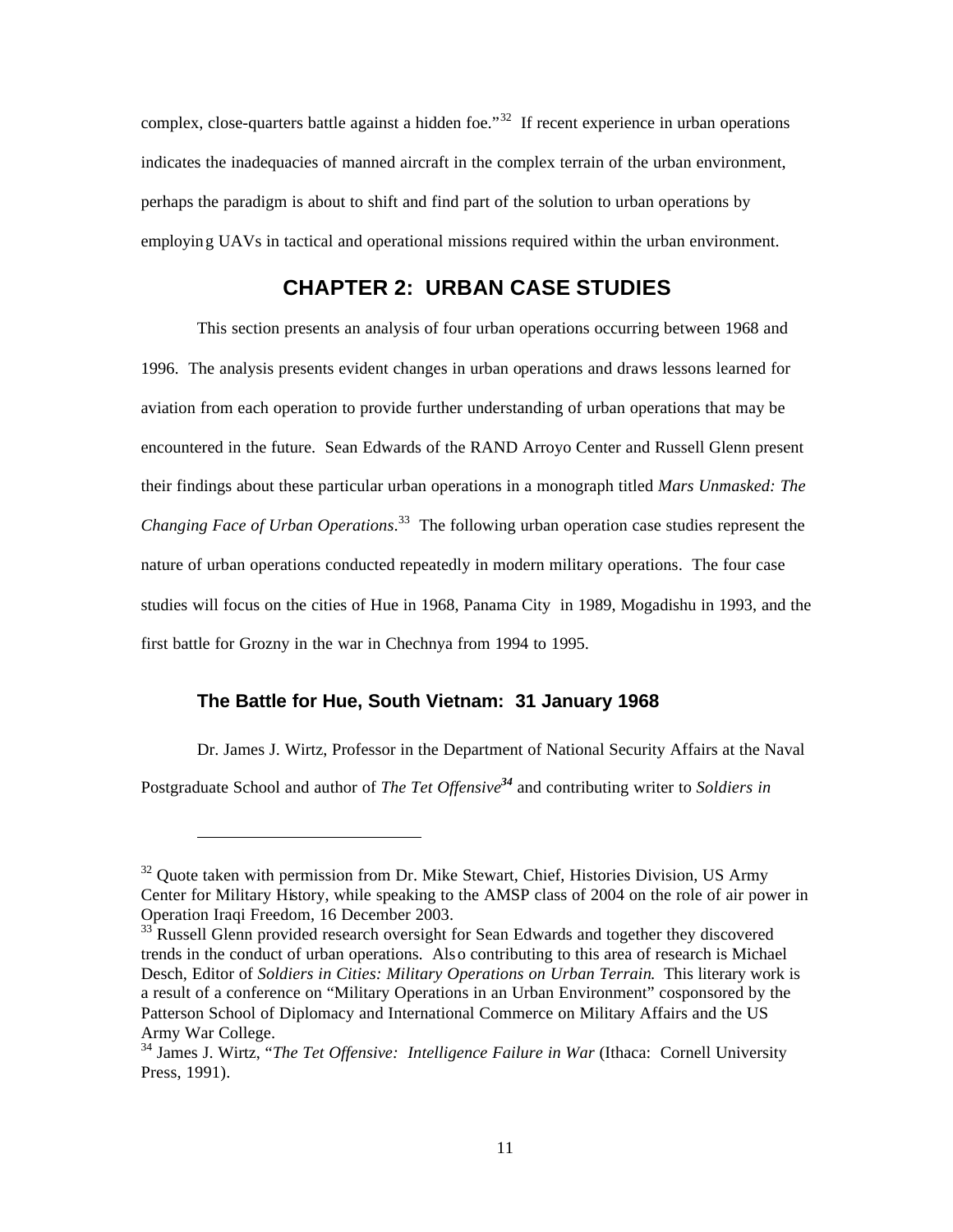complex, close-quarters battle against a hidden foe."[32] If recent experience in urban operations indicates the inadequacies of manned aircraft in the complex terrain of the urban environment, perhaps the paradigm is about to shift and find part of the solution to urban operations by employing UAVs in tactical and operational missions required within the urban environment.

# CHAPTER 2: URBAN CASE STUDIES

This section presents an analysis of four urban operations occurring between 1968 and 1996. The analysis presents evident changes in urban operations and draws lessons learned for aviation from each operation to provide further understanding of urban operations that may be encountered in the future. Sean Edwards of the RAND Arroyo Center and Russell Glenn present their findings about these particular urban operations in a monograph titled *Mars Unmasked: The Changing Face of Urban Operations*.[33] The following urban operation case studies represent the nature of urban operations conducted repeatedly in modern military operations. The four case studies will focus on the cities of Hue in 1968, Panama City in 1989, Mogadishu in 1993, and the first battle for Grozny in the war in Chechnya from 1994 to 1995.

## The Battle for Hue, South Vietnam: 31 January 1968

Dr. James J. Wirtz, Professor in the Department of National Security Affairs at the Naval Postgraduate School and author of *The Tet Offensive*[34] and contributing writer to *Soldiers in*

---

[32] Quote taken with permission from Dr. Mike Stewart, Chief, Histories Division, US Army Center for Military History, while speaking to the AMSP class of 2004 on the role of air power in Operation Iraqi Freedom, 16 December 2003.

[33] Russell Glenn provided research oversight for Sean Edwards and together they discovered trends in the conduct of urban operations. Also contributing to this area of research is Michael Desch, Editor of *Soldiers in Cities: Military Operations on Urban Terrain*. This literary work is a result of a conference on "Military Operations in an Urban Environment" cosponsored by the Patterson School of Diplomacy and International Commerce on Military Affairs and the US Army War College.

[34] James J. Wirtz, "*The Tet Offensive: Intelligence Failure in War* (Ithaca: Cornell University Press, 1991).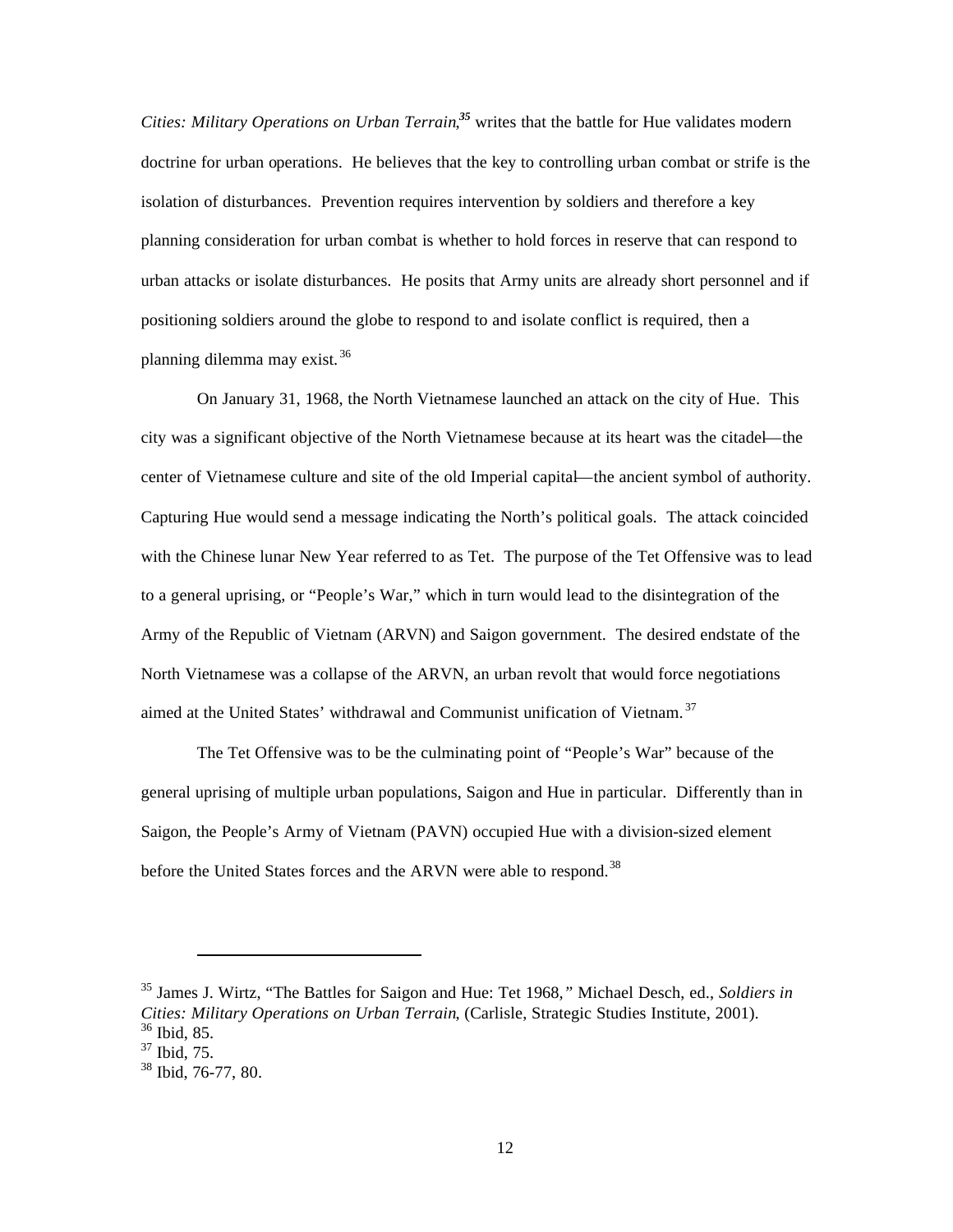*Cities: Military Operations on Urban Terrain*,[35] writes that the battle for Hue validates modern doctrine for urban operations. He believes that the key to controlling urban combat or strife is the isolation of disturbances. Prevention requires intervention by soldiers and therefore a key planning consideration for urban combat is whether to hold forces in reserve that can respond to urban attacks or isolate disturbances. He posits that Army units are already short personnel and if positioning soldiers around the globe to respond to and isolate conflict is required, then a planning dilemma may exist.[36]

On January 31, 1968, the North Vietnamese launched an attack on the city of Hue. This city was a significant objective of the North Vietnamese because at its heart was the citadel—the center of Vietnamese culture and site of the old Imperial capital—the ancient symbol of authority. Capturing Hue would send a message indicating the North's political goals. The attack coincided with the Chinese lunar New Year referred to as Tet. The purpose of the Tet Offensive was to lead to a general uprising, or "People's War," which in turn would lead to the disintegration of the Army of the Republic of Vietnam (ARVN) and Saigon government. The desired endstate of the North Vietnamese was a collapse of the ARVN, an urban revolt that would force negotiations aimed at the United States' withdrawal and Communist unification of Vietnam.[37]

The Tet Offensive was to be the culminating point of "People's War" because of the general uprising of multiple urban populations, Saigon and Hue in particular. Differently than in Saigon, the People's Army of Vietnam (PAVN) occupied Hue with a division-sized element before the United States forces and the ARVN were able to respond.[38]

---

[35] James J. Wirtz, "The Battles for Saigon and Hue: Tet 1968," Michael Desch, ed., *Soldiers in Cities: Military Operations on Urban Terrain*, (Carlisle, Strategic Studies Institute, 2001).
[36] Ibid, 85.
[37] Ibid, 75.
[38] Ibid, 76-77, 80.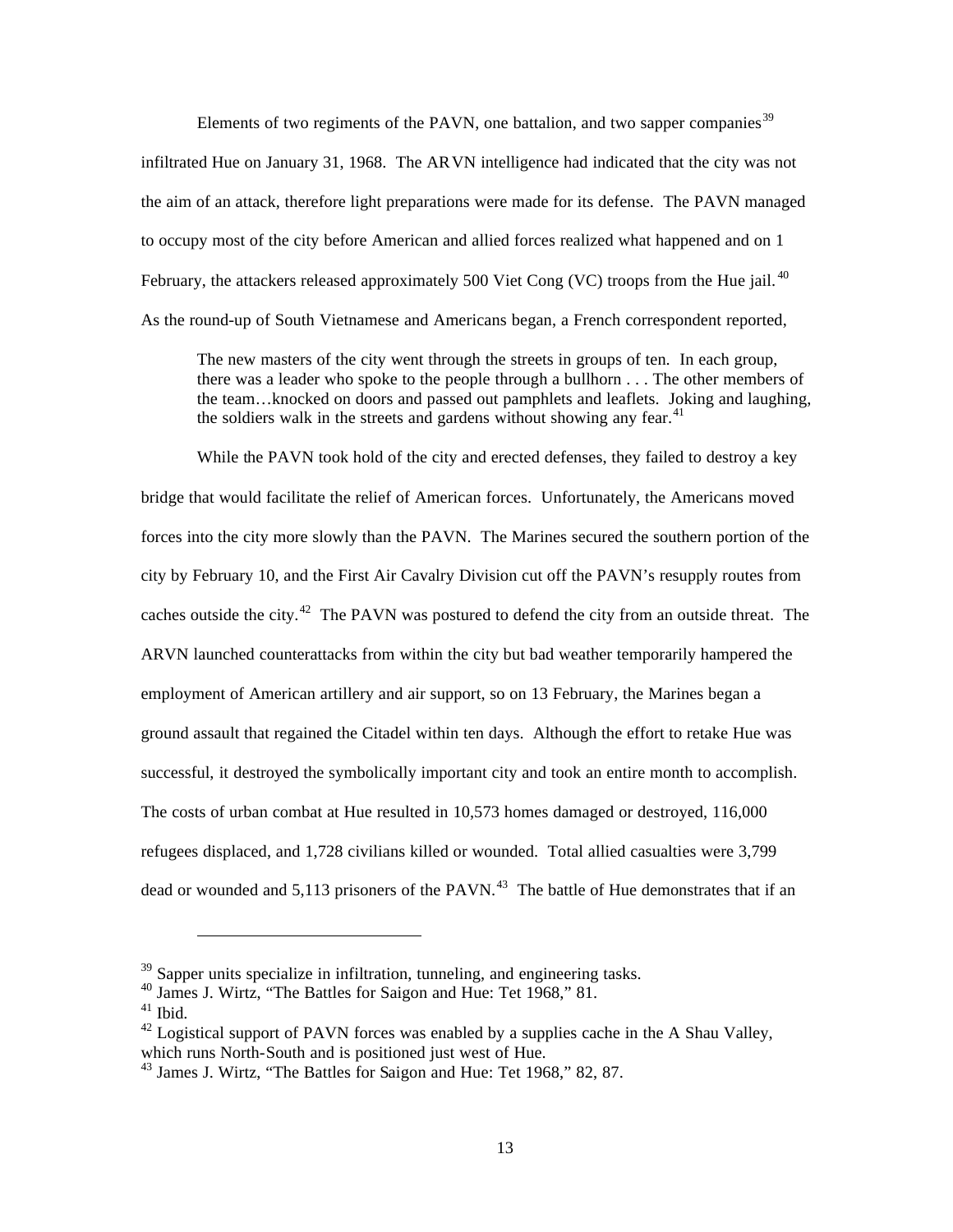Elements of two regiments of the PAVN, one battalion, and two sapper companies[39] infiltrated Hue on January 31, 1968. The ARVN intelligence had indicated that the city was not the aim of an attack, therefore light preparations were made for its defense. The PAVN managed to occupy most of the city before American and allied forces realized what happened and on 1 February, the attackers released approximately 500 Viet Cong (VC) troops from the Hue jail.[40] As the round-up of South Vietnamese and Americans began, a French correspondent reported,

> The new masters of the city went through the streets in groups of ten. In each group, there was a leader who spoke to the people through a bullhorn . . . The other members of the team…knocked on doors and passed out pamphlets and leaflets. Joking and laughing, the soldiers walk in the streets and gardens without showing any fear.[41]

While the PAVN took hold of the city and erected defenses, they failed to destroy a key bridge that would facilitate the relief of American forces. Unfortunately, the Americans moved forces into the city more slowly than the PAVN. The Marines secured the southern portion of the city by February 10, and the First Air Cavalry Division cut off the PAVN's resupply routes from caches outside the city.[42] The PAVN was postured to defend the city from an outside threat. The ARVN launched counterattacks from within the city but bad weather temporarily hampered the employment of American artillery and air support, so on 13 February, the Marines began a ground assault that regained the Citadel within ten days. Although the effort to retake Hue was successful, it destroyed the symbolically important city and took an entire month to accomplish. The costs of urban combat at Hue resulted in 10,573 homes damaged or destroyed, 116,000 refugees displaced, and 1,728 civilians killed or wounded. Total allied casualties were 3,799 dead or wounded and 5,113 prisoners of the PAVN.[43] The battle of Hue demonstrates that if an

---

[39] Sapper units specialize in infiltration, tunneling, and engineering tasks.

[40] James J. Wirtz, "The Battles for Saigon and Hue: Tet 1968," 81.

[41] Ibid.

[42] Logistical support of PAVN forces was enabled by a supplies cache in the A Shau Valley, which runs North-South and is positioned just west of Hue.

[43] James J. Wirtz, "The Battles for Saigon and Hue: Tet 1968," 82, 87.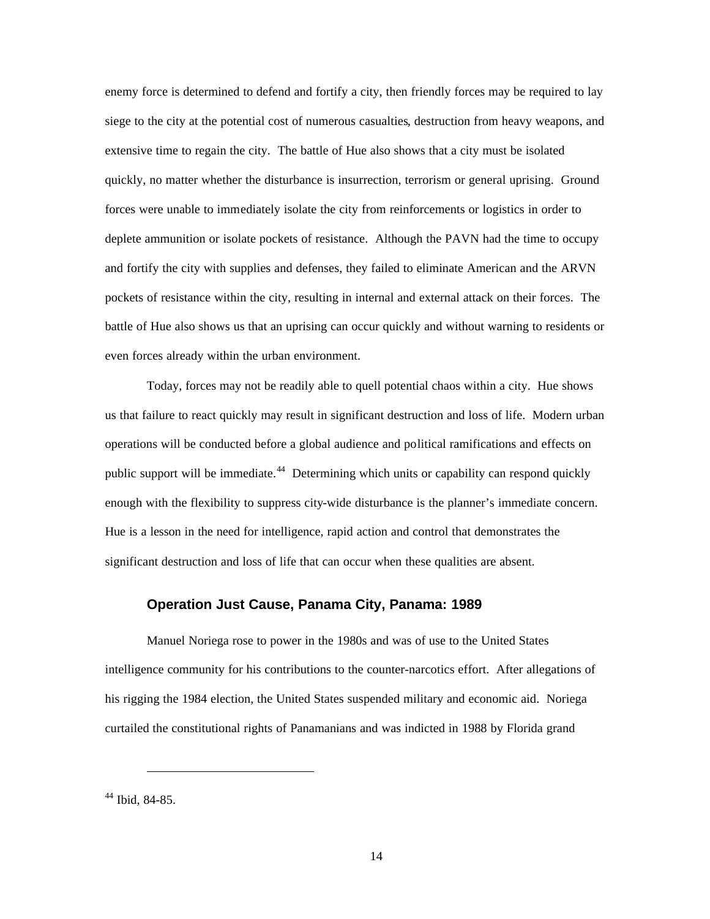enemy force is determined to defend and fortify a city, then friendly forces may be required to lay siege to the city at the potential cost of numerous casualties, destruction from heavy weapons, and extensive time to regain the city. The battle of Hue also shows that a city must be isolated quickly, no matter whether the disturbance is insurrection, terrorism or general uprising. Ground forces were unable to immediately isolate the city from reinforcements or logistics in order to deplete ammunition or isolate pockets of resistance. Although the PAVN had the time to occupy and fortify the city with supplies and defenses, they failed to eliminate American and the ARVN pockets of resistance within the city, resulting in internal and external attack on their forces. The battle of Hue also shows us that an uprising can occur quickly and without warning to residents or even forces already within the urban environment.

Today, forces may not be readily able to quell potential chaos within a city. Hue shows us that failure to react quickly may result in significant destruction and loss of life. Modern urban operations will be conducted before a global audience and political ramifications and effects on public support will be immediate.[44] Determining which units or capability can respond quickly enough with the flexibility to suppress city-wide disturbance is the planner's immediate concern. Hue is a lesson in the need for intelligence, rapid action and control that demonstrates the significant destruction and loss of life that can occur when these qualities are absent.

### Operation Just Cause, Panama City, Panama: 1989

Manuel Noriega rose to power in the 1980s and was of use to the United States intelligence community for his contributions to the counter-narcotics effort. After allegations of his rigging the 1984 election, the United States suspended military and economic aid. Noriega curtailed the constitutional rights of Panamanians and was indicted in 1988 by Florida grand

---

[44] Ibid, 84-85.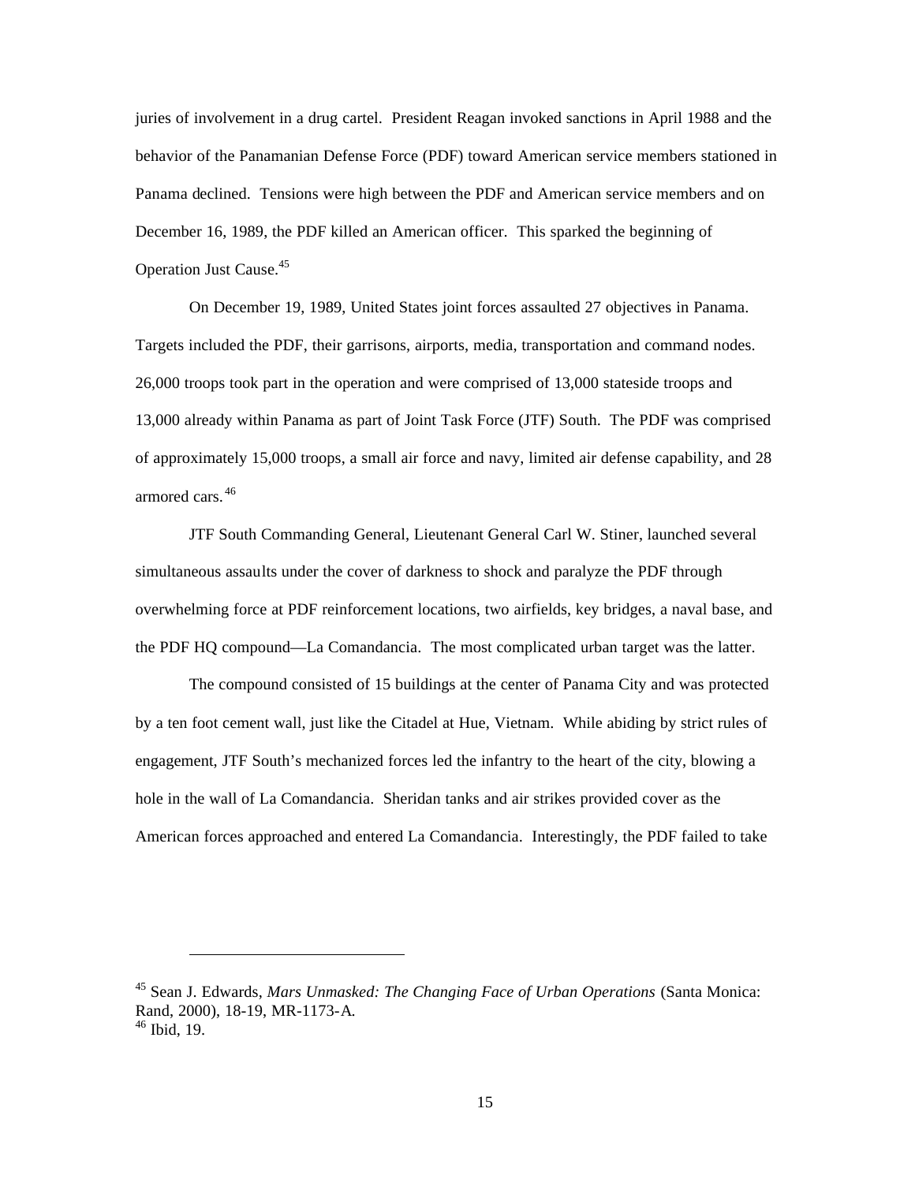juries of involvement in a drug cartel. President Reagan invoked sanctions in April 1988 and the behavior of the Panamanian Defense Force (PDF) toward American service members stationed in Panama declined. Tensions were high between the PDF and American service members and on December 16, 1989, the PDF killed an American officer. This sparked the beginning of Operation Just Cause.[45]

On December 19, 1989, United States joint forces assaulted 27 objectives in Panama. Targets included the PDF, their garrisons, airports, media, transportation and command nodes. 26,000 troops took part in the operation and were comprised of 13,000 stateside troops and 13,000 already within Panama as part of Joint Task Force (JTF) South. The PDF was comprised of approximately 15,000 troops, a small air force and navy, limited air defense capability, and 28 armored cars.[46]

JTF South Commanding General, Lieutenant General Carl W. Stiner, launched several simultaneous assaults under the cover of darkness to shock and paralyze the PDF through overwhelming force at PDF reinforcement locations, two airfields, key bridges, a naval base, and the PDF HQ compound—La Comandancia. The most complicated urban target was the latter.

The compound consisted of 15 buildings at the center of Panama City and was protected by a ten foot cement wall, just like the Citadel at Hue, Vietnam. While abiding by strict rules of engagement, JTF South's mechanized forces led the infantry to the heart of the city, blowing a hole in the wall of La Comandancia. Sheridan tanks and air strikes provided cover as the American forces approached and entered La Comandancia. Interestingly, the PDF failed to take

---

[45] Sean J. Edwards, *Mars Unmasked: The Changing Face of Urban Operations* (Santa Monica: Rand, 2000), 18-19, MR-1173-A.
[46] Ibid, 19.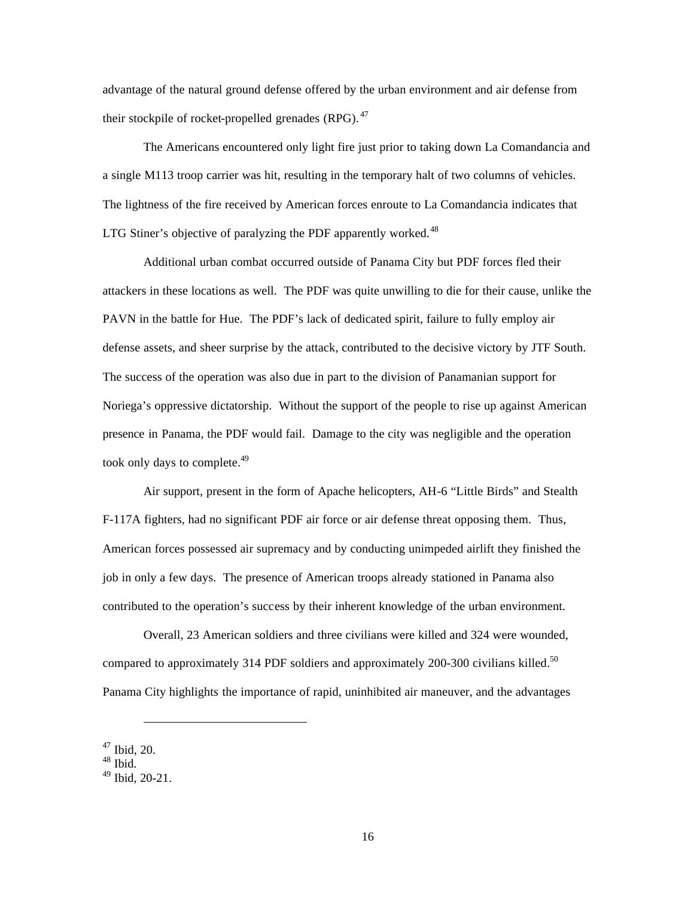advantage of the natural ground defense offered by the urban environment and air defense from their stockpile of rocket-propelled grenades (RPG).[47]

The Americans encountered only light fire just prior to taking down La Comandancia and a single M113 troop carrier was hit, resulting in the temporary halt of two columns of vehicles. The lightness of the fire received by American forces enroute to La Comandancia indicates that LTG Stiner's objective of paralyzing the PDF apparently worked.[48]

Additional urban combat occurred outside of Panama City but PDF forces fled their attackers in these locations as well. The PDF was quite unwilling to die for their cause, unlike the PAVN in the battle for Hue. The PDF's lack of dedicated spirit, failure to fully employ air defense assets, and sheer surprise by the attack, contributed to the decisive victory by JTF South. The success of the operation was also due in part to the division of Panamanian support for Noriega's oppressive dictatorship. Without the support of the people to rise up against American presence in Panama, the PDF would fail. Damage to the city was negligible and the operation took only days to complete.[49]

Air support, present in the form of Apache helicopters, AH-6 "Little Birds" and Stealth F-117A fighters, had no significant PDF air force or air defense threat opposing them. Thus, American forces possessed air supremacy and by conducting unimpeded airlift they finished the job in only a few days. The presence of American troops already stationed in Panama also contributed to the operation's success by their inherent knowledge of the urban environment.

Overall, 23 American soldiers and three civilians were killed and 324 were wounded, compared to approximately 314 PDF soldiers and approximately 200-300 civilians killed.[50] Panama City highlights the importance of rapid, uninhibited air maneuver, and the advantages

---

[47] Ibid, 20.
[48] Ibid.
[49] Ibid, 20-21.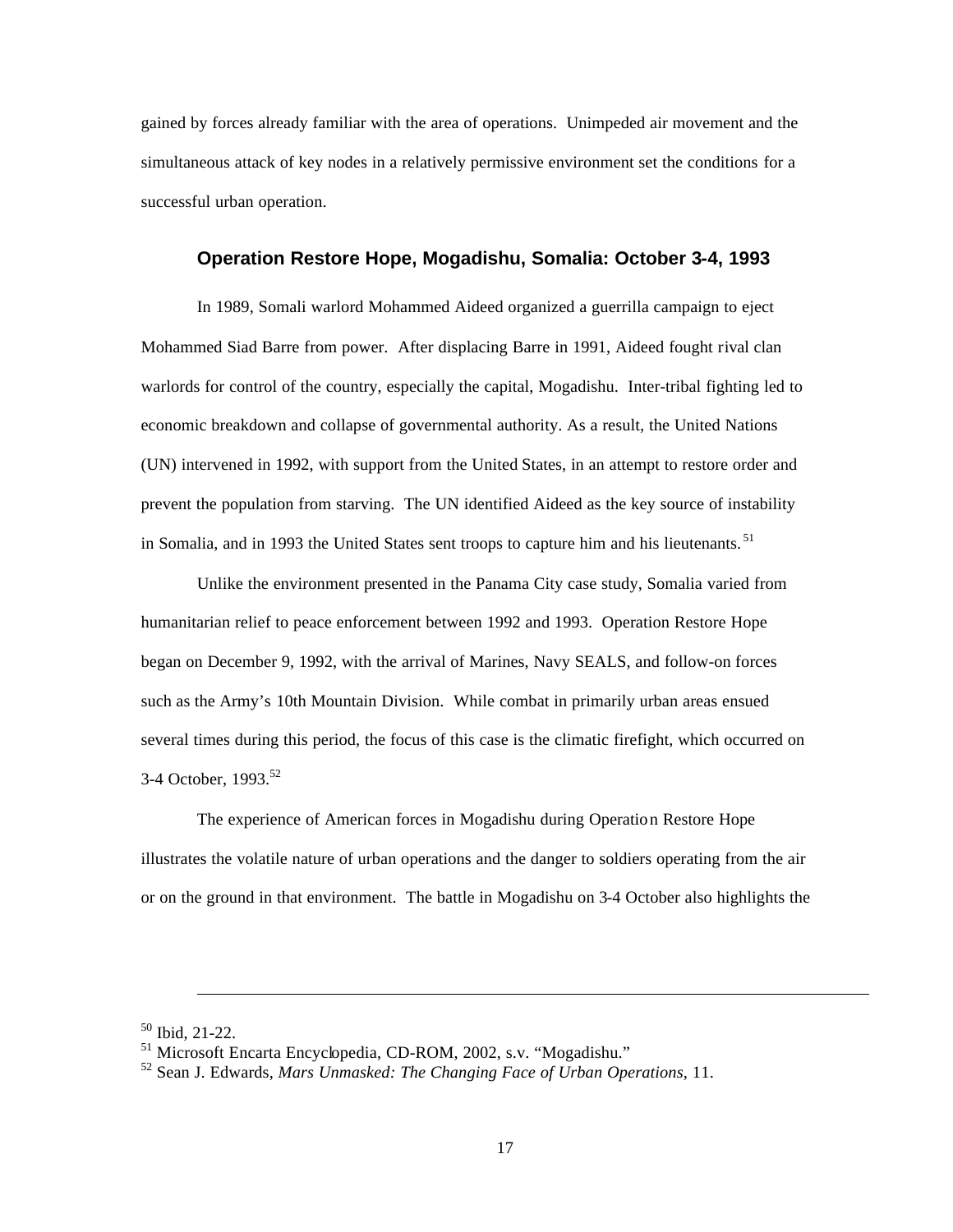gained by forces already familiar with the area of operations. Unimpeded air movement and the simultaneous attack of key nodes in a relatively permissive environment set the conditions for a successful urban operation.

## Operation Restore Hope, Mogadishu, Somalia: October 3-4, 1993

In 1989, Somali warlord Mohammed Aideed organized a guerrilla campaign to eject Mohammed Siad Barre from power. After displacing Barre in 1991, Aideed fought rival clan warlords for control of the country, especially the capital, Mogadishu. Inter-tribal fighting led to economic breakdown and collapse of governmental authority. As a result, the United Nations (UN) intervened in 1992, with support from the United States, in an attempt to restore order and prevent the population from starving. The UN identified Aideed as the key source of instability in Somalia, and in 1993 the United States sent troops to capture him and his lieutenants.[51]

Unlike the environment presented in the Panama City case study, Somalia varied from humanitarian relief to peace enforcement between 1992 and 1993. Operation Restore Hope began on December 9, 1992, with the arrival of Marines, Navy SEALS, and follow-on forces such as the Army's 10th Mountain Division. While combat in primarily urban areas ensued several times during this period, the focus of this case is the climatic firefight, which occurred on 3-4 October, 1993.[52]

The experience of American forces in Mogadishu during Operation Restore Hope illustrates the volatile nature of urban operations and the danger to soldiers operating from the air or on the ground in that environment. The battle in Mogadishu on 3-4 October also highlights the

---

[50] Ibid, 21-22.

[51] Microsoft Encarta Encyclopedia, CD-ROM, 2002, s.v. "Mogadishu."

[52] Sean J. Edwards, *Mars Unmasked: The Changing Face of Urban Operations*, 11.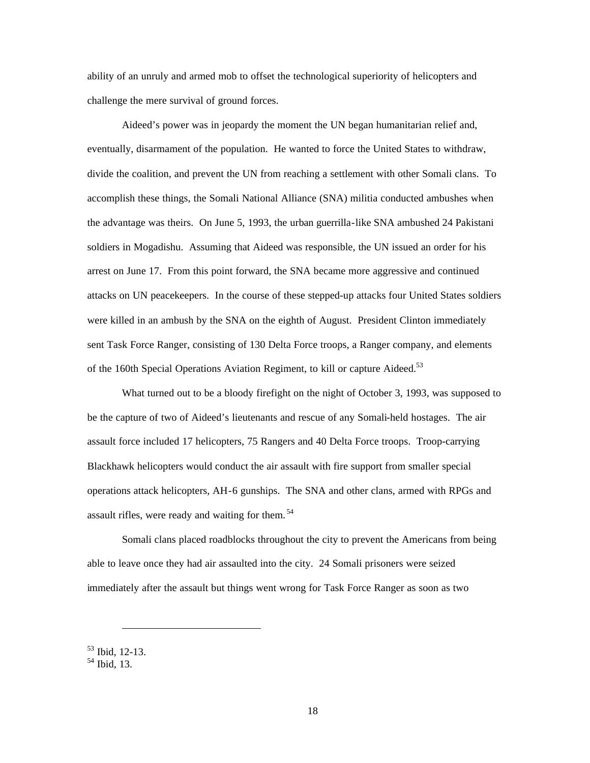ability of an unruly and armed mob to offset the technological superiority of helicopters and challenge the mere survival of ground forces.

Aideed's power was in jeopardy the moment the UN began humanitarian relief and, eventually, disarmament of the population. He wanted to force the United States to withdraw, divide the coalition, and prevent the UN from reaching a settlement with other Somali clans. To accomplish these things, the Somali National Alliance (SNA) militia conducted ambushes when the advantage was theirs. On June 5, 1993, the urban guerrilla-like SNA ambushed 24 Pakistani soldiers in Mogadishu. Assuming that Aideed was responsible, the UN issued an order for his arrest on June 17. From this point forward, the SNA became more aggressive and continued attacks on UN peacekeepers. In the course of these stepped-up attacks four United States soldiers were killed in an ambush by the SNA on the eighth of August. President Clinton immediately sent Task Force Ranger, consisting of 130 Delta Force troops, a Ranger company, and elements of the 160th Special Operations Aviation Regiment, to kill or capture Aideed.[53]

What turned out to be a bloody firefight on the night of October 3, 1993, was supposed to be the capture of two of Aideed's lieutenants and rescue of any Somali-held hostages. The air assault force included 17 helicopters, 75 Rangers and 40 Delta Force troops. Troop-carrying Blackhawk helicopters would conduct the air assault with fire support from smaller special operations attack helicopters, AH-6 gunships. The SNA and other clans, armed with RPGs and assault rifles, were ready and waiting for them.[54]

Somali clans placed roadblocks throughout the city to prevent the Americans from being able to leave once they had air assaulted into the city. 24 Somali prisoners were seized immediately after the assault but things went wrong for Task Force Ranger as soon as two

---

[53] Ibid, 12-13.
[54] Ibid, 13.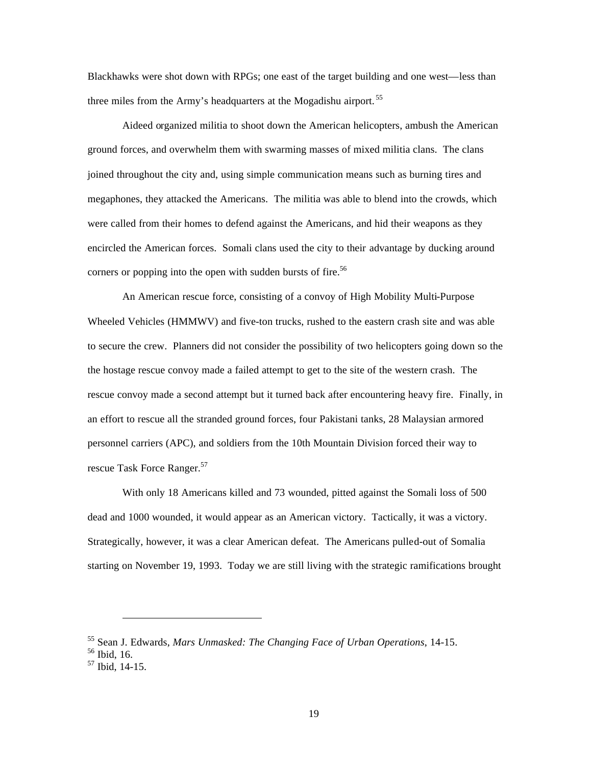Blackhawks were shot down with RPGs; one east of the target building and one west—less than three miles from the Army's headquarters at the Mogadishu airport.[55]

Aideed organized militia to shoot down the American helicopters, ambush the American ground forces, and overwhelm them with swarming masses of mixed militia clans. The clans joined throughout the city and, using simple communication means such as burning tires and megaphones, they attacked the Americans. The militia was able to blend into the crowds, which were called from their homes to defend against the Americans, and hid their weapons as they encircled the American forces. Somali clans used the city to their advantage by ducking around corners or popping into the open with sudden bursts of fire.[56]

An American rescue force, consisting of a convoy of High Mobility Multi-Purpose Wheeled Vehicles (HMMWV) and five-ton trucks, rushed to the eastern crash site and was able to secure the crew. Planners did not consider the possibility of two helicopters going down so the the hostage rescue convoy made a failed attempt to get to the site of the western crash. The rescue convoy made a second attempt but it turned back after encountering heavy fire. Finally, in an effort to rescue all the stranded ground forces, four Pakistani tanks, 28 Malaysian armored personnel carriers (APC), and soldiers from the 10th Mountain Division forced their way to rescue Task Force Ranger.[57]

With only 18 Americans killed and 73 wounded, pitted against the Somali loss of 500 dead and 1000 wounded, it would appear as an American victory. Tactically, it was a victory. Strategically, however, it was a clear American defeat. The Americans pulled-out of Somalia starting on November 19, 1993. Today we are still living with the strategic ramifications brought

---

[55] Sean J. Edwards, *Mars Unmasked: The Changing Face of Urban Operations*, 14-15.
[56] Ibid, 16.
[57] Ibid, 14-15.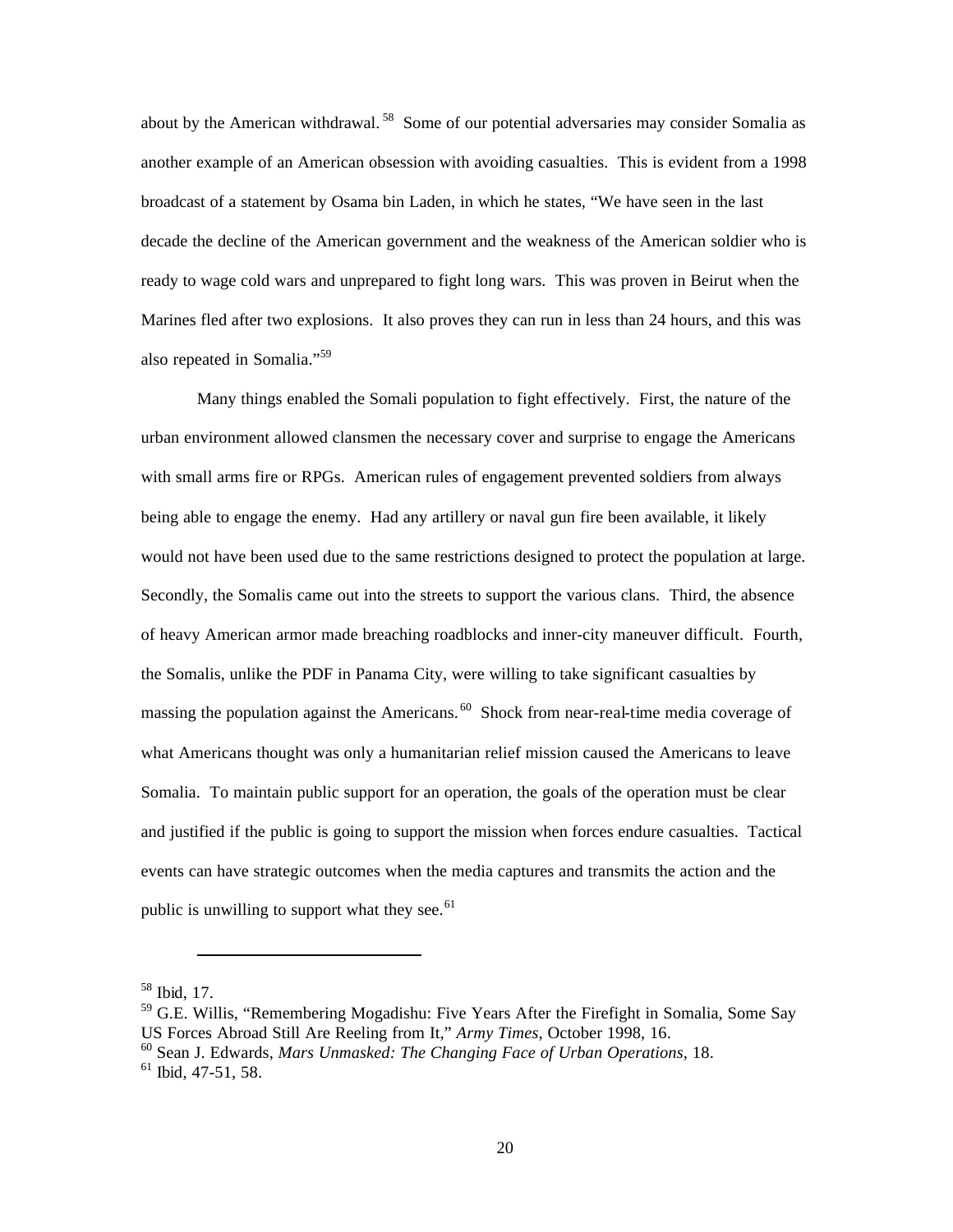about by the American withdrawal.[58] Some of our potential adversaries may consider Somalia as another example of an American obsession with avoiding casualties. This is evident from a 1998 broadcast of a statement by Osama bin Laden, in which he states, "We have seen in the last decade the decline of the American government and the weakness of the American soldier who is ready to wage cold wars and unprepared to fight long wars. This was proven in Beirut when the Marines fled after two explosions. It also proves they can run in less than 24 hours, and this was also repeated in Somalia."[59]

Many things enabled the Somali population to fight effectively. First, the nature of the urban environment allowed clansmen the necessary cover and surprise to engage the Americans with small arms fire or RPGs. American rules of engagement prevented soldiers from always being able to engage the enemy. Had any artillery or naval gun fire been available, it likely would not have been used due to the same restrictions designed to protect the population at large. Secondly, the Somalis came out into the streets to support the various clans. Third, the absence of heavy American armor made breaching roadblocks and inner-city maneuver difficult. Fourth, the Somalis, unlike the PDF in Panama City, were willing to take significant casualties by massing the population against the Americans.[60] Shock from near-real-time media coverage of what Americans thought was only a humanitarian relief mission caused the Americans to leave Somalia. To maintain public support for an operation, the goals of the operation must be clear and justified if the public is going to support the mission when forces endure casualties. Tactical events can have strategic outcomes when the media captures and transmits the action and the public is unwilling to support what they see.[61]

---

[58] Ibid, 17.

[59] G.E. Willis, "Remembering Mogadishu: Five Years After the Firefight in Somalia, Some Say US Forces Abroad Still Are Reeling from It," *Army Times*, October 1998, 16.

[60] Sean J. Edwards, *Mars Unmasked: The Changing Face of Urban Operations*, 18.

[61] Ibid, 47-51, 58.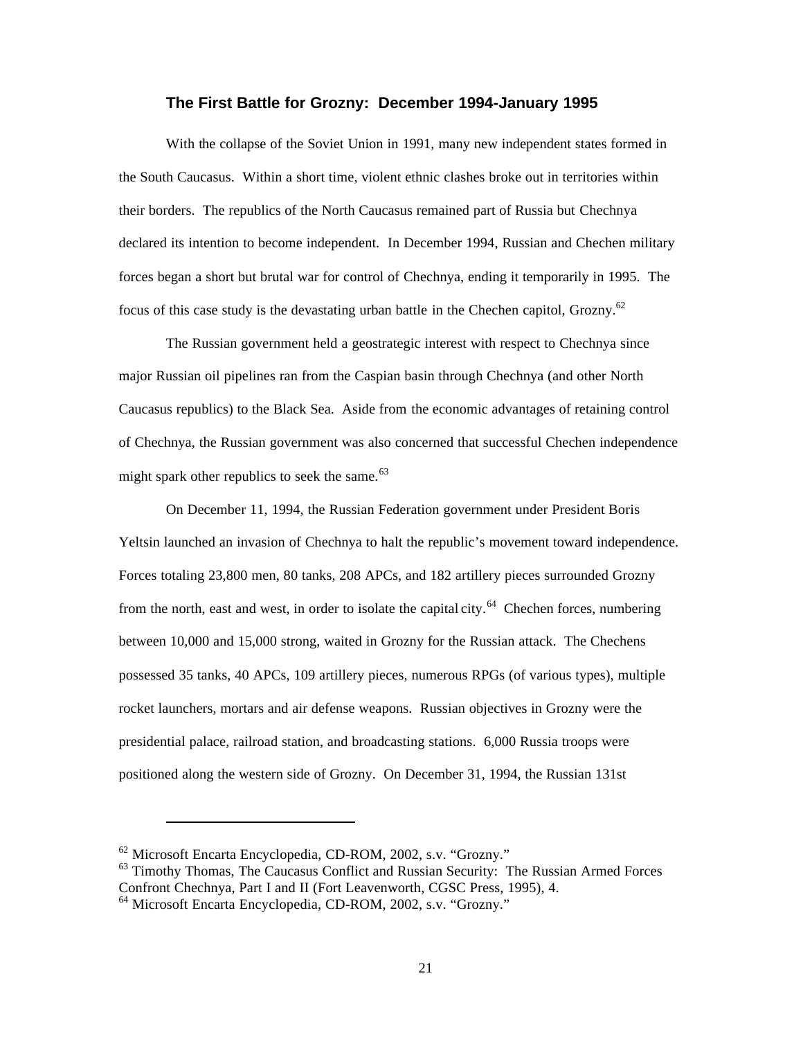### The First Battle for Grozny: December 1994-January 1995

With the collapse of the Soviet Union in 1991, many new independent states formed in the South Caucasus. Within a short time, violent ethnic clashes broke out in territories within their borders. The republics of the North Caucasus remained part of Russia but Chechnya declared its intention to become independent. In December 1994, Russian and Chechen military forces began a short but brutal war for control of Chechnya, ending it temporarily in 1995. The focus of this case study is the devastating urban battle in the Chechen capitol, Grozny.[62]

The Russian government held a geostrategic interest with respect to Chechnya since major Russian oil pipelines ran from the Caspian basin through Chechnya (and other North Caucasus republics) to the Black Sea. Aside from the economic advantages of retaining control of Chechnya, the Russian government was also concerned that successful Chechen independence might spark other republics to seek the same.[63]

On December 11, 1994, the Russian Federation government under President Boris Yeltsin launched an invasion of Chechnya to halt the republic's movement toward independence. Forces totaling 23,800 men, 80 tanks, 208 APCs, and 182 artillery pieces surrounded Grozny from the north, east and west, in order to isolate the capital city.[64] Chechen forces, numbering between 10,000 and 15,000 strong, waited in Grozny for the Russian attack. The Chechens possessed 35 tanks, 40 APCs, 109 artillery pieces, numerous RPGs (of various types), multiple rocket launchers, mortars and air defense weapons. Russian objectives in Grozny were the presidential palace, railroad station, and broadcasting stations. 6,000 Russia troops were positioned along the western side of Grozny. On December 31, 1994, the Russian 131st

---

[62] Microsoft Encarta Encyclopedia, CD-ROM, 2002, s.v. "Grozny."

[63] Timothy Thomas, The Caucasus Conflict and Russian Security: The Russian Armed Forces Confront Chechnya, Part I and II (Fort Leavenworth, CGSC Press, 1995), 4.

[64] Microsoft Encarta Encyclopedia, CD-ROM, 2002, s.v. "Grozny."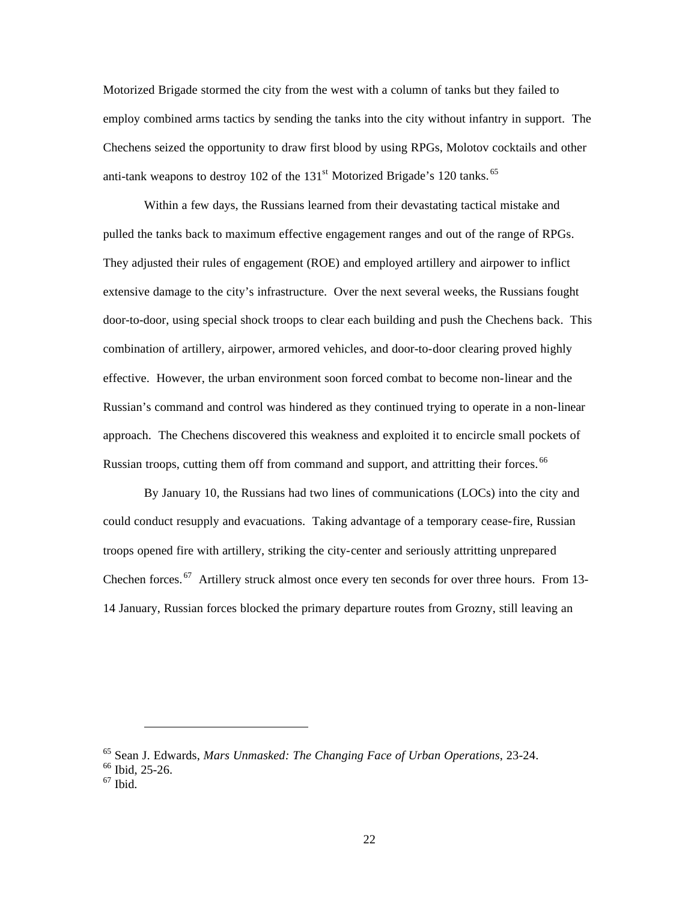Motorized Brigade stormed the city from the west with a column of tanks but they failed to employ combined arms tactics by sending the tanks into the city without infantry in support. The Chechens seized the opportunity to draw first blood by using RPGs, Molotov cocktails and other anti-tank weapons to destroy 102 of the 131st Motorized Brigade's 120 tanks.[65]

Within a few days, the Russians learned from their devastating tactical mistake and pulled the tanks back to maximum effective engagement ranges and out of the range of RPGs. They adjusted their rules of engagement (ROE) and employed artillery and airpower to inflict extensive damage to the city's infrastructure. Over the next several weeks, the Russians fought door-to-door, using special shock troops to clear each building and push the Chechens back. This combination of artillery, airpower, armored vehicles, and door-to-door clearing proved highly effective. However, the urban environment soon forced combat to become non-linear and the Russian's command and control was hindered as they continued trying to operate in a non-linear approach. The Chechens discovered this weakness and exploited it to encircle small pockets of Russian troops, cutting them off from command and support, and attritting their forces.[66]

By January 10, the Russians had two lines of communications (LOCs) into the city and could conduct resupply and evacuations. Taking advantage of a temporary cease-fire, Russian troops opened fire with artillery, striking the city-center and seriously attritting unprepared Chechen forces.[67] Artillery struck almost once every ten seconds for over three hours. From 13-14 January, Russian forces blocked the primary departure routes from Grozny, still leaving an

---

[65] Sean J. Edwards, *Mars Unmasked: The Changing Face of Urban Operations*, 23-24.
[66] Ibid, 25-26.
[67] Ibid.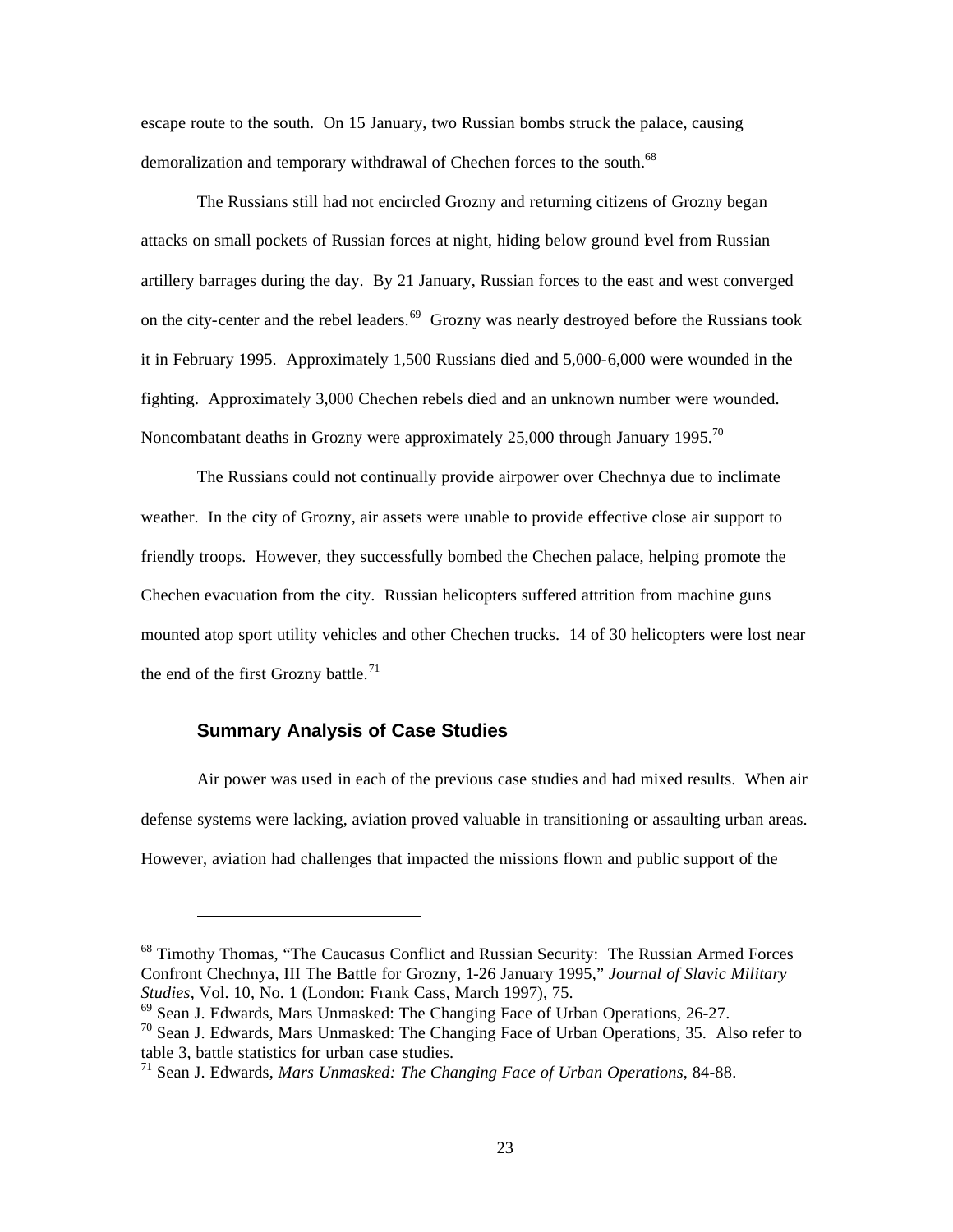escape route to the south. On 15 January, two Russian bombs struck the palace, causing demoralization and temporary withdrawal of Chechen forces to the south.[68]

The Russians still had not encircled Grozny and returning citizens of Grozny began attacks on small pockets of Russian forces at night, hiding below ground level from Russian artillery barrages during the day. By 21 January, Russian forces to the east and west converged on the city-center and the rebel leaders.[69] Grozny was nearly destroyed before the Russians took it in February 1995. Approximately 1,500 Russians died and 5,000-6,000 were wounded in the fighting. Approximately 3,000 Chechen rebels died and an unknown number were wounded. Noncombatant deaths in Grozny were approximately 25,000 through January 1995.[70]

The Russians could not continually provide airpower over Chechnya due to inclimate weather. In the city of Grozny, air assets were unable to provide effective close air support to friendly troops. However, they successfully bombed the Chechen palace, helping promote the Chechen evacuation from the city. Russian helicopters suffered attrition from machine guns mounted atop sport utility vehicles and other Chechen trucks. 14 of 30 helicopters were lost near the end of the first Grozny battle.[71]

## Summary Analysis of Case Studies

Air power was used in each of the previous case studies and had mixed results. When air defense systems were lacking, aviation proved valuable in transitioning or assaulting urban areas. However, aviation had challenges that impacted the missions flown and public support of the

---

[68] Timothy Thomas, "The Caucasus Conflict and Russian Security: The Russian Armed Forces Confront Chechnya, III The Battle for Grozny, 1-26 January 1995," *Journal of Slavic Military Studies*, Vol. 10, No. 1 (London: Frank Cass, March 1997), 75.

[69] Sean J. Edwards, Mars Unmasked: The Changing Face of Urban Operations, 26-27.

[70] Sean J. Edwards, Mars Unmasked: The Changing Face of Urban Operations, 35. Also refer to table 3, battle statistics for urban case studies.

[71] Sean J. Edwards, *Mars Unmasked: The Changing Face of Urban Operations*, 84-88.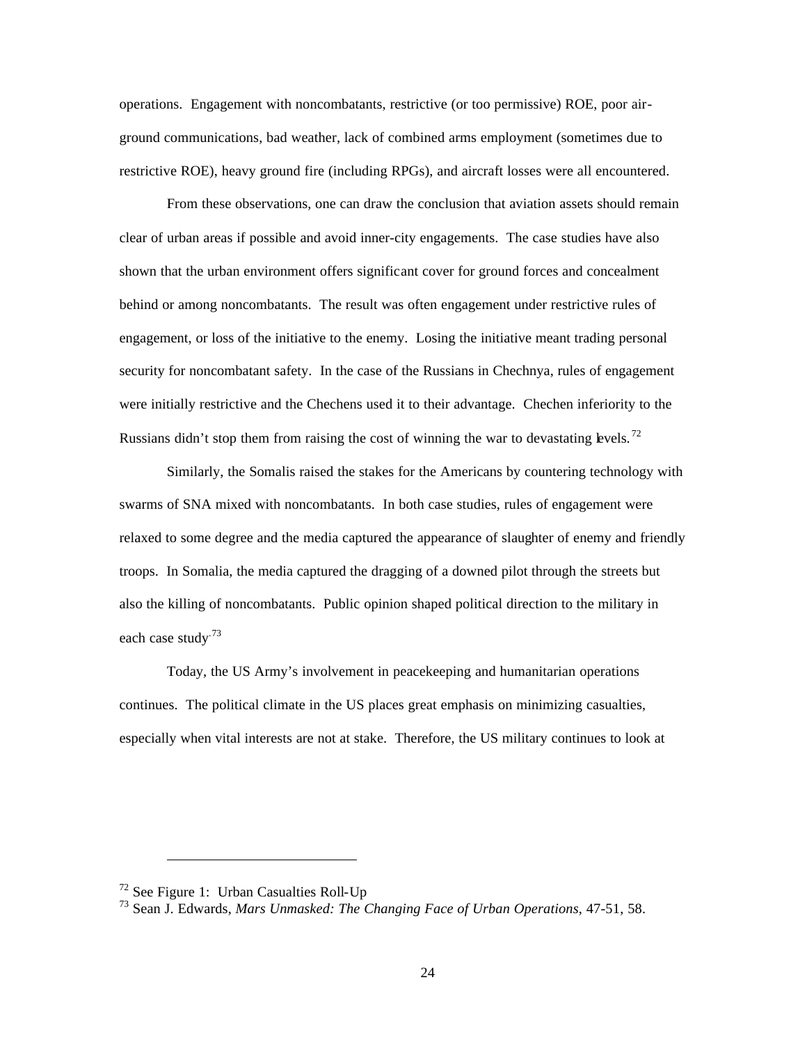operations. Engagement with noncombatants, restrictive (or too permissive) ROE, poor air-ground communications, bad weather, lack of combined arms employment (sometimes due to restrictive ROE), heavy ground fire (including RPGs), and aircraft losses were all encountered.

From these observations, one can draw the conclusion that aviation assets should remain clear of urban areas if possible and avoid inner-city engagements. The case studies have also shown that the urban environment offers significant cover for ground forces and concealment behind or among noncombatants. The result was often engagement under restrictive rules of engagement, or loss of the initiative to the enemy. Losing the initiative meant trading personal security for noncombatant safety. In the case of the Russians in Chechnya, rules of engagement were initially restrictive and the Chechens used it to their advantage. Chechen inferiority to the Russians didn't stop them from raising the cost of winning the war to devastating levels.[72]

Similarly, the Somalis raised the stakes for the Americans by countering technology with swarms of SNA mixed with noncombatants. In both case studies, rules of engagement were relaxed to some degree and the media captured the appearance of slaughter of enemy and friendly troops. In Somalia, the media captured the dragging of a downed pilot through the streets but also the killing of noncombatants. Public opinion shaped political direction to the military in each case study.[73]

Today, the US Army's involvement in peacekeeping and humanitarian operations continues. The political climate in the US places great emphasis on minimizing casualties, especially when vital interests are not at stake. Therefore, the US military continues to look at

---

[72] See Figure 1: Urban Casualties Roll-Up

[73] Sean J. Edwards, *Mars Unmasked: The Changing Face of Urban Operations*, 47-51, 58.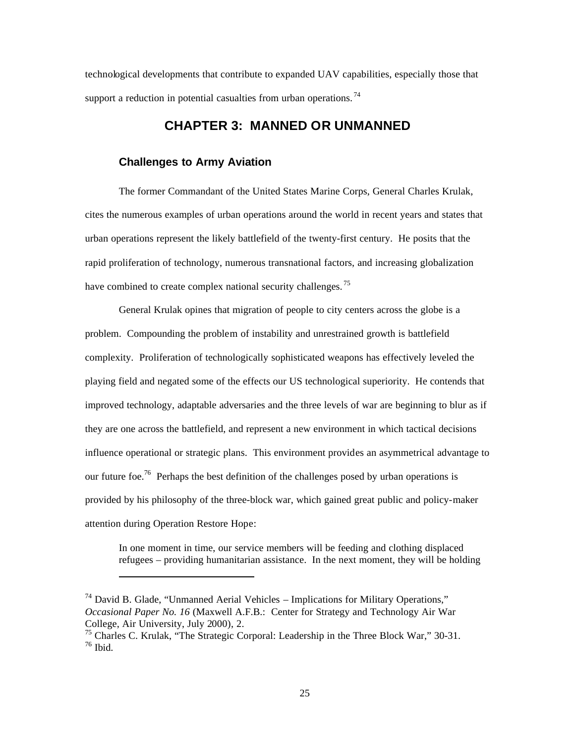technological developments that contribute to expanded UAV capabilities, especially those that support a reduction in potential casualties from urban operations.[74]

# CHAPTER 3: MANNED OR UNMANNED

## Challenges to Army Aviation

The former Commandant of the United States Marine Corps, General Charles Krulak, cites the numerous examples of urban operations around the world in recent years and states that urban operations represent the likely battlefield of the twenty-first century. He posits that the rapid proliferation of technology, numerous transnational factors, and increasing globalization have combined to create complex national security challenges.[75]

General Krulak opines that migration of people to city centers across the globe is a problem. Compounding the problem of instability and unrestrained growth is battlefield complexity. Proliferation of technologically sophisticated weapons has effectively leveled the playing field and negated some of the effects our US technological superiority. He contends that improved technology, adaptable adversaries and the three levels of war are beginning to blur as if they are one across the battlefield, and represent a new environment in which tactical decisions influence operational or strategic plans. This environment provides an asymmetrical advantage to our future foe.[76] Perhaps the best definition of the challenges posed by urban operations is provided by his philosophy of the three-block war, which gained great public and policy-maker attention during Operation Restore Hope:

> In one moment in time, our service members will be feeding and clothing displaced refugees – providing humanitarian assistance. In the next moment, they will be holding

---

[74] David B. Glade, "Unmanned Aerial Vehicles – Implications for Military Operations," *Occasional Paper No. 16* (Maxwell A.F.B.: Center for Strategy and Technology Air War College, Air University, July 2000), 2.
[75] Charles C. Krulak, "The Strategic Corporal: Leadership in the Three Block War," 30-31.
[76] Ibid.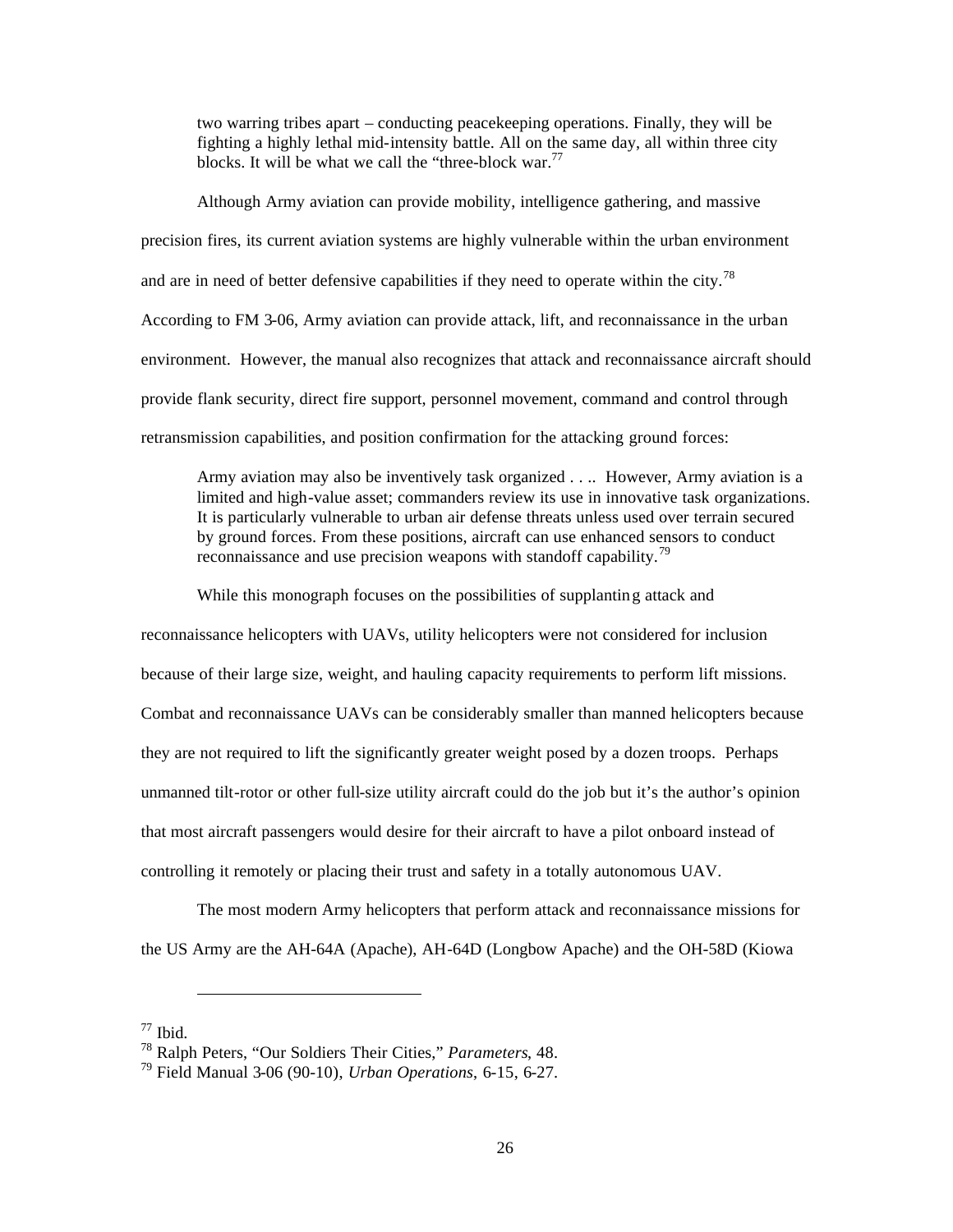two warring tribes apart – conducting peacekeeping operations. Finally, they will be fighting a highly lethal mid-intensity battle. All on the same day, all within three city blocks. It will be what we call the "three-block war.[77]

Although Army aviation can provide mobility, intelligence gathering, and massive precision fires, its current aviation systems are highly vulnerable within the urban environment and are in need of better defensive capabilities if they need to operate within the city.[78] According to FM 3-06, Army aviation can provide attack, lift, and reconnaissance in the urban environment. However, the manual also recognizes that attack and reconnaissance aircraft should provide flank security, direct fire support, personnel movement, command and control through retransmission capabilities, and position confirmation for the attacking ground forces:

> Army aviation may also be inventively task organized . . .. However, Army aviation is a limited and high-value asset; commanders review its use in innovative task organizations. It is particularly vulnerable to urban air defense threats unless used over terrain secured by ground forces. From these positions, aircraft can use enhanced sensors to conduct reconnaissance and use precision weapons with standoff capability.[79]

While this monograph focuses on the possibilities of supplanting attack and reconnaissance helicopters with UAVs, utility helicopters were not considered for inclusion because of their large size, weight, and hauling capacity requirements to perform lift missions. Combat and reconnaissance UAVs can be considerably smaller than manned helicopters because they are not required to lift the significantly greater weight posed by a dozen troops. Perhaps unmanned tilt-rotor or other full-size utility aircraft could do the job but it's the author's opinion that most aircraft passengers would desire for their aircraft to have a pilot onboard instead of controlling it remotely or placing their trust and safety in a totally autonomous UAV.

The most modern Army helicopters that perform attack and reconnaissance missions for the US Army are the AH-64A (Apache), AH-64D (Longbow Apache) and the OH-58D (Kiowa

---

[77] Ibid.

[78] Ralph Peters, "Our Soldiers Their Cities," *Parameters*, 48.

[79] Field Manual 3-06 (90-10), *Urban Operations*, 6-15, 6-27.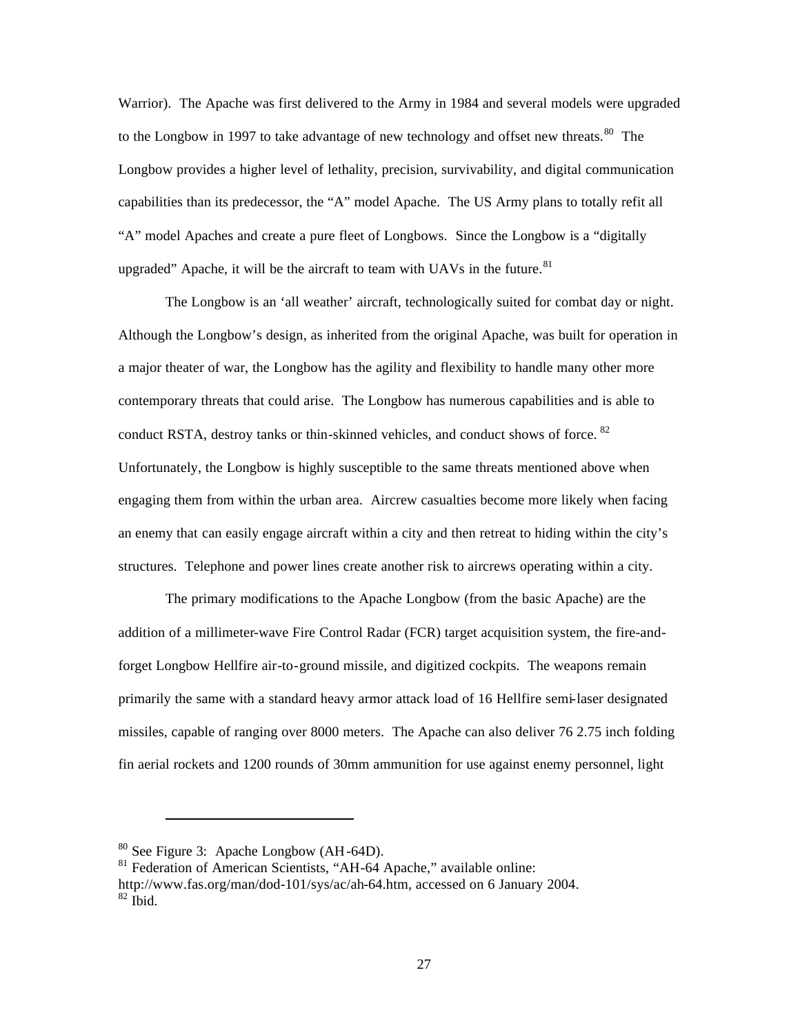Warrior). The Apache was first delivered to the Army in 1984 and several models were upgraded to the Longbow in 1997 to take advantage of new technology and offset new threats.[80] The Longbow provides a higher level of lethality, precision, survivability, and digital communication capabilities than its predecessor, the "A" model Apache. The US Army plans to totally refit all "A" model Apaches and create a pure fleet of Longbows. Since the Longbow is a "digitally upgraded" Apache, it will be the aircraft to team with UAVs in the future.[81]

The Longbow is an 'all weather' aircraft, technologically suited for combat day or night. Although the Longbow's design, as inherited from the original Apache, was built for operation in a major theater of war, the Longbow has the agility and flexibility to handle many other more contemporary threats that could arise. The Longbow has numerous capabilities and is able to conduct RSTA, destroy tanks or thin-skinned vehicles, and conduct shows of force.[82] Unfortunately, the Longbow is highly susceptible to the same threats mentioned above when engaging them from within the urban area. Aircrew casualties become more likely when facing an enemy that can easily engage aircraft within a city and then retreat to hiding within the city's structures. Telephone and power lines create another risk to aircrews operating within a city.

The primary modifications to the Apache Longbow (from the basic Apache) are the addition of a millimeter-wave Fire Control Radar (FCR) target acquisition system, the fire-and-forget Longbow Hellfire air-to-ground missile, and digitized cockpits. The weapons remain primarily the same with a standard heavy armor attack load of 16 Hellfire semi-laser designated missiles, capable of ranging over 8000 meters. The Apache can also deliver 76 2.75 inch folding fin aerial rockets and 1200 rounds of 30mm ammunition for use against enemy personnel, light

---

[80] See Figure 3: Apache Longbow (AH-64D).

[81] Federation of American Scientists, "AH-64 Apache," available online: http://www.fas.org/man/dod-101/sys/ac/ah-64.htm, accessed on 6 January 2004.

[82] Ibid.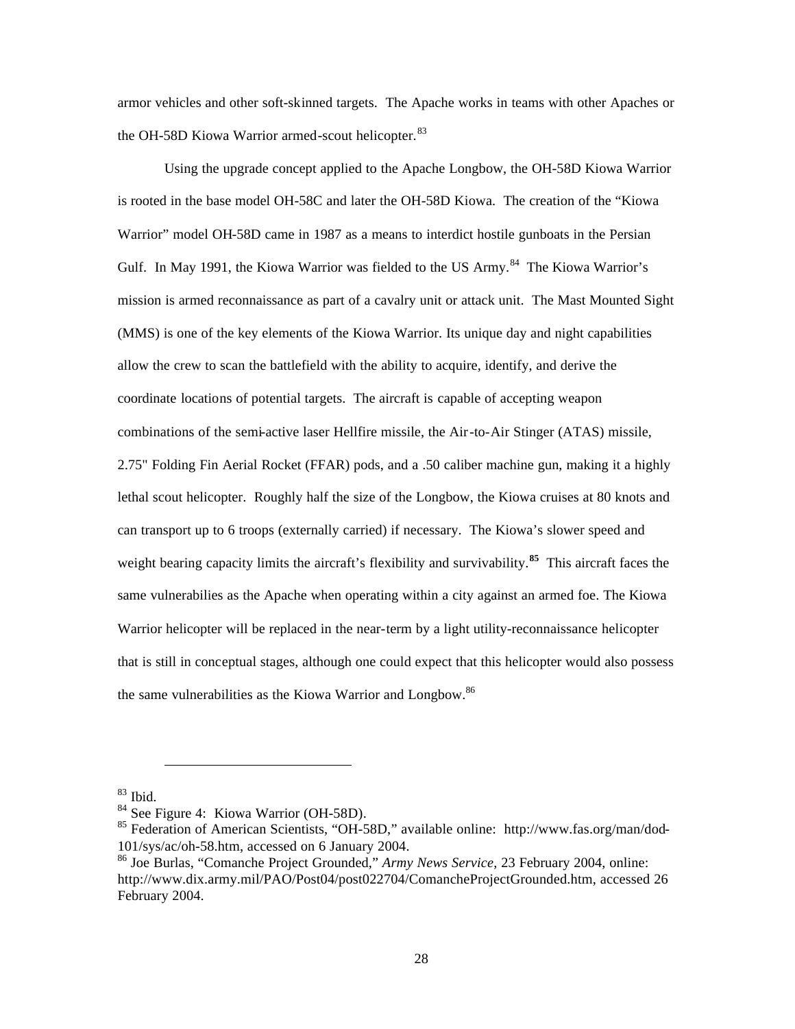armor vehicles and other soft-skinned targets. The Apache works in teams with other Apaches or the OH-58D Kiowa Warrior armed-scout helicopter.[83]

Using the upgrade concept applied to the Apache Longbow, the OH-58D Kiowa Warrior is rooted in the base model OH-58C and later the OH-58D Kiowa. The creation of the "Kiowa Warrior" model OH-58D came in 1987 as a means to interdict hostile gunboats in the Persian Gulf. In May 1991, the Kiowa Warrior was fielded to the US Army.[84] The Kiowa Warrior's mission is armed reconnaissance as part of a cavalry unit or attack unit. The Mast Mounted Sight (MMS) is one of the key elements of the Kiowa Warrior. Its unique day and night capabilities allow the crew to scan the battlefield with the ability to acquire, identify, and derive the coordinate locations of potential targets. The aircraft is capable of accepting weapon combinations of the semi-active laser Hellfire missile, the Air-to-Air Stinger (ATAS) missile, 2.75" Folding Fin Aerial Rocket (FFAR) pods, and a .50 caliber machine gun, making it a highly lethal scout helicopter. Roughly half the size of the Longbow, the Kiowa cruises at 80 knots and can transport up to 6 troops (externally carried) if necessary. The Kiowa's slower speed and weight bearing capacity limits the aircraft's flexibility and survivability.[85] This aircraft faces the same vulnerabilies as the Apache when operating within a city against an armed foe. The Kiowa Warrior helicopter will be replaced in the near-term by a light utility-reconnaissance helicopter that is still in conceptual stages, although one could expect that this helicopter would also possess the same vulnerabilities as the Kiowa Warrior and Longbow.[86]

---

[83] Ibid.

[84] See Figure 4: Kiowa Warrior (OH-58D).

[85] Federation of American Scientists, "OH-58D," available online: http://www.fas.org/man/dod-101/sys/ac/oh-58.htm, accessed on 6 January 2004.

[86] Joe Burlas, "Comanche Project Grounded," *Army News Service*, 23 February 2004, online: http://www.dix.army.mil/PAO/Post04/post022704/ComancheProjectGrounded.htm, accessed 26 February 2004.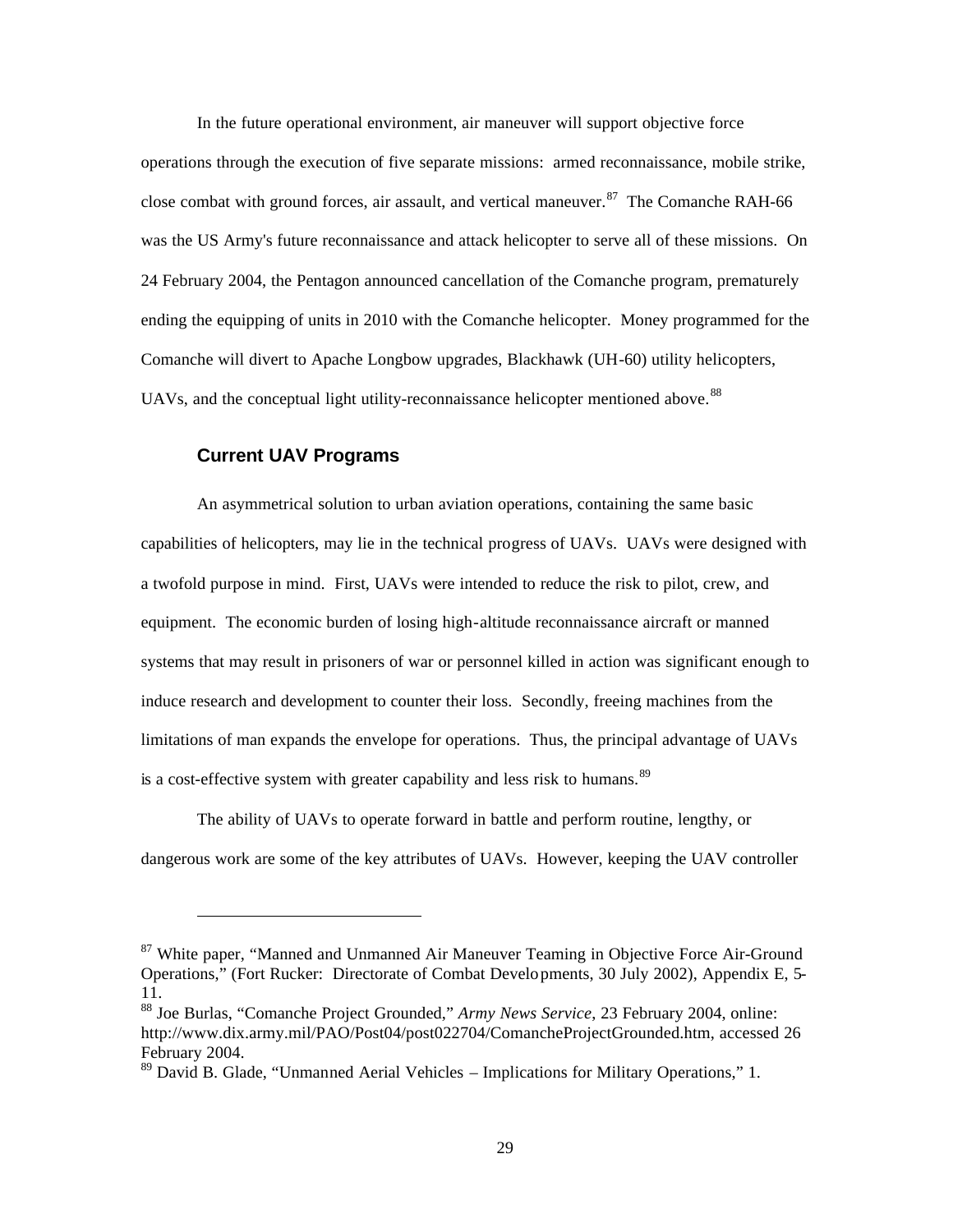In the future operational environment, air maneuver will support objective force operations through the execution of five separate missions: armed reconnaissance, mobile strike, close combat with ground forces, air assault, and vertical maneuver.[87] The Comanche RAH-66 was the US Army's future reconnaissance and attack helicopter to serve all of these missions. On 24 February 2004, the Pentagon announced cancellation of the Comanche program, prematurely ending the equipping of units in 2010 with the Comanche helicopter. Money programmed for the Comanche will divert to Apache Longbow upgrades, Blackhawk (UH-60) utility helicopters, UAVs, and the conceptual light utility-reconnaissance helicopter mentioned above.[88]

### Current UAV Programs

An asymmetrical solution to urban aviation operations, containing the same basic capabilities of helicopters, may lie in the technical progress of UAVs. UAVs were designed with a twofold purpose in mind. First, UAVs were intended to reduce the risk to pilot, crew, and equipment. The economic burden of losing high-altitude reconnaissance aircraft or manned systems that may result in prisoners of war or personnel killed in action was significant enough to induce research and development to counter their loss. Secondly, freeing machines from the limitations of man expands the envelope for operations. Thus, the principal advantage of UAVs is a cost-effective system with greater capability and less risk to humans.[89]

The ability of UAVs to operate forward in battle and perform routine, lengthy, or dangerous work are some of the key attributes of UAVs. However, keeping the UAV controller

---

[87] White paper, "Manned and Unmanned Air Maneuver Teaming in Objective Force Air-Ground Operations," (Fort Rucker: Directorate of Combat Developments, 30 July 2002), Appendix E, 5-11.

[88] Joe Burlas, "Comanche Project Grounded," *Army News Service*, 23 February 2004, online: http://www.dix.army.mil/PAO/Post04/post022704/ComancheProjectGrounded.htm, accessed 26 February 2004.

[89] David B. Glade, "Unmanned Aerial Vehicles – Implications for Military Operations," 1.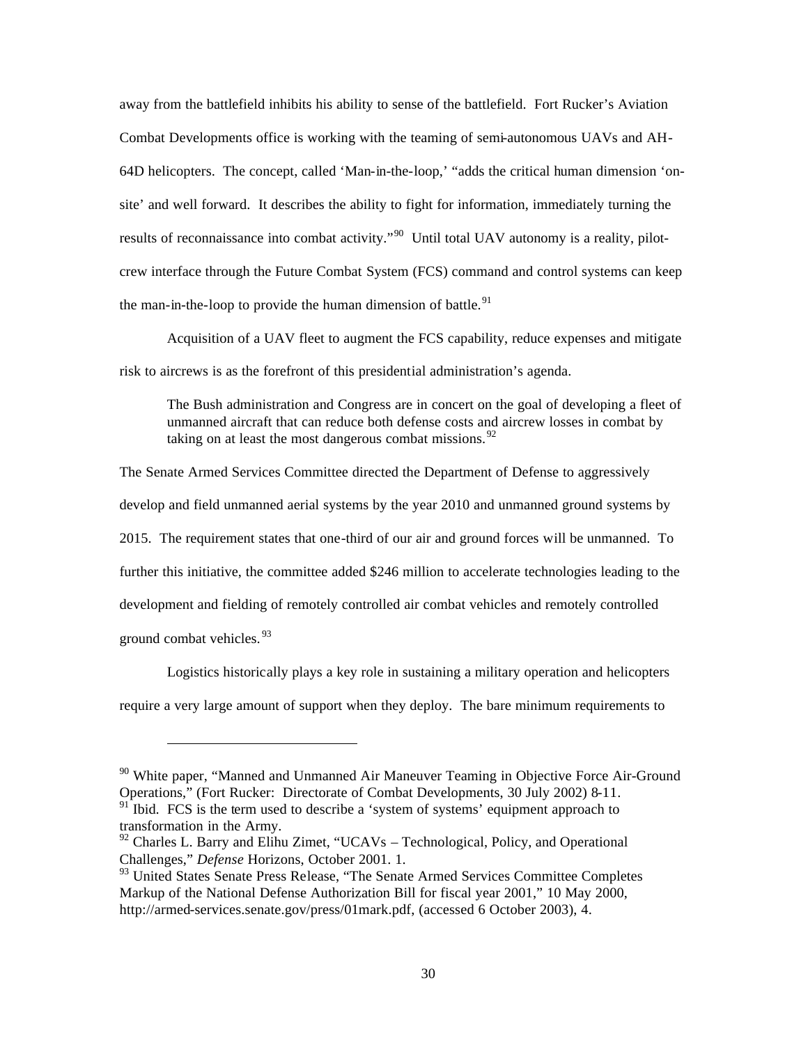away from the battlefield inhibits his ability to sense of the battlefield. Fort Rucker's Aviation Combat Developments office is working with the teaming of semi-autonomous UAVs and AH-64D helicopters. The concept, called 'Man-in-the-loop,' "adds the critical human dimension 'on-site' and well forward. It describes the ability to fight for information, immediately turning the results of reconnaissance into combat activity."[90] Until total UAV autonomy is a reality, pilot-crew interface through the Future Combat System (FCS) command and control systems can keep the man-in-the-loop to provide the human dimension of battle.[91]

Acquisition of a UAV fleet to augment the FCS capability, reduce expenses and mitigate risk to aircrews is as the forefront of this presidential administration's agenda.

> The Bush administration and Congress are in concert on the goal of developing a fleet of unmanned aircraft that can reduce both defense costs and aircrew losses in combat by taking on at least the most dangerous combat missions.[92]

The Senate Armed Services Committee directed the Department of Defense to aggressively develop and field unmanned aerial systems by the year 2010 and unmanned ground systems by 2015. The requirement states that one-third of our air and ground forces will be unmanned. To further this initiative, the committee added $246 million to accelerate technologies leading to the development and fielding of remotely controlled air combat vehicles and remotely controlled ground combat vehicles.[93]

Logistics historically plays a key role in sustaining a military operation and helicopters require a very large amount of support when they deploy. The bare minimum requirements to

---

[90] White paper, "Manned and Unmanned Air Maneuver Teaming in Objective Force Air-Ground Operations," (Fort Rucker: Directorate of Combat Developments, 30 July 2002) 8-11.

[91] Ibid. FCS is the term used to describe a 'system of systems' equipment approach to transformation in the Army.

[92] Charles L. Barry and Elihu Zimet, "UCAVs – Technological, Policy, and Operational Challenges," *Defense* Horizons, October 2001. 1.

[93] United States Senate Press Release, "The Senate Armed Services Committee Completes Markup of the National Defense Authorization Bill for fiscal year 2001," 10 May 2000, http://armed-services.senate.gov/press/01mark.pdf, (accessed 6 October 2003), 4.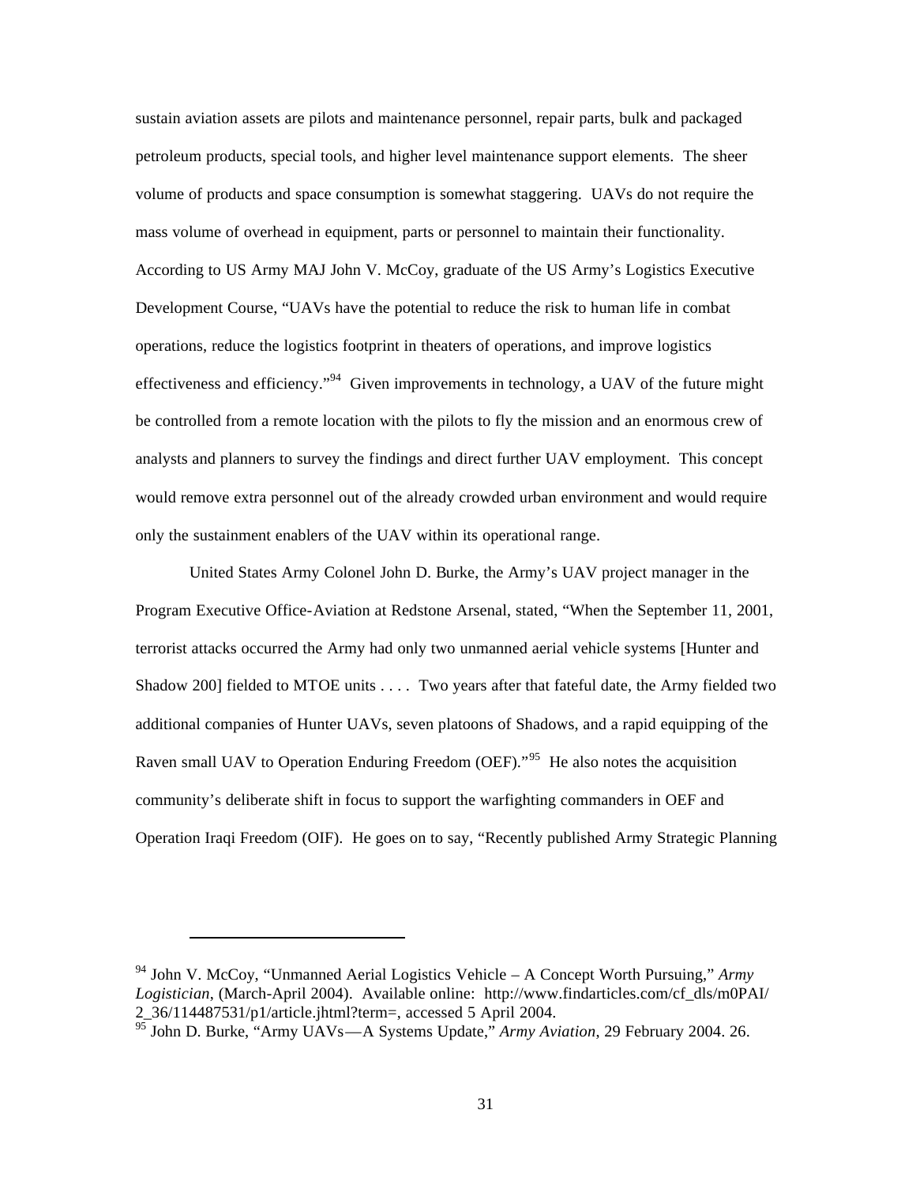sustain aviation assets are pilots and maintenance personnel, repair parts, bulk and packaged petroleum products, special tools, and higher level maintenance support elements. The sheer volume of products and space consumption is somewhat staggering. UAVs do not require the mass volume of overhead in equipment, parts or personnel to maintain their functionality. According to US Army MAJ John V. McCoy, graduate of the US Army's Logistics Executive Development Course, "UAVs have the potential to reduce the risk to human life in combat operations, reduce the logistics footprint in theaters of operations, and improve logistics effectiveness and efficiency."[94] Given improvements in technology, a UAV of the future might be controlled from a remote location with the pilots to fly the mission and an enormous crew of analysts and planners to survey the findings and direct further UAV employment. This concept would remove extra personnel out of the already crowded urban environment and would require only the sustainment enablers of the UAV within its operational range.

United States Army Colonel John D. Burke, the Army's UAV project manager in the Program Executive Office-Aviation at Redstone Arsenal, stated, "When the September 11, 2001, terrorist attacks occurred the Army had only two unmanned aerial vehicle systems [Hunter and Shadow 200] fielded to MTOE units . . . . Two years after that fateful date, the Army fielded two additional companies of Hunter UAVs, seven platoons of Shadows, and a rapid equipping of the Raven small UAV to Operation Enduring Freedom (OEF)."[95] He also notes the acquisition community's deliberate shift in focus to support the warfighting commanders in OEF and Operation Iraqi Freedom (OIF). He goes on to say, "Recently published Army Strategic Planning

---

[94] John V. McCoy, "Unmanned Aerial Logistics Vehicle – A Concept Worth Pursuing," *Army Logistician*, (March-April 2004). Available online: http://www.findarticles.com/cf_dls/m0PAI/2_36/114487531/p1/article.jhtml?term=, accessed 5 April 2004.

[95] John D. Burke, "Army UAVs—A Systems Update," *Army Aviation*, 29 February 2004. 26.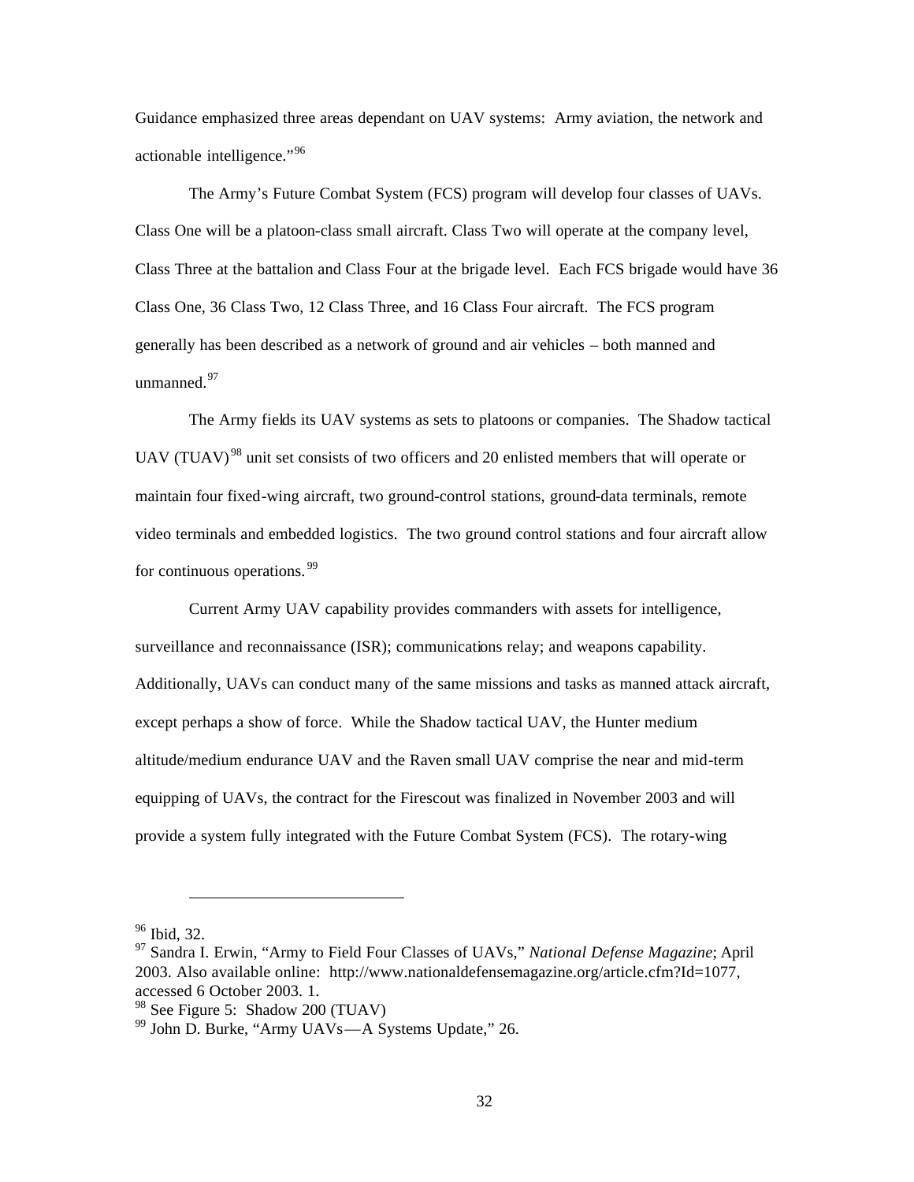Guidance emphasized three areas dependant on UAV systems: Army aviation, the network and actionable intelligence."[96]

The Army's Future Combat System (FCS) program will develop four classes of UAVs. Class One will be a platoon-class small aircraft. Class Two will operate at the company level, Class Three at the battalion and Class Four at the brigade level. Each FCS brigade would have 36 Class One, 36 Class Two, 12 Class Three, and 16 Class Four aircraft. The FCS program generally has been described as a network of ground and air vehicles – both manned and unmanned.[97]

The Army fields its UAV systems as sets to platoons or companies. The Shadow tactical UAV (TUAV)[98] unit set consists of two officers and 20 enlisted members that will operate or maintain four fixed-wing aircraft, two ground-control stations, ground-data terminals, remote video terminals and embedded logistics. The two ground control stations and four aircraft allow for continuous operations.[99]

Current Army UAV capability provides commanders with assets for intelligence, surveillance and reconnaissance (ISR); communications relay; and weapons capability. Additionally, UAVs can conduct many of the same missions and tasks as manned attack aircraft, except perhaps a show of force. While the Shadow tactical UAV, the Hunter medium altitude/medium endurance UAV and the Raven small UAV comprise the near and mid-term equipping of UAVs, the contract for the Firescout was finalized in November 2003 and will provide a system fully integrated with the Future Combat System (FCS). The rotary-wing

---

[96] Ibid, 32.

[97] Sandra I. Erwin, "Army to Field Four Classes of UAVs," *National Defense Magazine*; April 2003. Also available online: http://www.nationaldefensemagazine.org/article.cfm?Id=1077, accessed 6 October 2003. 1.

[98] See Figure 5: Shadow 200 (TUAV)

[99] John D. Burke, "Army UAVs—A Systems Update," 26.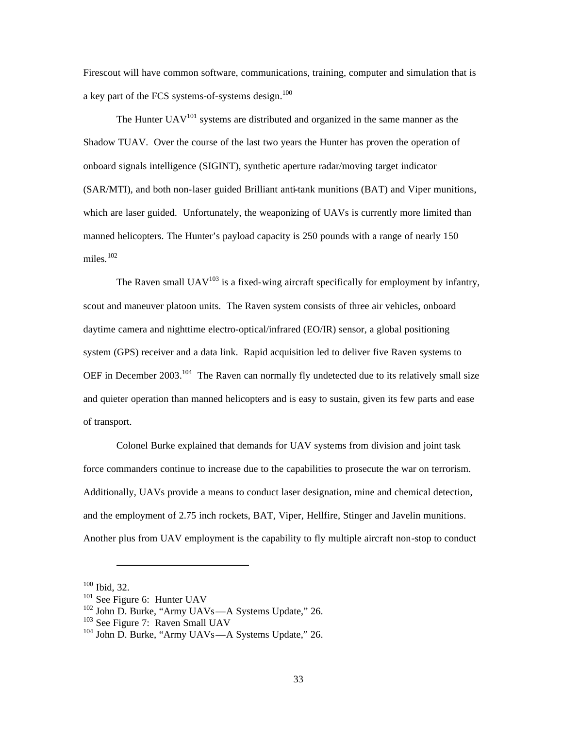Firescout will have common software, communications, training, computer and simulation that is a key part of the FCS systems-of-systems design.[100]

The Hunter UAV[101] systems are distributed and organized in the same manner as the Shadow TUAV. Over the course of the last two years the Hunter has proven the operation of onboard signals intelligence (SIGINT), synthetic aperture radar/moving target indicator (SAR/MTI), and both non-laser guided Brilliant anti-tank munitions (BAT) and Viper munitions, which are laser guided. Unfortunately, the weaponizing of UAVs is currently more limited than manned helicopters. The Hunter's payload capacity is 250 pounds with a range of nearly 150 miles.[102]

The Raven small UAV[103] is a fixed-wing aircraft specifically for employment by infantry, scout and maneuver platoon units. The Raven system consists of three air vehicles, onboard daytime camera and nighttime electro-optical/infrared (EO/IR) sensor, a global positioning system (GPS) receiver and a data link. Rapid acquisition led to deliver five Raven systems to OEF in December 2003.[104] The Raven can normally fly undetected due to its relatively small size and quieter operation than manned helicopters and is easy to sustain, given its few parts and ease of transport.

Colonel Burke explained that demands for UAV systems from division and joint task force commanders continue to increase due to the capabilities to prosecute the war on terrorism. Additionally, UAVs provide a means to conduct laser designation, mine and chemical detection, and the employment of 2.75 inch rockets, BAT, Viper, Hellfire, Stinger and Javelin munitions. Another plus from UAV employment is the capability to fly multiple aircraft non-stop to conduct

---

[100] Ibid, 32.
[101] See Figure 6: Hunter UAV
[102] John D. Burke, "Army UAVs—A Systems Update," 26.
[103] See Figure 7: Raven Small UAV
[104] John D. Burke, "Army UAVs—A Systems Update," 26.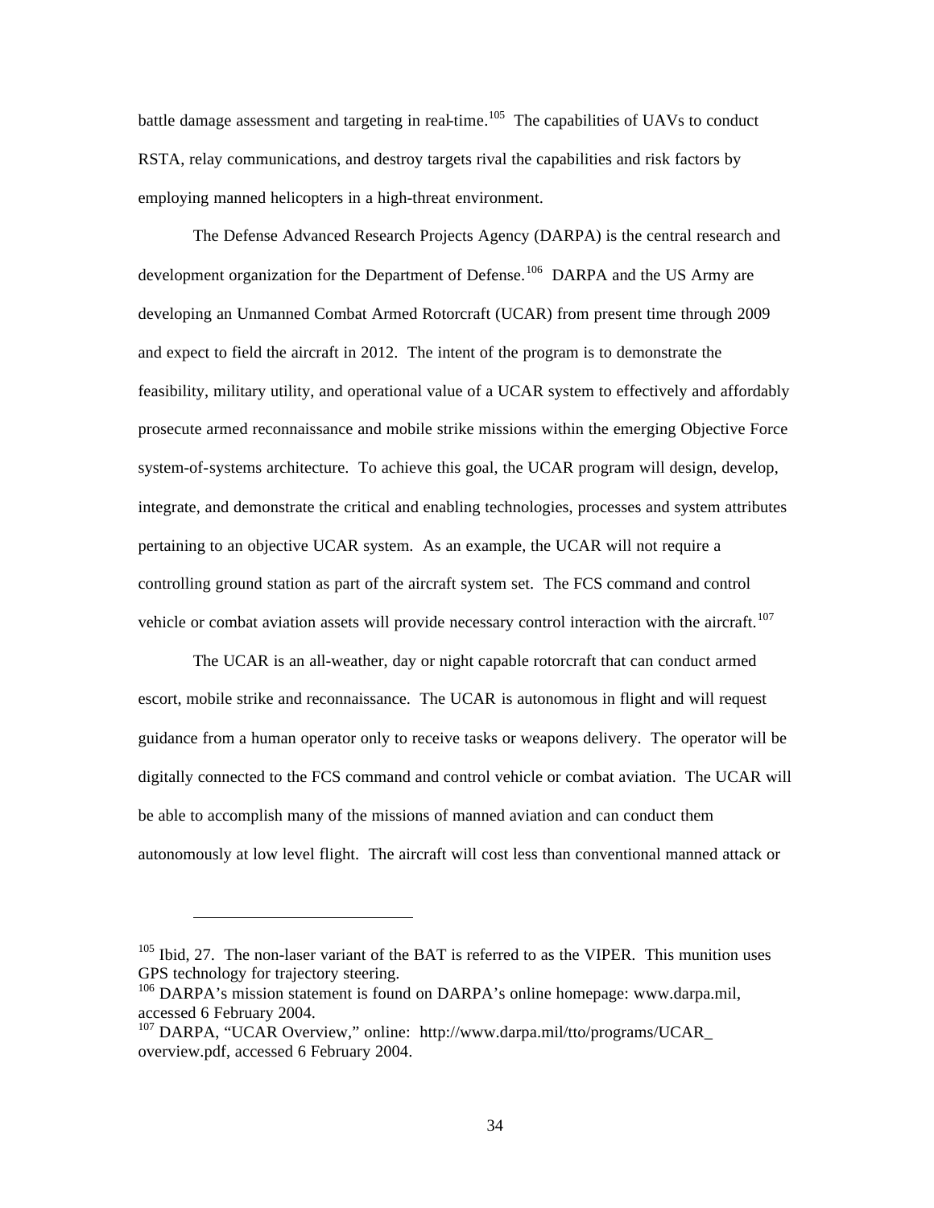battle damage assessment and targeting in real-time.[105] The capabilities of UAVs to conduct RSTA, relay communications, and destroy targets rival the capabilities and risk factors by employing manned helicopters in a high-threat environment.

The Defense Advanced Research Projects Agency (DARPA) is the central research and development organization for the Department of Defense.[106] DARPA and the US Army are developing an Unmanned Combat Armed Rotorcraft (UCAR) from present time through 2009 and expect to field the aircraft in 2012. The intent of the program is to demonstrate the feasibility, military utility, and operational value of a UCAR system to effectively and affordably prosecute armed reconnaissance and mobile strike missions within the emerging Objective Force system-of-systems architecture. To achieve this goal, the UCAR program will design, develop, integrate, and demonstrate the critical and enabling technologies, processes and system attributes pertaining to an objective UCAR system. As an example, the UCAR will not require a controlling ground station as part of the aircraft system set. The FCS command and control vehicle or combat aviation assets will provide necessary control interaction with the aircraft.[107]

The UCAR is an all-weather, day or night capable rotorcraft that can conduct armed escort, mobile strike and reconnaissance. The UCAR is autonomous in flight and will request guidance from a human operator only to receive tasks or weapons delivery. The operator will be digitally connected to the FCS command and control vehicle or combat aviation. The UCAR will be able to accomplish many of the missions of manned aviation and can conduct them autonomously at low level flight. The aircraft will cost less than conventional manned attack or

---

[105] Ibid, 27. The non-laser variant of the BAT is referred to as the VIPER. This munition uses GPS technology for trajectory steering.

[106] DARPA's mission statement is found on DARPA's online homepage: www.darpa.mil, accessed 6 February 2004.

[107] DARPA, "UCAR Overview," online: http://www.darpa.mil/tto/programs/UCAR_overview.pdf, accessed 6 February 2004.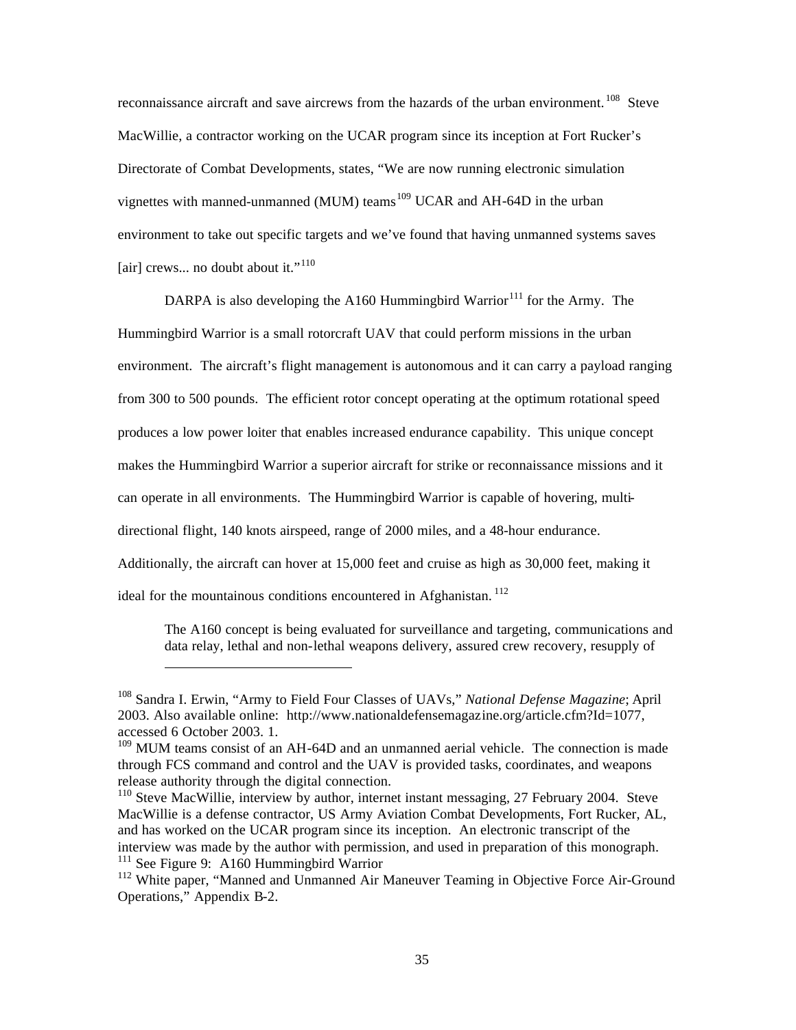reconnaissance aircraft and save aircrews from the hazards of the urban environment.[108] Steve MacWillie, a contractor working on the UCAR program since its inception at Fort Rucker's Directorate of Combat Developments, states, "We are now running electronic simulation vignettes with manned-unmanned (MUM) teams[109] UCAR and AH-64D in the urban environment to take out specific targets and we've found that having unmanned systems saves [air] crews... no doubt about it."[110]

DARPA is also developing the A160 Hummingbird Warrior[111] for the Army. The Hummingbird Warrior is a small rotorcraft UAV that could perform missions in the urban environment. The aircraft's flight management is autonomous and it can carry a payload ranging from 300 to 500 pounds. The efficient rotor concept operating at the optimum rotational speed produces a low power loiter that enables increased endurance capability. This unique concept makes the Hummingbird Warrior a superior aircraft for strike or reconnaissance missions and it can operate in all environments. The Hummingbird Warrior is capable of hovering, multi-directional flight, 140 knots airspeed, range of 2000 miles, and a 48-hour endurance. Additionally, the aircraft can hover at 15,000 feet and cruise as high as 30,000 feet, making it ideal for the mountainous conditions encountered in Afghanistan.[112]

> The A160 concept is being evaluated for surveillance and targeting, communications and data relay, lethal and non-lethal weapons delivery, assured crew recovery, resupply of

---

[108] Sandra I. Erwin, "Army to Field Four Classes of UAVs," *National Defense Magazine*; April 2003. Also available online: http://www.nationaldefensemagazine.org/article.cfm?Id=1077, accessed 6 October 2003. 1.

[109] MUM teams consist of an AH-64D and an unmanned aerial vehicle. The connection is made through FCS command and control and the UAV is provided tasks, coordinates, and weapons release authority through the digital connection.

[110] Steve MacWillie, interview by author, internet instant messaging, 27 February 2004. Steve MacWillie is a defense contractor, US Army Aviation Combat Developments, Fort Rucker, AL, and has worked on the UCAR program since its inception. An electronic transcript of the interview was made by the author with permission, and used in preparation of this monograph.

[111] See Figure 9: A160 Hummingbird Warrior

[112] White paper, "Manned and Unmanned Air Maneuver Teaming in Objective Force Air-Ground Operations," Appendix B-2.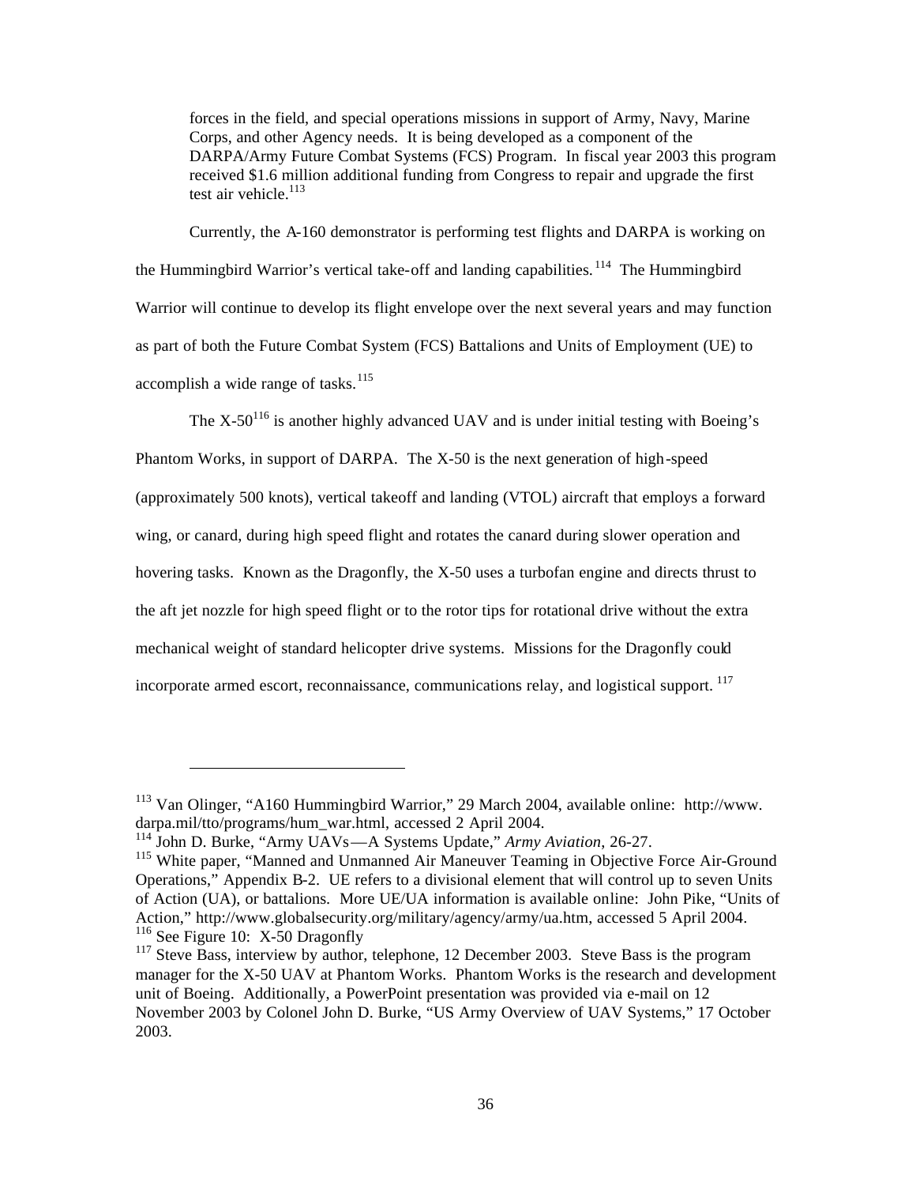forces in the field, and special operations missions in support of Army, Navy, Marine Corps, and other Agency needs. It is being developed as a component of the DARPA/Army Future Combat Systems (FCS) Program. In fiscal year 2003 this program received $1.6 million additional funding from Congress to repair and upgrade the first test air vehicle.[113]

Currently, the A-160 demonstrator is performing test flights and DARPA is working on the Hummingbird Warrior's vertical take-off and landing capabilities.[114] The Hummingbird Warrior will continue to develop its flight envelope over the next several years and may function as part of both the Future Combat System (FCS) Battalions and Units of Employment (UE) to accomplish a wide range of tasks.[115]

The X-50[116] is another highly advanced UAV and is under initial testing with Boeing's Phantom Works, in support of DARPA. The X-50 is the next generation of high-speed (approximately 500 knots), vertical takeoff and landing (VTOL) aircraft that employs a forward wing, or canard, during high speed flight and rotates the canard during slower operation and hovering tasks. Known as the Dragonfly, the X-50 uses a turbofan engine and directs thrust to the aft jet nozzle for high speed flight or to the rotor tips for rotational drive without the extra mechanical weight of standard helicopter drive systems. Missions for the Dragonfly could incorporate armed escort, reconnaissance, communications relay, and logistical support.[117]

---

[113] Van Olinger, "A160 Hummingbird Warrior," 29 March 2004, available online: http://www.darpa.mil/tto/programs/hum_war.html, accessed 2 April 2004.

[114] John D. Burke, "Army UAVs—A Systems Update," *Army Aviation*, 26-27.

[115] White paper, "Manned and Unmanned Air Maneuver Teaming in Objective Force Air-Ground Operations," Appendix B-2. UE refers to a divisional element that will control up to seven Units of Action (UA), or battalions. More UE/UA information is available online: John Pike, "Units of Action," http://www.globalsecurity.org/military/agency/army/ua.htm, accessed 5 April 2004.

[116] See Figure 10: X-50 Dragonfly

[117] Steve Bass, interview by author, telephone, 12 December 2003. Steve Bass is the program manager for the X-50 UAV at Phantom Works. Phantom Works is the research and development unit of Boeing. Additionally, a PowerPoint presentation was provided via e-mail on 12 November 2003 by Colonel John D. Burke, "US Army Overview of UAV Systems," 17 October 2003.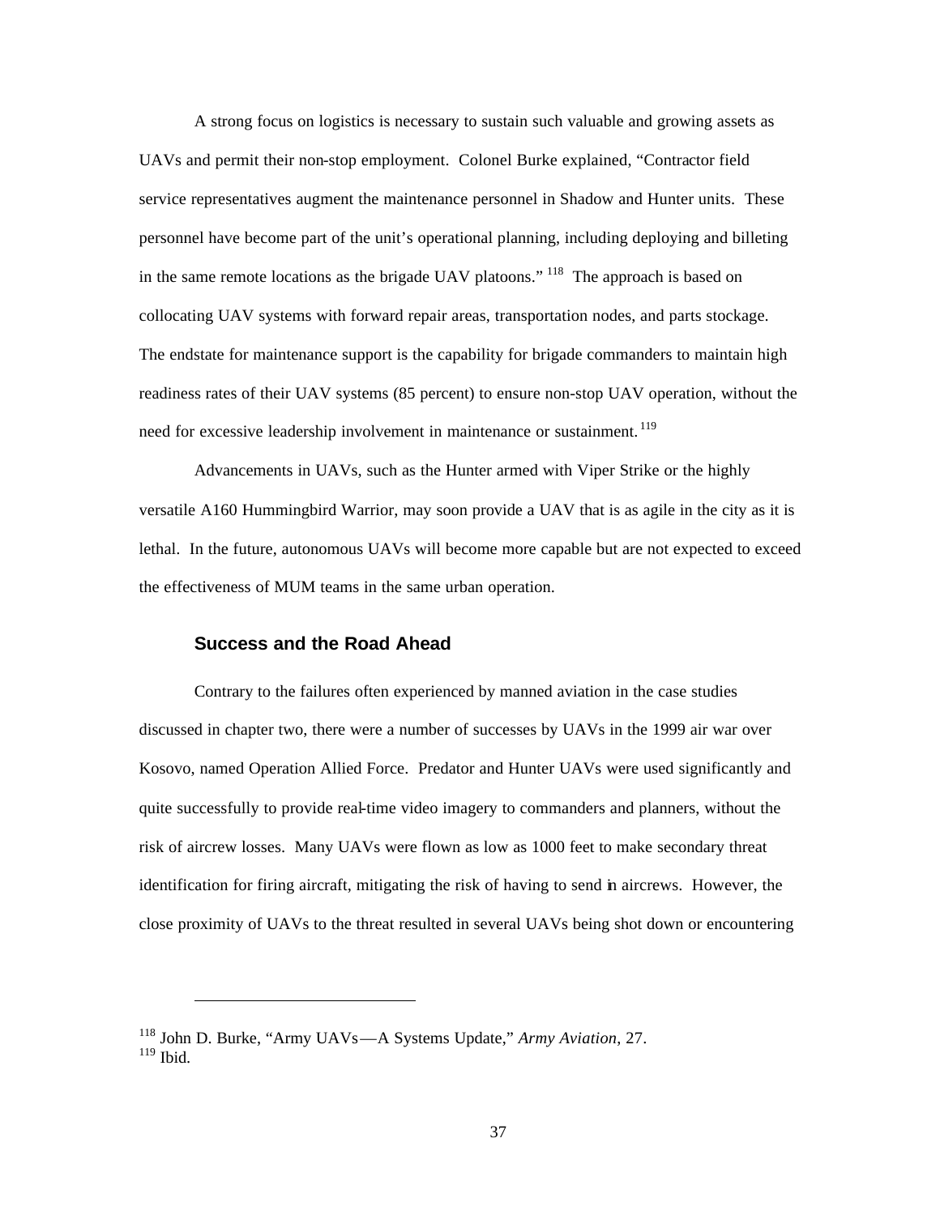A strong focus on logistics is necessary to sustain such valuable and growing assets as UAVs and permit their non-stop employment. Colonel Burke explained, "Contractor field service representatives augment the maintenance personnel in Shadow and Hunter units. These personnel have become part of the unit's operational planning, including deploying and billeting in the same remote locations as the brigade UAV platoons." [118] The approach is based on collocating UAV systems with forward repair areas, transportation nodes, and parts stockage. The endstate for maintenance support is the capability for brigade commanders to maintain high readiness rates of their UAV systems (85 percent) to ensure non-stop UAV operation, without the need for excessive leadership involvement in maintenance or sustainment. [119]

Advancements in UAVs, such as the Hunter armed with Viper Strike or the highly versatile A160 Hummingbird Warrior, may soon provide a UAV that is as agile in the city as it is lethal. In the future, autonomous UAVs will become more capable but are not expected to exceed the effectiveness of MUM teams in the same urban operation.

### Success and the Road Ahead

Contrary to the failures often experienced by manned aviation in the case studies discussed in chapter two, there were a number of successes by UAVs in the 1999 air war over Kosovo, named Operation Allied Force. Predator and Hunter UAVs were used significantly and quite successfully to provide real-time video imagery to commanders and planners, without the risk of aircrew losses. Many UAVs were flown as low as 1000 feet to make secondary threat identification for firing aircraft, mitigating the risk of having to send in aircrews. However, the close proximity of UAVs to the threat resulted in several UAVs being shot down or encountering

---

[118] John D. Burke, "Army UAVs—A Systems Update," *Army Aviation*, 27.
[119] Ibid.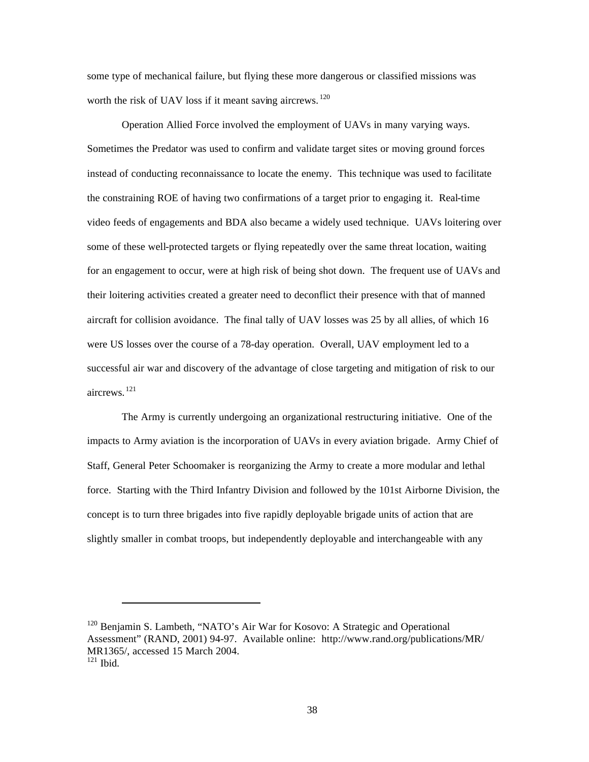some type of mechanical failure, but flying these more dangerous or classified missions was worth the risk of UAV loss if it meant saving aircrews.[120]

Operation Allied Force involved the employment of UAVs in many varying ways. Sometimes the Predator was used to confirm and validate target sites or moving ground forces instead of conducting reconnaissance to locate the enemy. This technique was used to facilitate the constraining ROE of having two confirmations of a target prior to engaging it. Real-time video feeds of engagements and BDA also became a widely used technique. UAVs loitering over some of these well-protected targets or flying repeatedly over the same threat location, waiting for an engagement to occur, were at high risk of being shot down. The frequent use of UAVs and their loitering activities created a greater need to deconflict their presence with that of manned aircraft for collision avoidance. The final tally of UAV losses was 25 by all allies, of which 16 were US losses over the course of a 78-day operation. Overall, UAV employment led to a successful air war and discovery of the advantage of close targeting and mitigation of risk to our aircrews.[121]

The Army is currently undergoing an organizational restructuring initiative. One of the impacts to Army aviation is the incorporation of UAVs in every aviation brigade. Army Chief of Staff, General Peter Schoomaker is reorganizing the Army to create a more modular and lethal force. Starting with the Third Infantry Division and followed by the 101st Airborne Division, the concept is to turn three brigades into five rapidly deployable brigade units of action that are slightly smaller in combat troops, but independently deployable and interchangeable with any

---

[120] Benjamin S. Lambeth, "NATO's Air War for Kosovo: A Strategic and Operational Assessment" (RAND, 2001) 94-97. Available online: http://www.rand.org/publications/MR/MR1365/, accessed 15 March 2004.

[121] Ibid.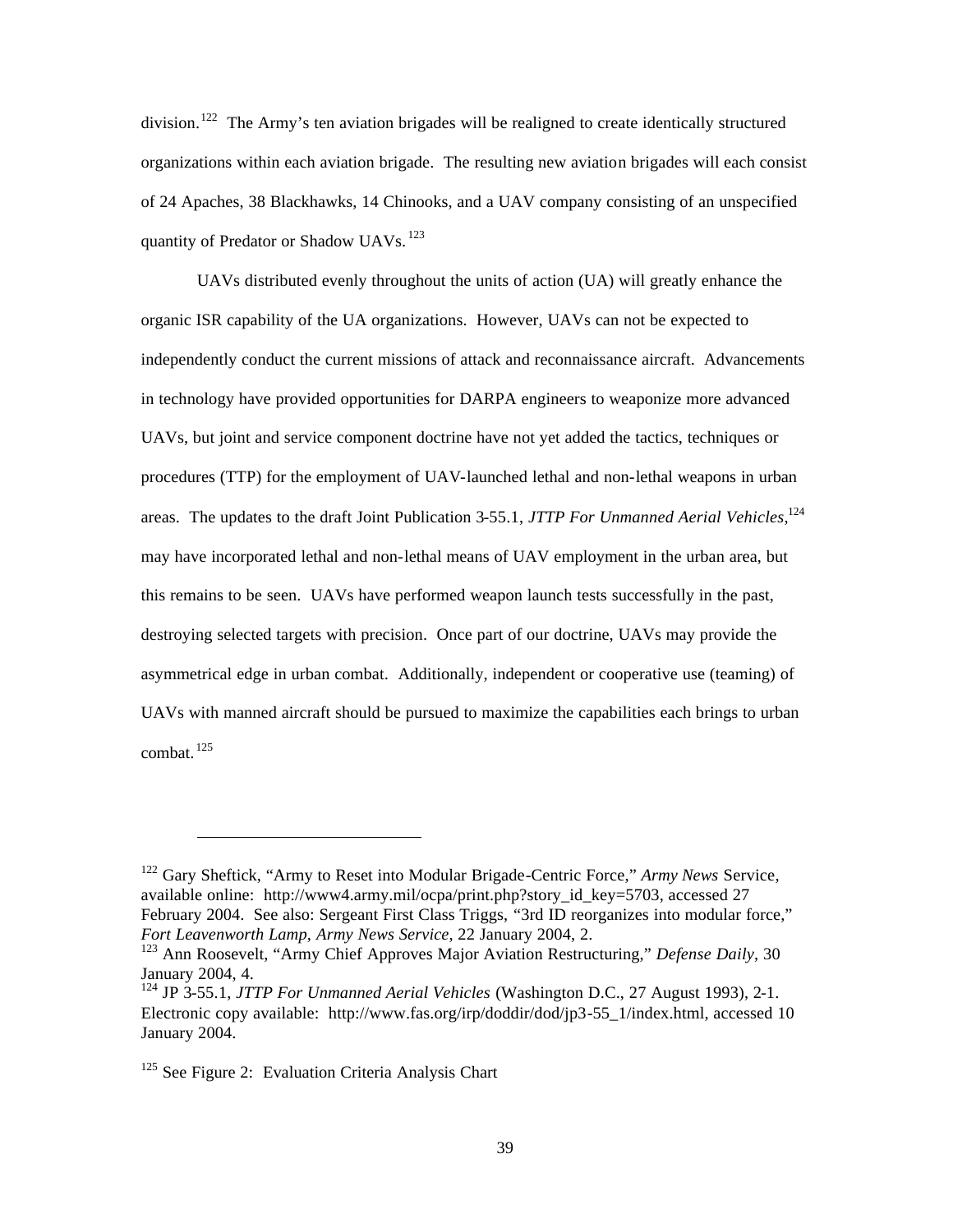division.[122] The Army's ten aviation brigades will be realigned to create identically structured organizations within each aviation brigade. The resulting new aviation brigades will each consist of 24 Apaches, 38 Blackhawks, 14 Chinooks, and a UAV company consisting of an unspecified quantity of Predator or Shadow UAVs.[123]

UAVs distributed evenly throughout the units of action (UA) will greatly enhance the organic ISR capability of the UA organizations. However, UAVs can not be expected to independently conduct the current missions of attack and reconnaissance aircraft. Advancements in technology have provided opportunities for DARPA engineers to weaponize more advanced UAVs, but joint and service component doctrine have not yet added the tactics, techniques or procedures (TTP) for the employment of UAV-launched lethal and non-lethal weapons in urban areas. The updates to the draft Joint Publication 3-55.1, *JTTP For Unmanned Aerial Vehicles*,[124] may have incorporated lethal and non-lethal means of UAV employment in the urban area, but this remains to be seen. UAVs have performed weapon launch tests successfully in the past, destroying selected targets with precision. Once part of our doctrine, UAVs may provide the asymmetrical edge in urban combat. Additionally, independent or cooperative use (teaming) of UAVs with manned aircraft should be pursued to maximize the capabilities each brings to urban combat.[125]

---

[122] Gary Sheftick, "Army to Reset into Modular Brigade-Centric Force," *Army News* Service, available online: http://www4.army.mil/ocpa/print.php?story_id_key=5703, accessed 27 February 2004. See also: Sergeant First Class Triggs, "3rd ID reorganizes into modular force," *Fort Leavenworth Lamp*, *Army News Service*, 22 January 2004, 2.

[123] Ann Roosevelt, "Army Chief Approves Major Aviation Restructuring," *Defense Daily*, 30 January 2004, 4.

[124] JP 3-55.1, *JTTP For Unmanned Aerial Vehicles* (Washington D.C., 27 August 1993), 2-1. Electronic copy available: http://www.fas.org/irp/doddir/dod/jp3-55_1/index.html, accessed 10 January 2004.

[125] See Figure 2: Evaluation Criteria Analysis Chart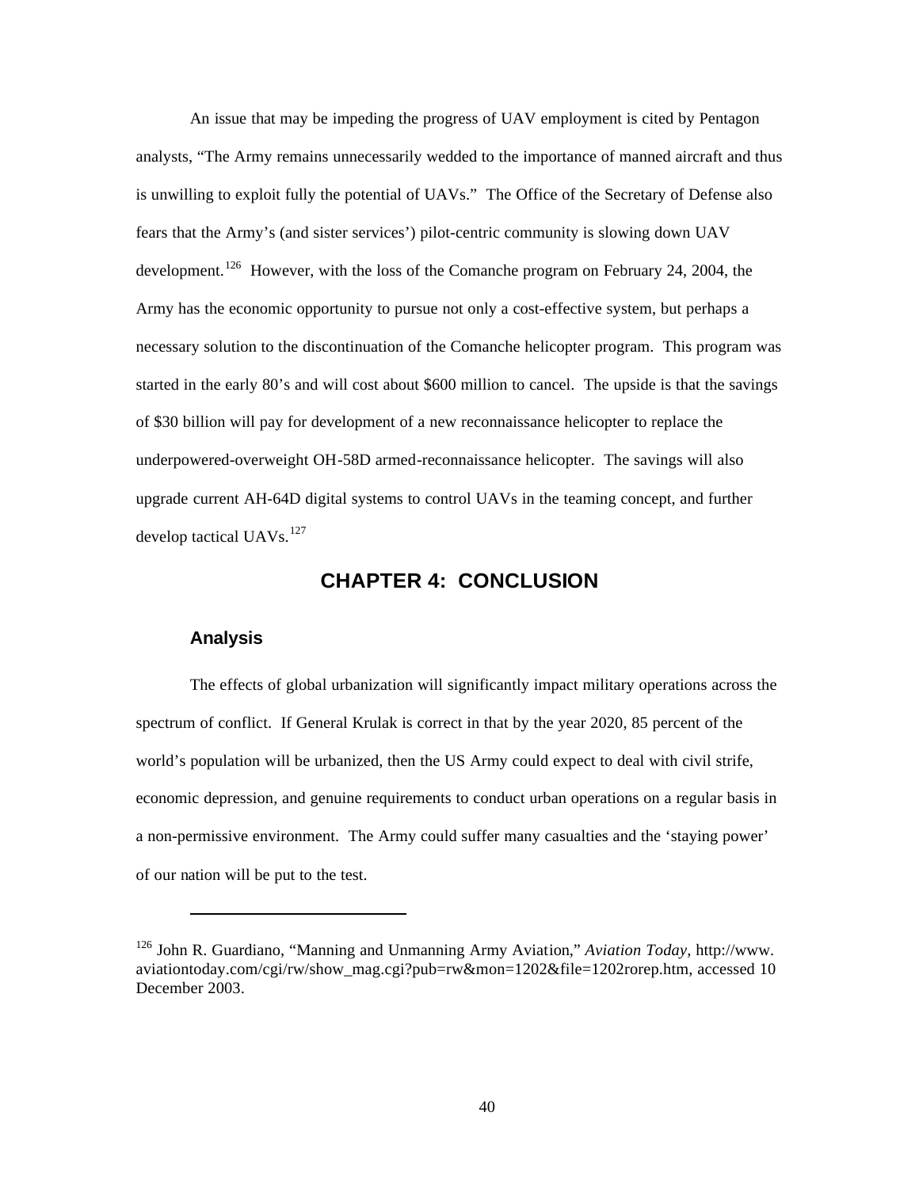An issue that may be impeding the progress of UAV employment is cited by Pentagon analysts, "The Army remains unnecessarily wedded to the importance of manned aircraft and thus is unwilling to exploit fully the potential of UAVs." The Office of the Secretary of Defense also fears that the Army's (and sister services') pilot-centric community is slowing down UAV development.[126] However, with the loss of the Comanche program on February 24, 2004, the Army has the economic opportunity to pursue not only a cost-effective system, but perhaps a necessary solution to the discontinuation of the Comanche helicopter program. This program was started in the early 80's and will cost about $600 million to cancel. The upside is that the savings of $30 billion will pay for development of a new reconnaissance helicopter to replace the underpowered-overweight OH-58D armed-reconnaissance helicopter. The savings will also upgrade current AH-64D digital systems to control UAVs in the teaming concept, and further develop tactical UAVs.[127]

# CHAPTER 4: CONCLUSION

## Analysis

The effects of global urbanization will significantly impact military operations across the spectrum of conflict. If General Krulak is correct in that by the year 2020, 85 percent of the world's population will be urbanized, then the US Army could expect to deal with civil strife, economic depression, and genuine requirements to conduct urban operations on a regular basis in a non-permissive environment. The Army could suffer many casualties and the 'staying power' of our nation will be put to the test.

---

[126] John R. Guardiano, "Manning and Unmanning Army Aviation," *Aviation Today,* http://www.aviationtoday.com/cgi/rw/show_mag.cgi?pub=rw&mon=1202&file=1202rorep.htm, accessed 10 December 2003.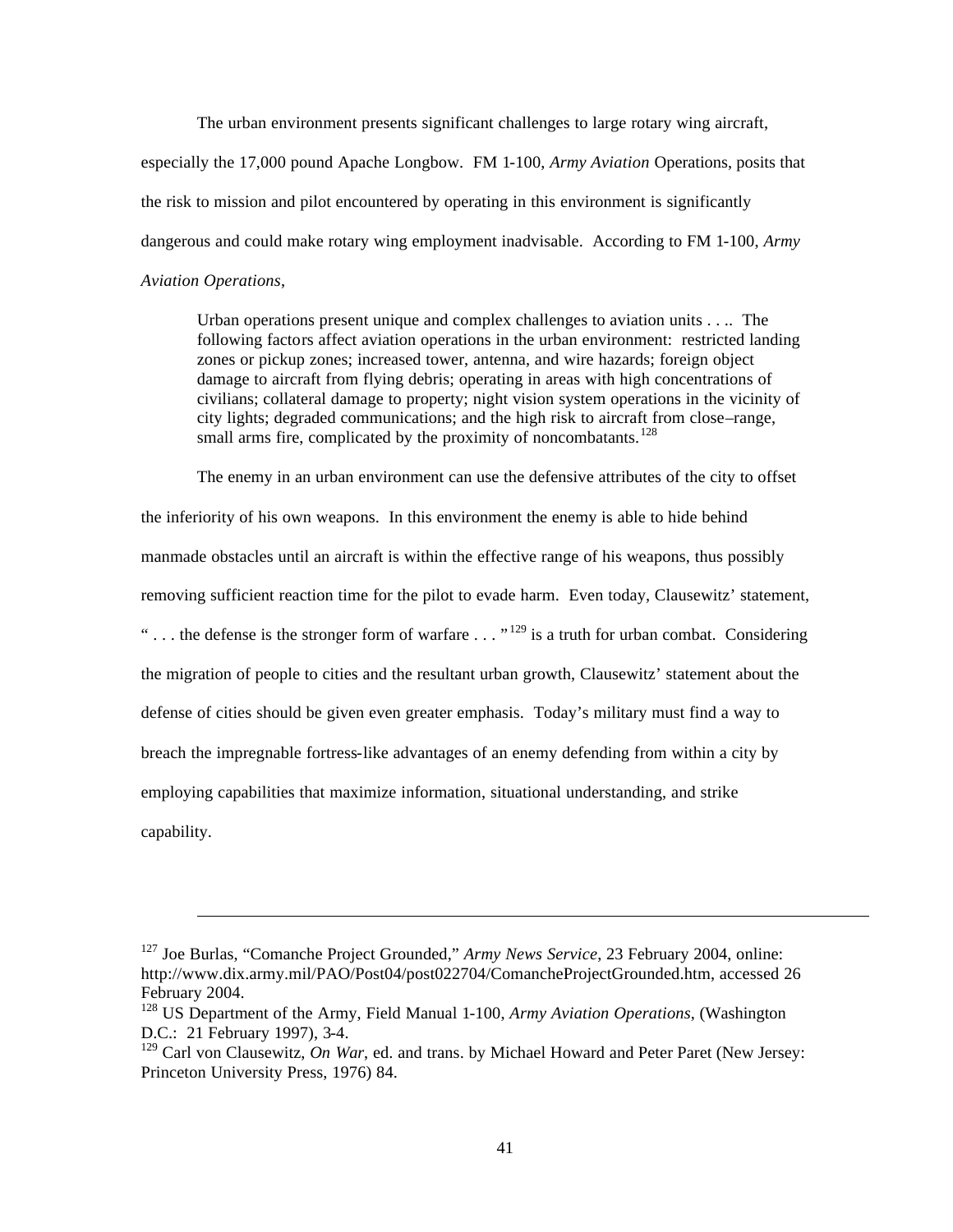The urban environment presents significant challenges to large rotary wing aircraft, especially the 17,000 pound Apache Longbow. FM 1-100, *Army Aviation* Operations, posits that the risk to mission and pilot encountered by operating in this environment is significantly dangerous and could make rotary wing employment inadvisable. According to FM 1-100, *Army Aviation Operations*,

> Urban operations present unique and complex challenges to aviation units . . .. The following factors affect aviation operations in the urban environment: restricted landing zones or pickup zones; increased tower, antenna, and wire hazards; foreign object damage to aircraft from flying debris; operating in areas with high concentrations of civilians; collateral damage to property; night vision system operations in the vicinity of city lights; degraded communications; and the high risk to aircraft from close–range, small arms fire, complicated by the proximity of noncombatants.[128]

The enemy in an urban environment can use the defensive attributes of the city to offset the inferiority of his own weapons. In this environment the enemy is able to hide behind manmade obstacles until an aircraft is within the effective range of his weapons, thus possibly removing sufficient reaction time for the pilot to evade harm. Even today, Clausewitz' statement, " . . . the defense is the stronger form of warfare . . . "[129] is a truth for urban combat. Considering the migration of people to cities and the resultant urban growth, Clausewitz' statement about the defense of cities should be given even greater emphasis. Today's military must find a way to breach the impregnable fortress-like advantages of an enemy defending from within a city by employing capabilities that maximize information, situational understanding, and strike capability.

---

[127] Joe Burlas, "Comanche Project Grounded," *Army News Service*, 23 February 2004, online: http://www.dix.army.mil/PAO/Post04/post022704/ComancheProjectGrounded.htm, accessed 26 February 2004.

[128] US Department of the Army, Field Manual 1-100, *Army Aviation Operations*, (Washington D.C.: 21 February 1997), 3-4.

[129] Carl von Clausewitz, *On War*, ed. and trans. by Michael Howard and Peter Paret (New Jersey: Princeton University Press, 1976) 84.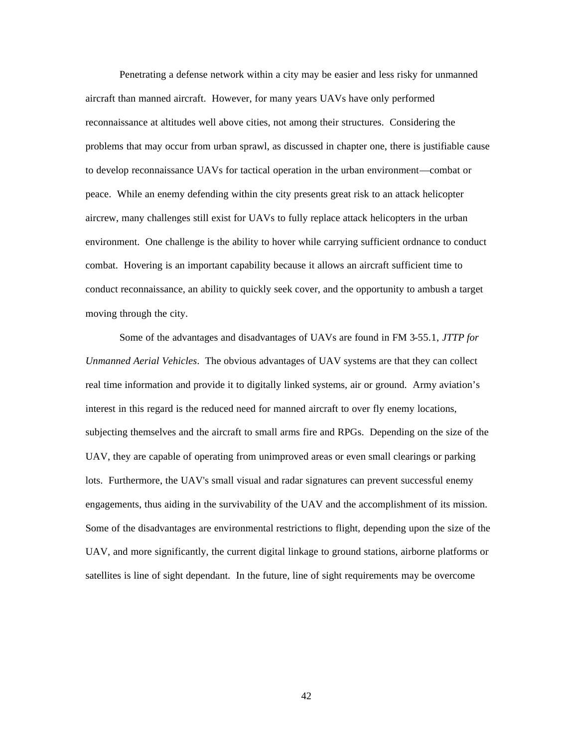Penetrating a defense network within a city may be easier and less risky for unmanned aircraft than manned aircraft. However, for many years UAVs have only performed reconnaissance at altitudes well above cities, not among their structures. Considering the problems that may occur from urban sprawl, as discussed in chapter one, there is justifiable cause to develop reconnaissance UAVs for tactical operation in the urban environment—combat or peace. While an enemy defending within the city presents great risk to an attack helicopter aircrew, many challenges still exist for UAVs to fully replace attack helicopters in the urban environment. One challenge is the ability to hover while carrying sufficient ordnance to conduct combat. Hovering is an important capability because it allows an aircraft sufficient time to conduct reconnaissance, an ability to quickly seek cover, and the opportunity to ambush a target moving through the city.

Some of the advantages and disadvantages of UAVs are found in FM 3-55.1, *JTTP for Unmanned Aerial Vehicles*. The obvious advantages of UAV systems are that they can collect real time information and provide it to digitally linked systems, air or ground. Army aviation's interest in this regard is the reduced need for manned aircraft to over fly enemy locations, subjecting themselves and the aircraft to small arms fire and RPGs. Depending on the size of the UAV, they are capable of operating from unimproved areas or even small clearings or parking lots. Furthermore, the UAV's small visual and radar signatures can prevent successful enemy engagements, thus aiding in the survivability of the UAV and the accomplishment of its mission. Some of the disadvantages are environmental restrictions to flight, depending upon the size of the UAV, and more significantly, the current digital linkage to ground stations, airborne platforms or satellites is line of sight dependant. In the future, line of sight requirements may be overcome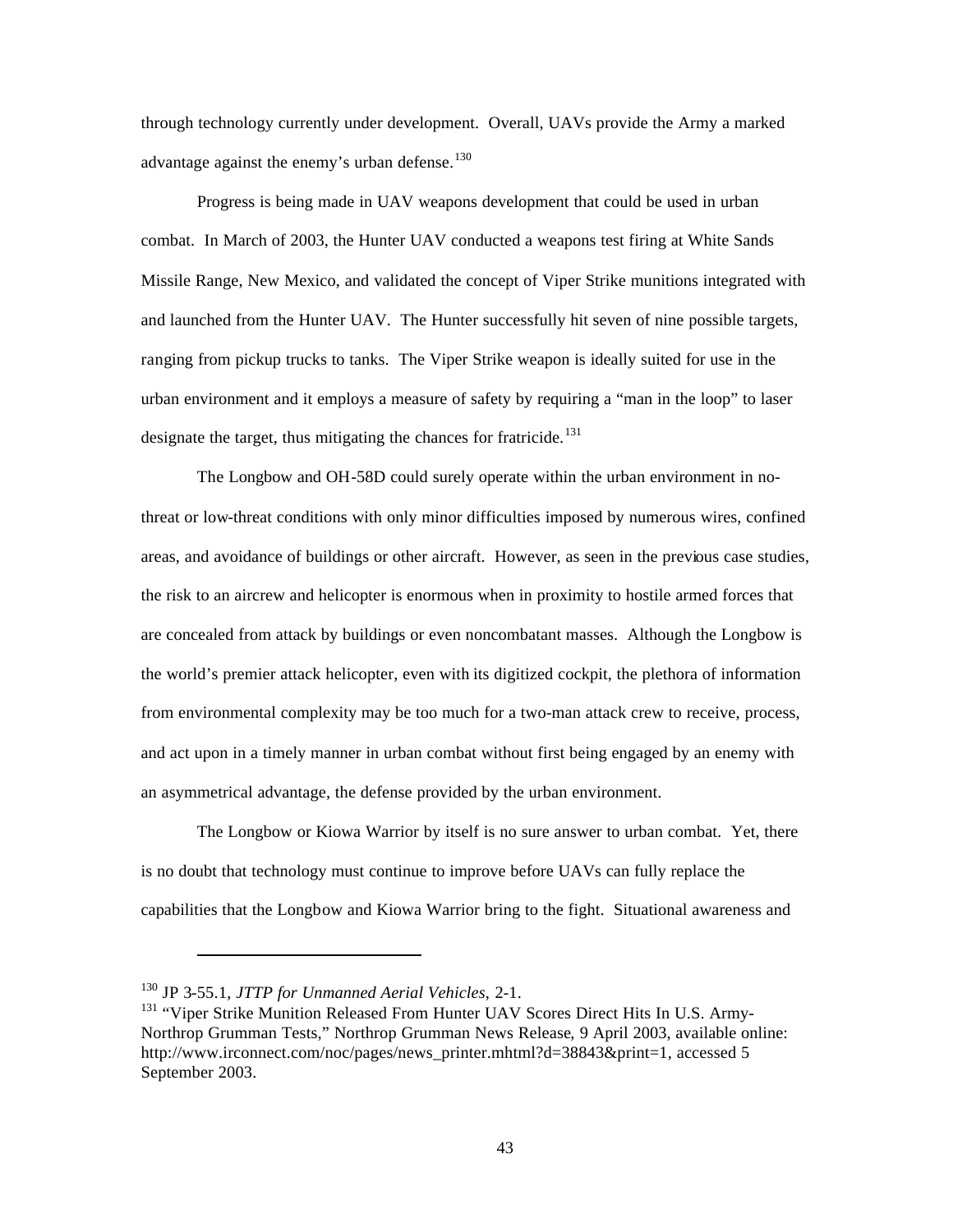through technology currently under development. Overall, UAVs provide the Army a marked advantage against the enemy's urban defense.[130]

Progress is being made in UAV weapons development that could be used in urban combat. In March of 2003, the Hunter UAV conducted a weapons test firing at White Sands Missile Range, New Mexico, and validated the concept of Viper Strike munitions integrated with and launched from the Hunter UAV. The Hunter successfully hit seven of nine possible targets, ranging from pickup trucks to tanks. The Viper Strike weapon is ideally suited for use in the urban environment and it employs a measure of safety by requiring a "man in the loop" to laser designate the target, thus mitigating the chances for fratricide.[131]

The Longbow and OH-58D could surely operate within the urban environment in no-threat or low-threat conditions with only minor difficulties imposed by numerous wires, confined areas, and avoidance of buildings or other aircraft. However, as seen in the previous case studies, the risk to an aircrew and helicopter is enormous when in proximity to hostile armed forces that are concealed from attack by buildings or even noncombatant masses. Although the Longbow is the world's premier attack helicopter, even with its digitized cockpit, the plethora of information from environmental complexity may be too much for a two-man attack crew to receive, process, and act upon in a timely manner in urban combat without first being engaged by an enemy with an asymmetrical advantage, the defense provided by the urban environment.

The Longbow or Kiowa Warrior by itself is no sure answer to urban combat. Yet, there is no doubt that technology must continue to improve before UAVs can fully replace the capabilities that the Longbow and Kiowa Warrior bring to the fight. Situational awareness and

---

[130] JP 3-55.1, *JTTP for Unmanned Aerial Vehicles*, 2-1.

[131] "Viper Strike Munition Released From Hunter UAV Scores Direct Hits In U.S. Army-Northrop Grumman Tests," Northrop Grumman News Release, 9 April 2003, available online: http://www.irconnect.com/noc/pages/news_printer.mhtml?d=38843&print=1, accessed 5 September 2003.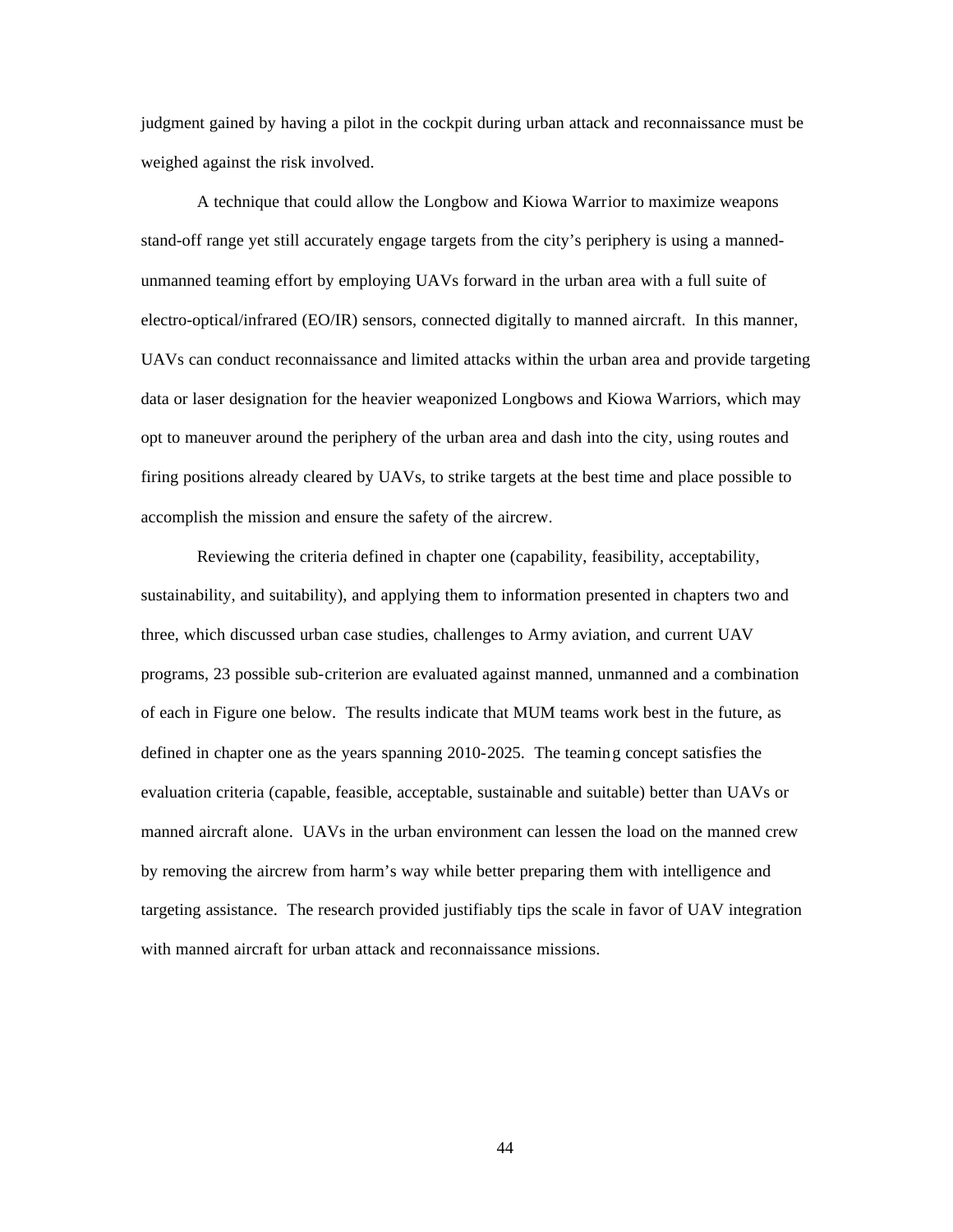judgment gained by having a pilot in the cockpit during urban attack and reconnaissance must be weighed against the risk involved.

A technique that could allow the Longbow and Kiowa Warrior to maximize weapons stand-off range yet still accurately engage targets from the city's periphery is using a manned-unmanned teaming effort by employing UAVs forward in the urban area with a full suite of electro-optical/infrared (EO/IR) sensors, connected digitally to manned aircraft. In this manner, UAVs can conduct reconnaissance and limited attacks within the urban area and provide targeting data or laser designation for the heavier weaponized Longbows and Kiowa Warriors, which may opt to maneuver around the periphery of the urban area and dash into the city, using routes and firing positions already cleared by UAVs, to strike targets at the best time and place possible to accomplish the mission and ensure the safety of the aircrew.

Reviewing the criteria defined in chapter one (capability, feasibility, acceptability, sustainability, and suitability), and applying them to information presented in chapters two and three, which discussed urban case studies, challenges to Army aviation, and current UAV programs, 23 possible sub-criterion are evaluated against manned, unmanned and a combination of each in Figure one below. The results indicate that MUM teams work best in the future, as defined in chapter one as the years spanning 2010-2025. The teaming concept satisfies the evaluation criteria (capable, feasible, acceptable, sustainable and suitable) better than UAVs or manned aircraft alone. UAVs in the urban environment can lessen the load on the manned crew by removing the aircrew from harm's way while better preparing them with intelligence and targeting assistance. The research provided justifiably tips the scale in favor of UAV integration with manned aircraft for urban attack and reconnaissance missions.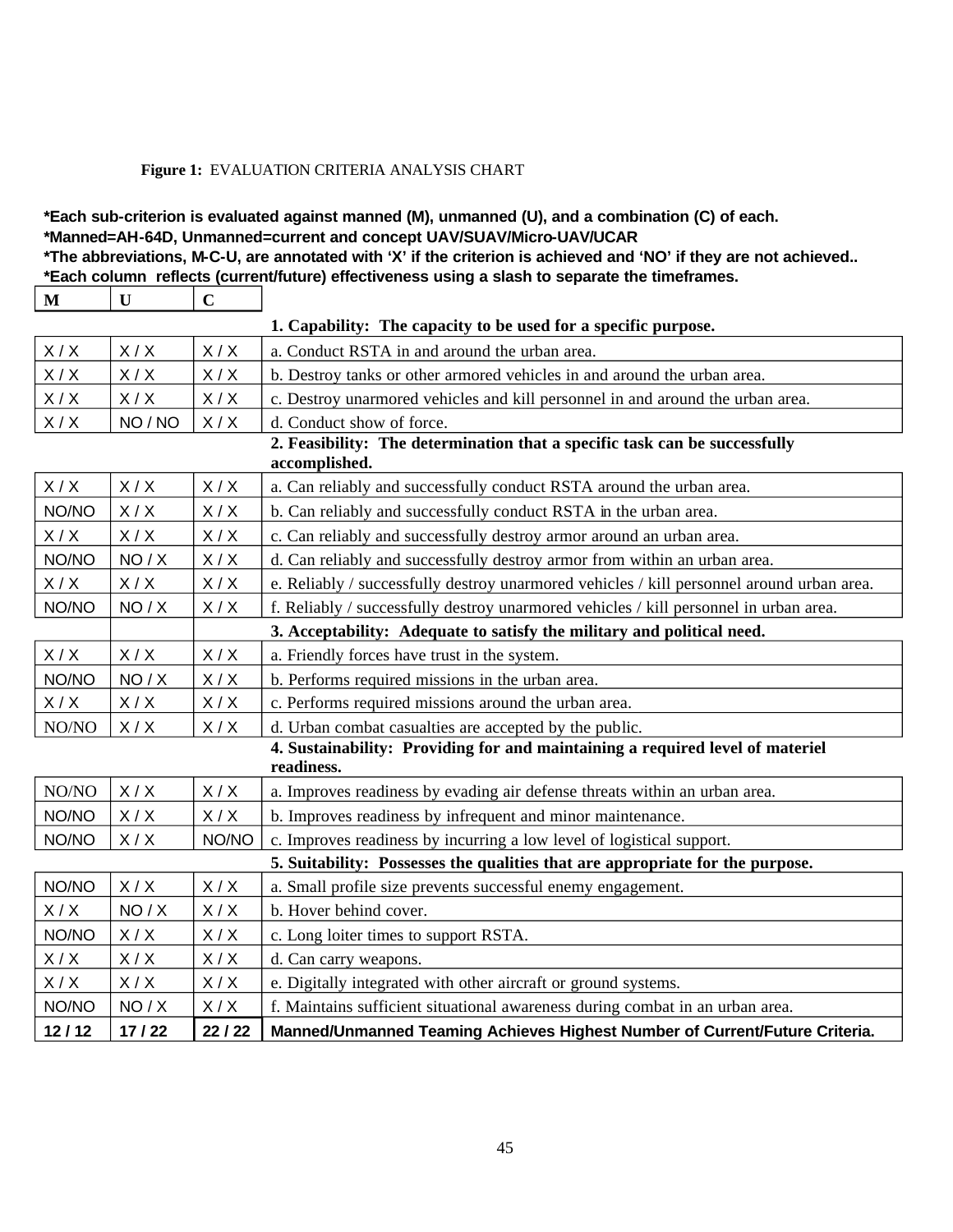**Figure 1:** EVALUATION CRITERIA ANALYSIS CHART

**\*Each sub-criterion is evaluated against manned (M), unmanned (U), and a combination (C) of each.**
**\*Manned=AH-64D, Unmanned=current and concept UAV/SUAV/Micro-UAV/UCAR**
**\*The abbreviations, M-C-U, are annotated with 'X' if the criterion is achieved and 'NO' if they are not achieved..**
**\*Each column reflects (current/future) effectiveness using a slash to separate the timeframes.**

| M | U | C | |
|---|---|---|---|
| | | | **1. Capability: The capacity to be used for a specific purpose.** |
| X / X | X / X | X / X | a. Conduct RSTA in and around the urban area. |
| X / X | X / X | X / X | b. Destroy tanks or other armored vehicles in and around the urban area. |
| X / X | X / X | X / X | c. Destroy unarmored vehicles and kill personnel in and around the urban area. |
| X / X | NO / NO | X / X | d. Conduct show of force. |
| | | | **2. Feasibility: The determination that a specific task can be successfully accomplished.** |
| X / X | X / X | X / X | a. Can reliably and successfully conduct RSTA around the urban area. |
| NO/NO | X / X | X / X | b. Can reliably and successfully conduct RSTA in the urban area. |
| X / X | X / X | X / X | c. Can reliably and successfully destroy armor around an urban area. |
| NO/NO | NO / X | X / X | d. Can reliably and successfully destroy armor from within an urban area. |
| X / X | X / X | X / X | e. Reliably / successfully destroy unarmored vehicles / kill personnel around urban area. |
| NO/NO | NO / X | X / X | f. Reliably / successfully destroy unarmored vehicles / kill personnel in urban area. |
| | | | **3. Acceptability: Adequate to satisfy the military and political need.** |
| X / X | X / X | X / X | a. Friendly forces have trust in the system. |
| NO/NO | NO / X | X / X | b. Performs required missions in the urban area. |
| X / X | X / X | X / X | c. Performs required missions around the urban area. |
| NO/NO | X / X | X / X | d. Urban combat casualties are accepted by the public. |
| | | | **4. Sustainability: Providing for and maintaining a required level of materiel readiness.** |
| NO/NO | X / X | X / X | a. Improves readiness by evading air defense threats within an urban area. |
| NO/NO | X / X | X / X | b. Improves readiness by infrequent and minor maintenance. |
| NO/NO | X / X | NO/NO | c. Improves readiness by incurring a low level of logistical support. |
| | | | **5. Suitability: Possesses the qualities that are appropriate for the purpose.** |
| NO/NO | X / X | X / X | a. Small profile size prevents successful enemy engagement. |
| X / X | NO / X | X / X | b. Hover behind cover. |
| NO/NO | X / X | X / X | c. Long loiter times to support RSTA. |
| X / X | X / X | X / X | d. Can carry weapons. |
| X / X | X / X | X / X | e. Digitally integrated with other aircraft or ground systems. |
| NO/NO | NO / X | X / X | f. Maintains sufficient situational awareness during combat in an urban area. |
| **12 / 12** | **17 / 22** | **22 / 22** | **Manned/Unmanned Teaming Achieves Highest Number of Current/Future Criteria.** |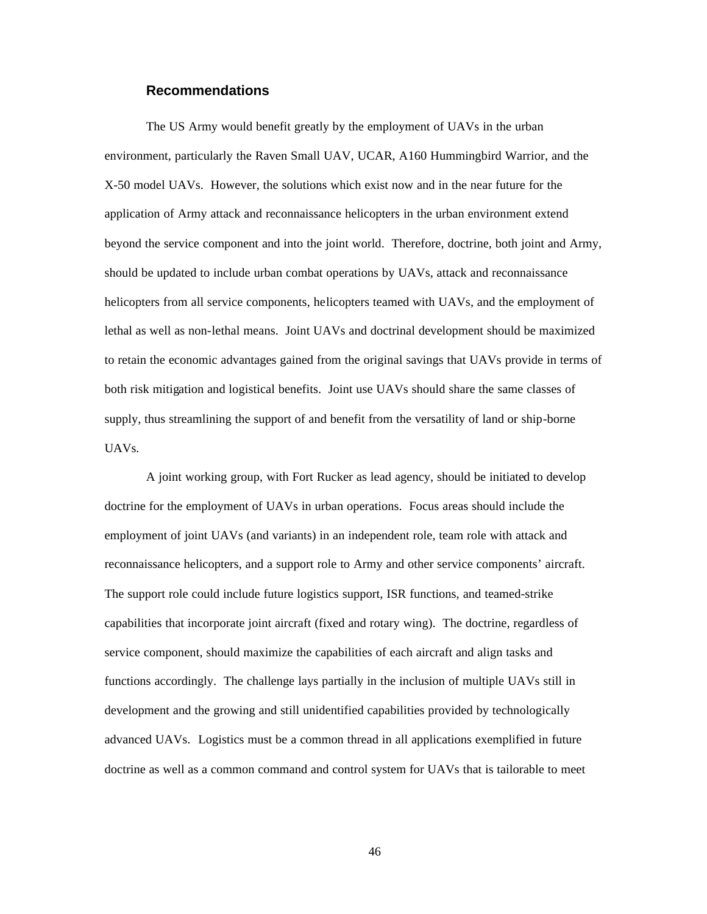## Recommendations

The US Army would benefit greatly by the employment of UAVs in the urban environment, particularly the Raven Small UAV, UCAR, A160 Hummingbird Warrior, and the X-50 model UAVs. However, the solutions which exist now and in the near future for the application of Army attack and reconnaissance helicopters in the urban environment extend beyond the service component and into the joint world. Therefore, doctrine, both joint and Army, should be updated to include urban combat operations by UAVs, attack and reconnaissance helicopters from all service components, helicopters teamed with UAVs, and the employment of lethal as well as non-lethal means. Joint UAVs and doctrinal development should be maximized to retain the economic advantages gained from the original savings that UAVs provide in terms of both risk mitigation and logistical benefits. Joint use UAVs should share the same classes of supply, thus streamlining the support of and benefit from the versatility of land or ship-borne UAVs.

A joint working group, with Fort Rucker as lead agency, should be initiated to develop doctrine for the employment of UAVs in urban operations. Focus areas should include the employment of joint UAVs (and variants) in an independent role, team role with attack and reconnaissance helicopters, and a support role to Army and other service components' aircraft. The support role could include future logistics support, ISR functions, and teamed-strike capabilities that incorporate joint aircraft (fixed and rotary wing). The doctrine, regardless of service component, should maximize the capabilities of each aircraft and align tasks and functions accordingly. The challenge lays partially in the inclusion of multiple UAVs still in development and the growing and still unidentified capabilities provided by technologically advanced UAVs. Logistics must be a common thread in all applications exemplified in future doctrine as well as a common command and control system for UAVs that is tailorable to meet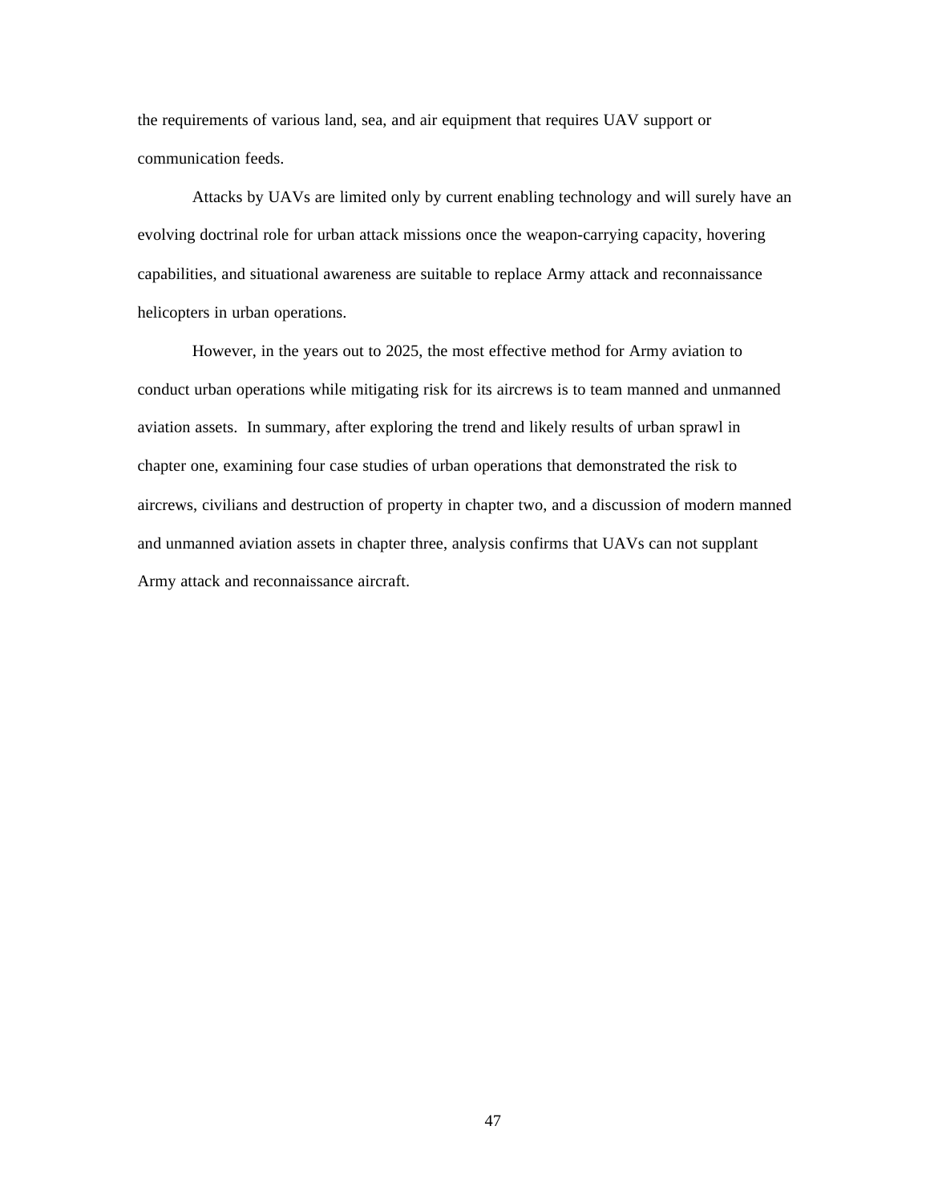the requirements of various land, sea, and air equipment that requires UAV support or communication feeds.

Attacks by UAVs are limited only by current enabling technology and will surely have an evolving doctrinal role for urban attack missions once the weapon-carrying capacity, hovering capabilities, and situational awareness are suitable to replace Army attack and reconnaissance helicopters in urban operations.

However, in the years out to 2025, the most effective method for Army aviation to conduct urban operations while mitigating risk for its aircrews is to team manned and unmanned aviation assets. In summary, after exploring the trend and likely results of urban sprawl in chapter one, examining four case studies of urban operations that demonstrated the risk to aircrews, civilians and destruction of property in chapter two, and a discussion of modern manned and unmanned aviation assets in chapter three, analysis confirms that UAVs can not supplant Army attack and reconnaissance aircraft.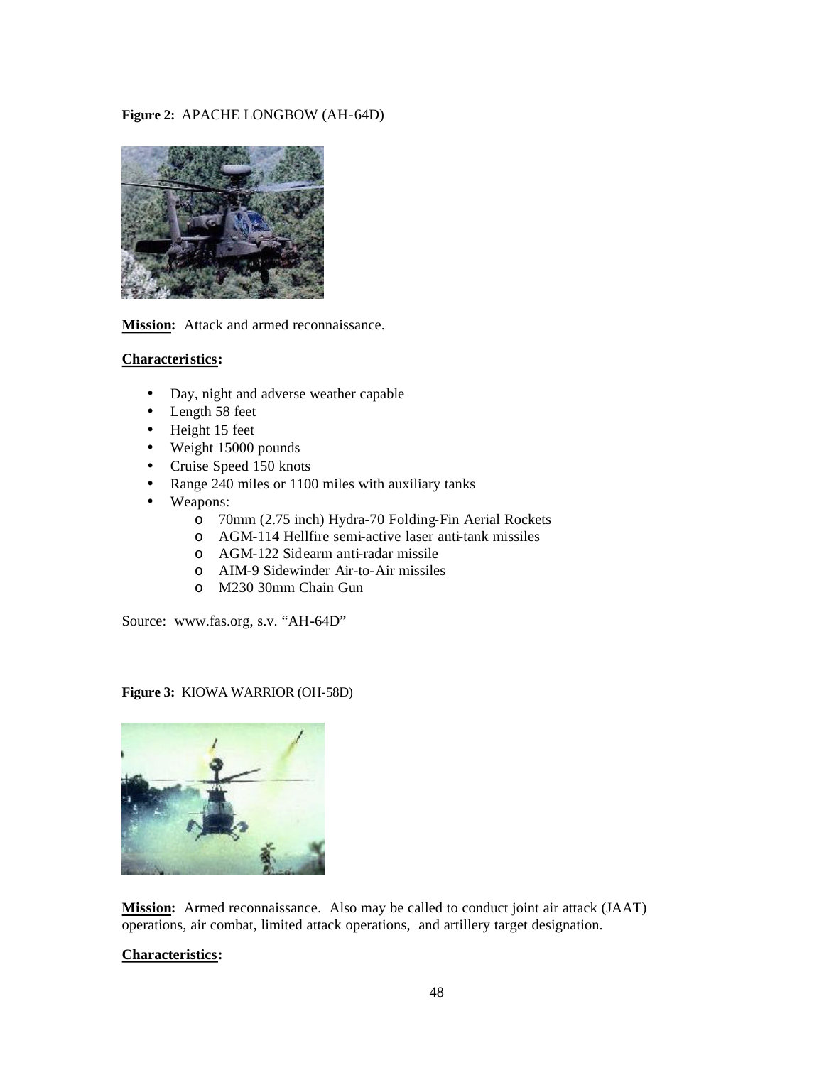**Figure 2:** APACHE LONGBOW (AH-64D)

**Mission:** Attack and armed reconnaissance.

**Characteristics:**

- Day, night and adverse weather capable
- Length 58 feet
- Height 15 feet
- Weight 15000 pounds
- Cruise Speed 150 knots
- Range 240 miles or 1100 miles with auxiliary tanks
- Weapons:
    - 70mm (2.75 inch) Hydra-70 Folding-Fin Aerial Rockets
    - AGM-114 Hellfire semi-active laser anti-tank missiles
    - AGM-122 Sidearm anti-radar missile
    - AIM-9 Sidewinder Air-to-Air missiles
    - M230 30mm Chain Gun

Source: www.fas.org, s.v. "AH-64D"

**Figure 3:** KIOWA WARRIOR (OH-58D)

**Mission:** Armed reconnaissance. Also may be called to conduct joint air attack (JAAT) operations, air combat, limited attack operations, and artillery target designation.

**Characteristics:**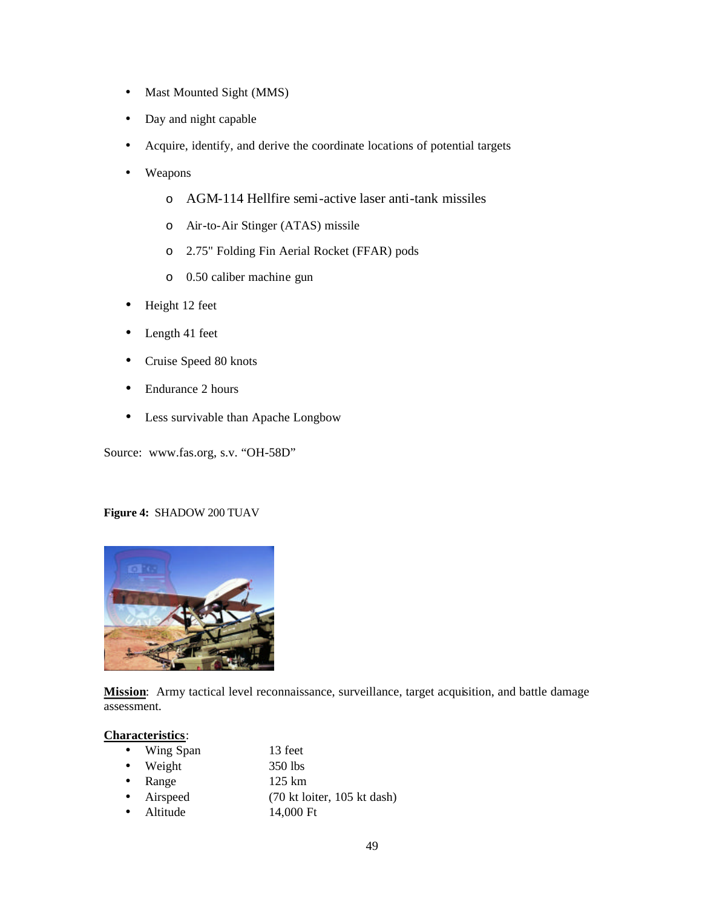- Mast Mounted Sight (MMS)
- Day and night capable
- Acquire, identify, and derive the coordinate locations of potential targets
- Weapons
  - AGM-114 Hellfire semi-active laser anti-tank missiles
  - Air-to-Air Stinger (ATAS) missile
  - 2.75" Folding Fin Aerial Rocket (FFAR) pods
  - 0.50 caliber machine gun
- Height 12 feet
- Length 41 feet
- Cruise Speed 80 knots
- Endurance 2 hours
- Less survivable than Apache Longbow

Source: www.fas.org, s.v. "OH-58D"

**Figure 4:** SHADOW 200 TUAV

**Mission**: Army tactical level reconnaissance, surveillance, target acquisition, and battle damage assessment.

**Characteristics**:

- Wing Span 13 feet
- Weight 350 lbs
- Range 125 km
- Airspeed (70 kt loiter, 105 kt dash)
- Altitude 14,000 Ft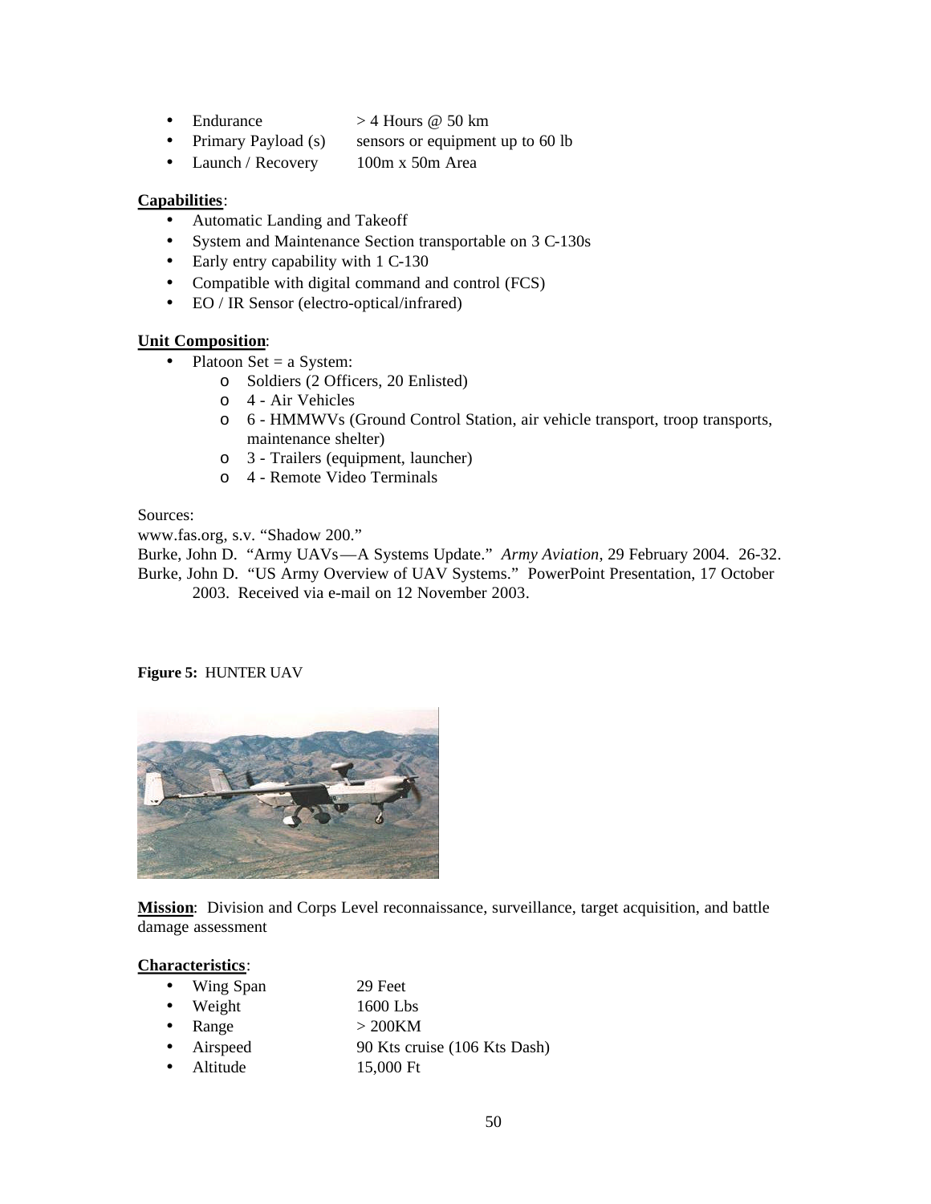- Endurance > 4 Hours @ 50 km
- Primary Payload (s) sensors or equipment up to 60 lb
- Launch / Recovery 100m x 50m Area

**Capabilities**:

- Automatic Landing and Takeoff
- System and Maintenance Section transportable on 3 C-130s
- Early entry capability with 1 C-130
- Compatible with digital command and control (FCS)
- EO / IR Sensor (electro-optical/infrared)

**Unit Composition**:

- Platoon Set = a System:
  - Soldiers (2 Officers, 20 Enlisted)
  - 4 - Air Vehicles
  - 6 - HMMWVs (Ground Control Station, air vehicle transport, troop transports, maintenance shelter)
  - 3 - Trailers (equipment, launcher)
  - 4 - Remote Video Terminals

Sources:

www.fas.org, s.v. "Shadow 200."

Burke, John D. "Army UAVs—A Systems Update." *Army Aviation*, 29 February 2004. 26-32.

Burke, John D. "US Army Overview of UAV Systems." PowerPoint Presentation, 17 October 2003. Received via e-mail on 12 November 2003.

**Figure 5:** HUNTER UAV

**Mission**: Division and Corps Level reconnaissance, surveillance, target acquisition, and battle damage assessment

**Characteristics**:

- Wing Span 29 Feet
- Weight 1600 Lbs
- Range > 200KM
- Airspeed 90 Kts cruise (106 Kts Dash)
- Altitude 15,000 Ft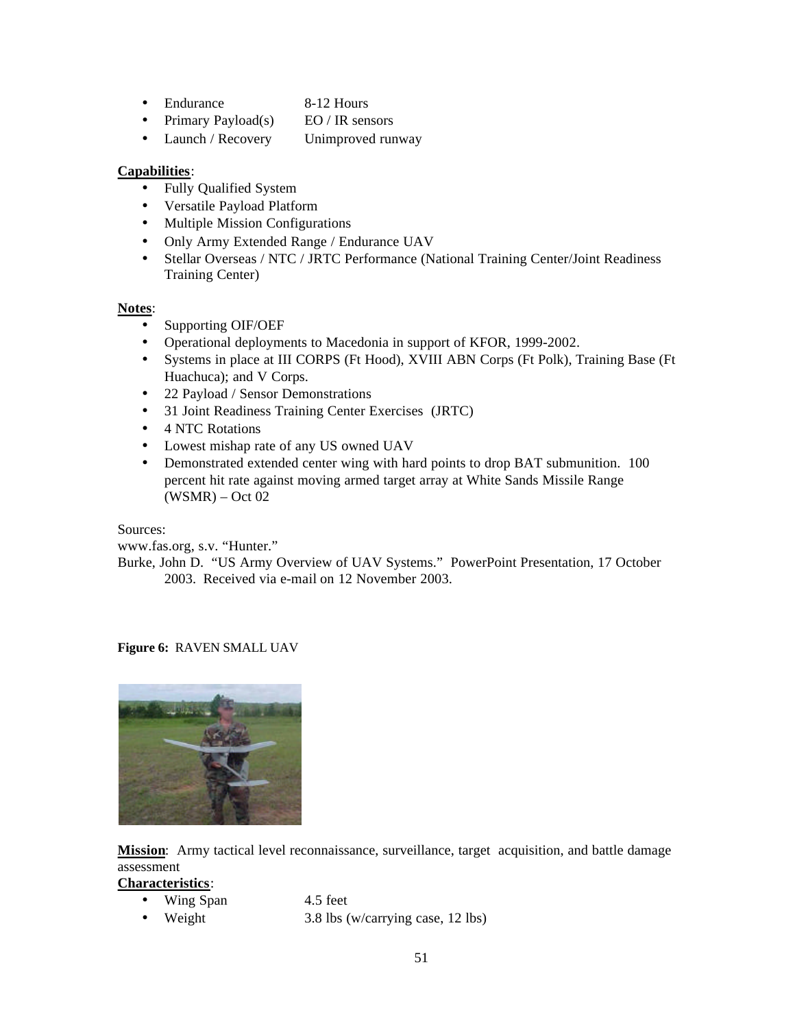- Endurance 8-12 Hours
- Primary Payload(s) EO / IR sensors
- Launch / Recovery Unimproved runway

**Capabilities**:

- Fully Qualified System
- Versatile Payload Platform
- Multiple Mission Configurations
- Only Army Extended Range / Endurance UAV
- Stellar Overseas / NTC / JRTC Performance (National Training Center/Joint Readiness Training Center)

**Notes**:

- Supporting OIF/OEF
- Operational deployments to Macedonia in support of KFOR, 1999-2002.
- Systems in place at III CORPS (Ft Hood), XVIII ABN Corps (Ft Polk), Training Base (Ft Huachuca); and V Corps.
- 22 Payload / Sensor Demonstrations
- 31 Joint Readiness Training Center Exercises (JRTC)
- 4 NTC Rotations
- Lowest mishap rate of any US owned UAV
- Demonstrated extended center wing with hard points to drop BAT submunition. 100 percent hit rate against moving armed target array at White Sands Missile Range (WSMR) – Oct 02

Sources:

www.fas.org, s.v. "Hunter."

Burke, John D. "US Army Overview of UAV Systems." PowerPoint Presentation, 17 October 2003. Received via e-mail on 12 November 2003.

**Figure 6:** RAVEN SMALL UAV

**Mission**: Army tactical level reconnaissance, surveillance, target acquisition, and battle damage assessment

**Characteristics**:

- Wing Span 4.5 feet
- Weight 3.8 lbs (w/carrying case, 12 lbs)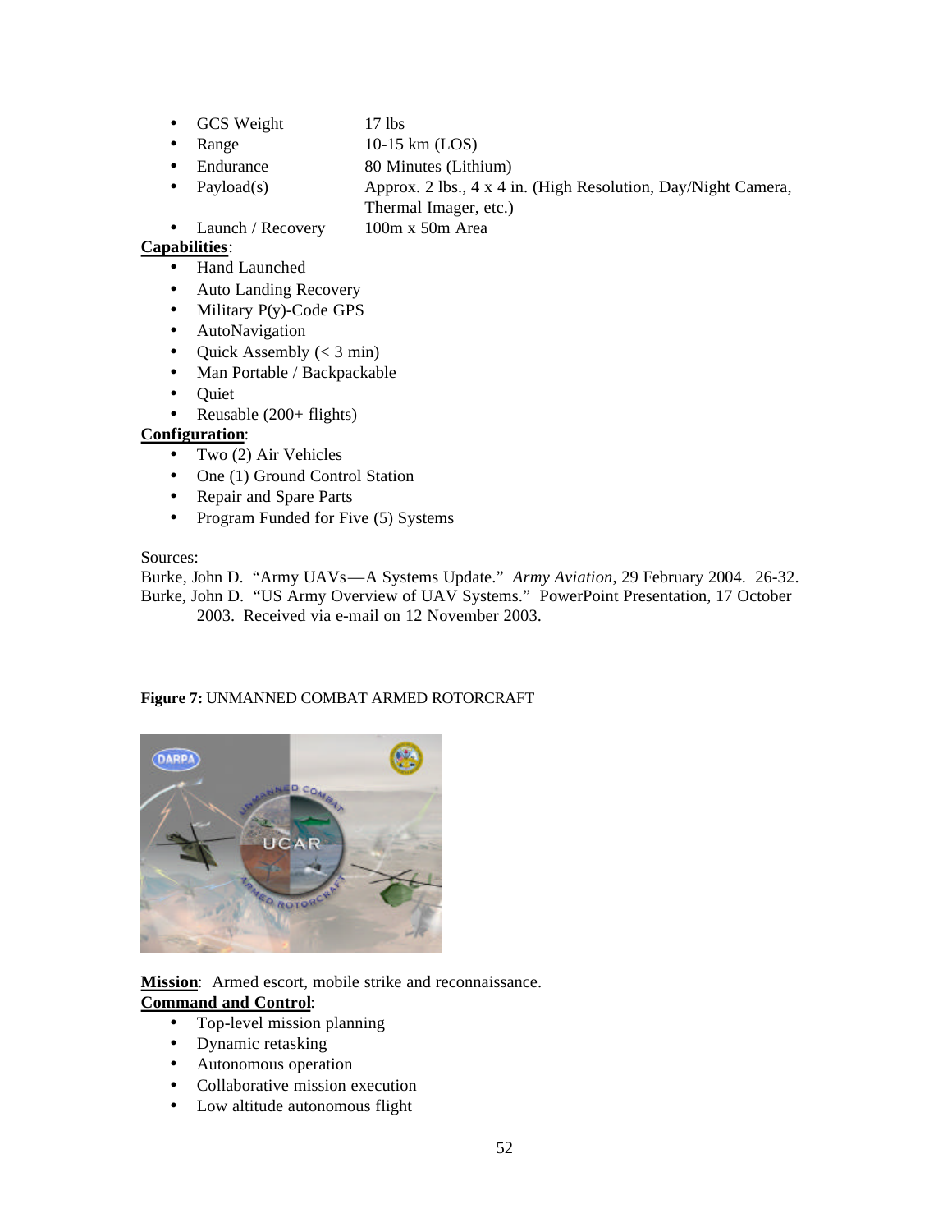- GCS Weight 17 lbs
- Range 10-15 km (LOS)
- Endurance 80 Minutes (Lithium)
- Payload(s) Approx. 2 lbs., 4 x 4 in. (High Resolution, Day/Night Camera, Thermal Imager, etc.)
- Launch / Recovery 100m x 50m Area

**Capabilities**:

- Hand Launched
- Auto Landing Recovery
- Military P(y)-Code GPS
- AutoNavigation
- Quick Assembly (< 3 min)
- Man Portable / Backpackable
- Quiet
- Reusable (200+ flights)

**Configuration**:

- Two (2) Air Vehicles
- One (1) Ground Control Station
- Repair and Spare Parts
- Program Funded for Five (5) Systems

Sources:
Burke, John D. "Army UAVs—A Systems Update." *Army Aviation*, 29 February 2004. 26-32.
Burke, John D. "US Army Overview of UAV Systems." PowerPoint Presentation, 17 October 2003. Received via e-mail on 12 November 2003.

**Figure 7:** UNMANNED COMBAT ARMED ROTORCRAFT

**Mission**: Armed escort, mobile strike and reconnaissance.

**Command and Control**:

- Top-level mission planning
- Dynamic retasking
- Autonomous operation
- Collaborative mission execution
- Low altitude autonomous flight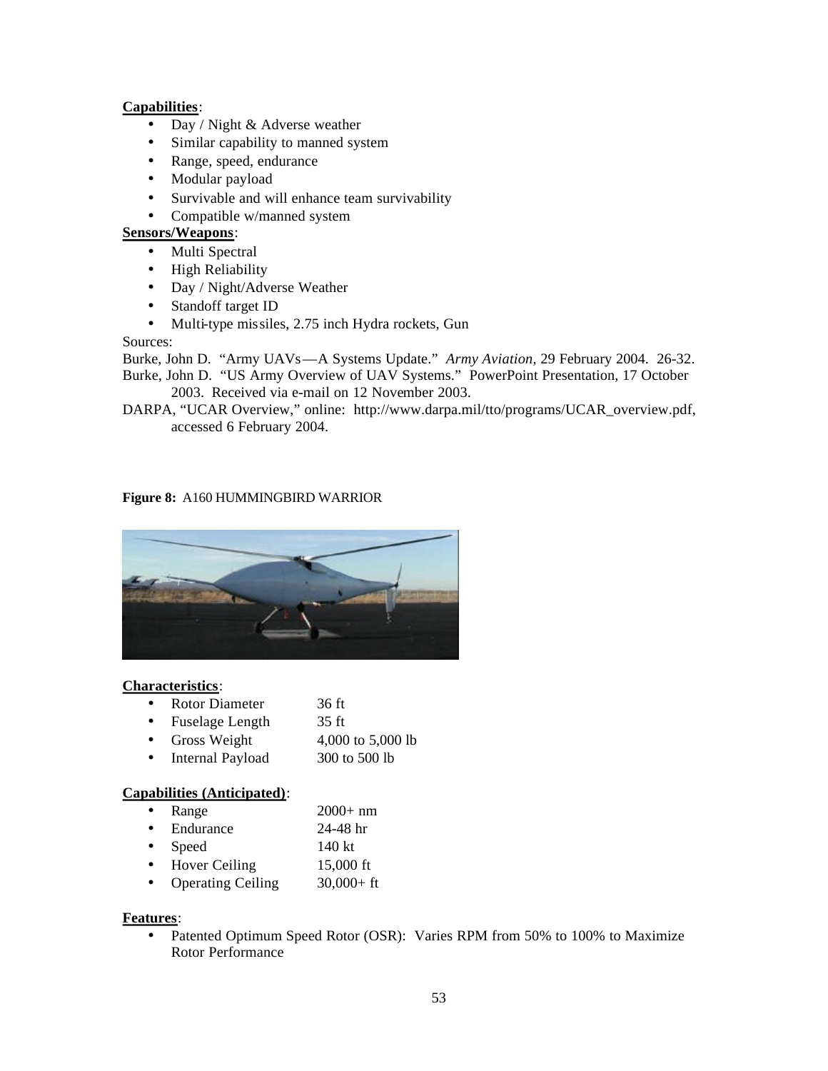**Capabilities**:

- Day / Night & Adverse weather
- Similar capability to manned system
- Range, speed, endurance
- Modular payload
- Survivable and will enhance team survivability
- Compatible w/manned system

**Sensors/Weapons**:

- Multi Spectral
- High Reliability
- Day / Night/Adverse Weather
- Standoff target ID
- Multi-type missiles, 2.75 inch Hydra rockets, Gun

Sources:

Burke, John D. "Army UAVs—A Systems Update." *Army Aviation*, 29 February 2004. 26-32.

Burke, John D. "US Army Overview of UAV Systems." PowerPoint Presentation, 17 October 2003. Received via e-mail on 12 November 2003.

DARPA, "UCAR Overview," online: http://www.darpa.mil/tto/programs/UCAR_overview.pdf, accessed 6 February 2004.

**Figure 8:** A160 HUMMINGBIRD WARRIOR

**Characteristics**:

- Rotor Diameter 36 ft
- Fuselage Length 35 ft
- Gross Weight 4,000 to 5,000 lb
- Internal Payload 300 to 500 lb

**Capabilities (Anticipated)**:

- Range 2000+ nm
- Endurance 24-48 hr
- Speed 140 kt
- Hover Ceiling 15,000 ft
- Operating Ceiling 30,000+ ft

**Features**:

- Patented Optimum Speed Rotor (OSR): Varies RPM from 50% to 100% to Maximize Rotor Performance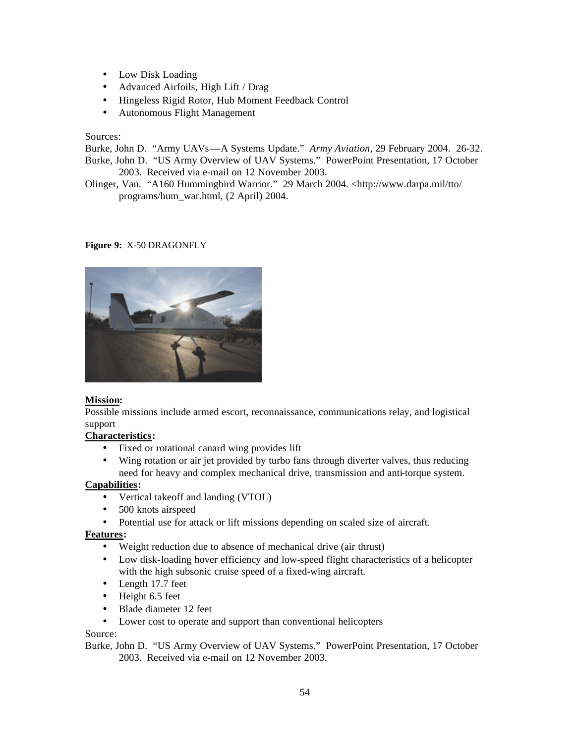- Low Disk Loading
- Advanced Airfoils, High Lift / Drag
- Hingeless Rigid Rotor, Hub Moment Feedback Control
- Autonomous Flight Management

Sources:

Burke, John D. "Army UAVs—A Systems Update." *Army Aviation*, 29 February 2004. 26-32.

Burke, John D. "US Army Overview of UAV Systems." PowerPoint Presentation, 17 October 2003. Received via e-mail on 12 November 2003.

Olinger, Van. "A160 Hummingbird Warrior." 29 March 2004. <http://www.darpa.mil/tto/programs/hum_war.html, (2 April) 2004.

**Figure 9:** X-50 DRAGONFLY

**<u>Mission</u>:**
Possible missions include armed escort, reconnaissance, communications relay, and logistical support

**<u>Characteristics</u>:**

- Fixed or rotational canard wing provides lift
- Wing rotation or air jet provided by turbo fans through diverter valves, thus reducing need for heavy and complex mechanical drive, transmission and anti-torque system.

**<u>Capabilities</u>:**

- Vertical takeoff and landing (VTOL)
- 500 knots airspeed
- Potential use for attack or lift missions depending on scaled size of aircraft.

**<u>Features</u>:**

- Weight reduction due to absence of mechanical drive (air thrust)
- Low disk-loading hover efficiency and low-speed flight characteristics of a helicopter with the high subsonic cruise speed of a fixed-wing aircraft.
- Length 17.7 feet
- Height 6.5 feet
- Blade diameter 12 feet
- Lower cost to operate and support than conventional helicopters

Source:

Burke, John D. "US Army Overview of UAV Systems." PowerPoint Presentation, 17 October 2003. Received via e-mail on 12 November 2003.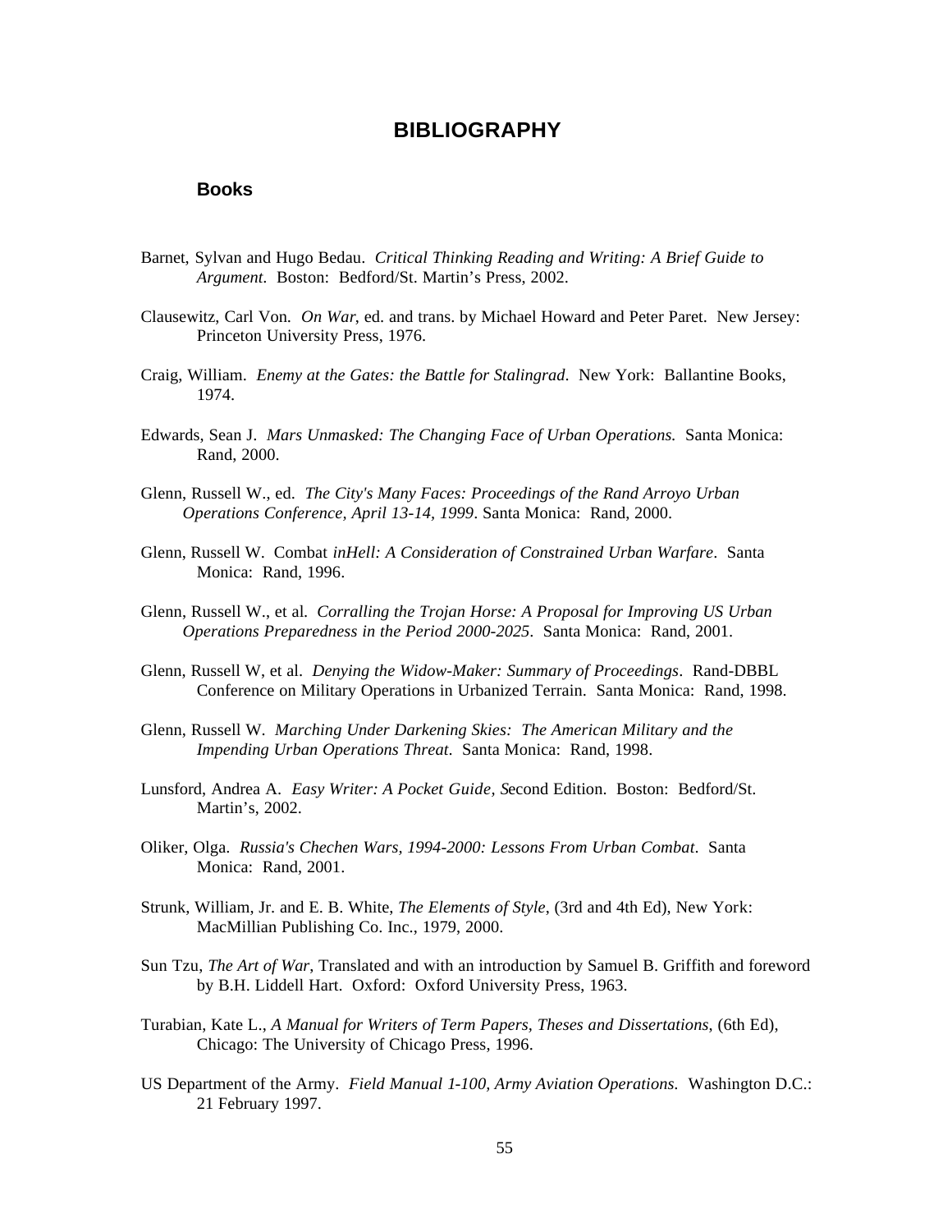# BIBLIOGRAPHY

## Books

Barnet, Sylvan and Hugo Bedau. *Critical Thinking Reading and Writing: A Brief Guide to Argument*. Boston: Bedford/St. Martin's Press, 2002.

Clausewitz, Carl Von. *On War*, ed. and trans. by Michael Howard and Peter Paret. New Jersey: Princeton University Press, 1976.

Craig, William. *Enemy at the Gates: the Battle for Stalingrad*. New York: Ballantine Books, 1974.

Edwards, Sean J. *Mars Unmasked: The Changing Face of Urban Operations.* Santa Monica: Rand, 2000.

Glenn, Russell W., ed. *The City's Many Faces: Proceedings of the Rand Arroyo Urban Operations Conference, April 13-14, 1999*. Santa Monica: Rand, 2000.

Glenn, Russell W. Combat *inHell: A Consideration of Constrained Urban Warfare*. Santa Monica: Rand, 1996.

Glenn, Russell W., et al. *Corralling the Trojan Horse: A Proposal for Improving US Urban Operations Preparedness in the Period 2000-2025*. Santa Monica: Rand, 2001.

Glenn, Russell W, et al. *Denying the Widow-Maker: Summary of Proceedings*. Rand-DBBL Conference on Military Operations in Urbanized Terrain. Santa Monica: Rand, 1998.

Glenn, Russell W. *Marching Under Darkening Skies: The American Military and the Impending Urban Operations Threat*. Santa Monica: Rand, 1998.

Lunsford, Andrea A. *Easy Writer: A Pocket Guide, S*econd Edition. Boston: Bedford/St. Martin's, 2002.

Oliker, Olga. *Russia's Chechen Wars, 1994-2000: Lessons From Urban Combat*. Santa Monica: Rand, 2001.

Strunk, William, Jr. and E. B. White, *The Elements of Style*, (3rd and 4th Ed), New York: MacMillian Publishing Co. Inc., 1979, 2000.

Sun Tzu, *The Art of War*, Translated and with an introduction by Samuel B. Griffith and foreword by B.H. Liddell Hart. Oxford: Oxford University Press, 1963.

Turabian, Kate L., *A Manual for Writers of Term Papers, Theses and Dissertations*, (6th Ed), Chicago: The University of Chicago Press, 1996.

US Department of the Army. *Field Manual 1-100, Army Aviation Operations.* Washington D.C.: 21 February 1997.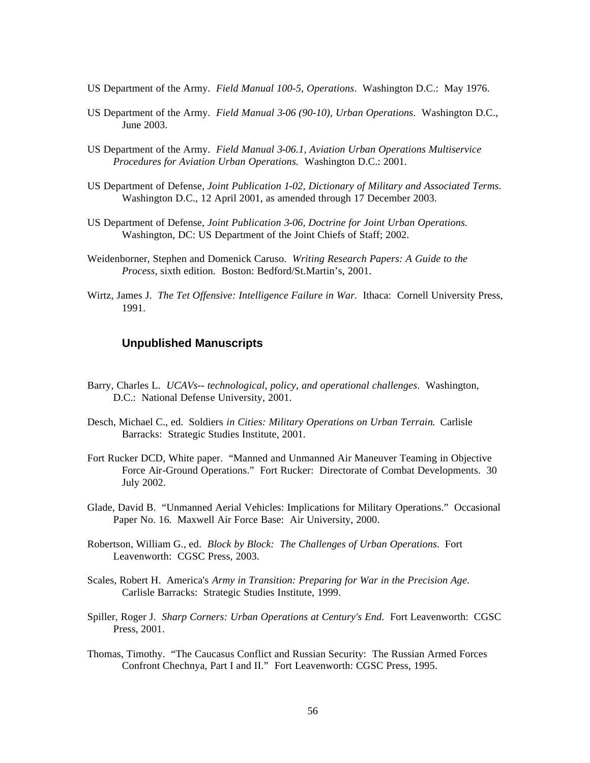US Department of the Army. *Field Manual 100-5, Operations*. Washington D.C.: May 1976.

US Department of the Army. *Field Manual 3-06 (90-10), Urban Operations*. Washington D.C., June 2003.

US Department of the Army. *Field Manual 3-06.1, Aviation Urban Operations Multiservice Procedures for Aviation Urban Operations.* Washington D.C.: 2001.

US Department of Defense, *Joint Publication 1-02, Dictionary of Military and Associated Terms*. Washington D.C., 12 April 2001, as amended through 17 December 2003.

US Department of Defense, *Joint Publication 3-06, Doctrine for Joint Urban Operations.* Washington, DC: US Department of the Joint Chiefs of Staff; 2002.

Weidenborner, Stephen and Domenick Caruso. *Writing Research Papers: A Guide to the Process*, sixth edition. Boston: Bedford/St.Martin's, 2001.

Wirtz, James J. *The Tet Offensive: Intelligence Failure in War*. Ithaca: Cornell University Press, 1991.

### Unpublished Manuscripts

Barry, Charles L. *UCAVs-- technological, policy, and operational challenges*. Washington, D.C.: National Defense University, 2001.

Desch, Michael C., ed. Soldiers *in Cities: Military Operations on Urban Terrain.* Carlisle Barracks: Strategic Studies Institute, 2001.

Fort Rucker DCD, White paper. "Manned and Unmanned Air Maneuver Teaming in Objective Force Air-Ground Operations." Fort Rucker: Directorate of Combat Developments. 30 July 2002.

Glade, David B. "Unmanned Aerial Vehicles: Implications for Military Operations." Occasional Paper No. 16. Maxwell Air Force Base: Air University, 2000.

Robertson, William G., ed. *Block by Block: The Challenges of Urban Operations*. Fort Leavenworth: CGSC Press, 2003.

Scales, Robert H. America's *Army in Transition: Preparing for War in the Precision Age*. Carlisle Barracks: Strategic Studies Institute, 1999.

Spiller, Roger J. *Sharp Corners: Urban Operations at Century's End.* Fort Leavenworth: CGSC Press, 2001.

Thomas, Timothy. "The Caucasus Conflict and Russian Security: The Russian Armed Forces Confront Chechnya, Part I and II." Fort Leavenworth: CGSC Press, 1995.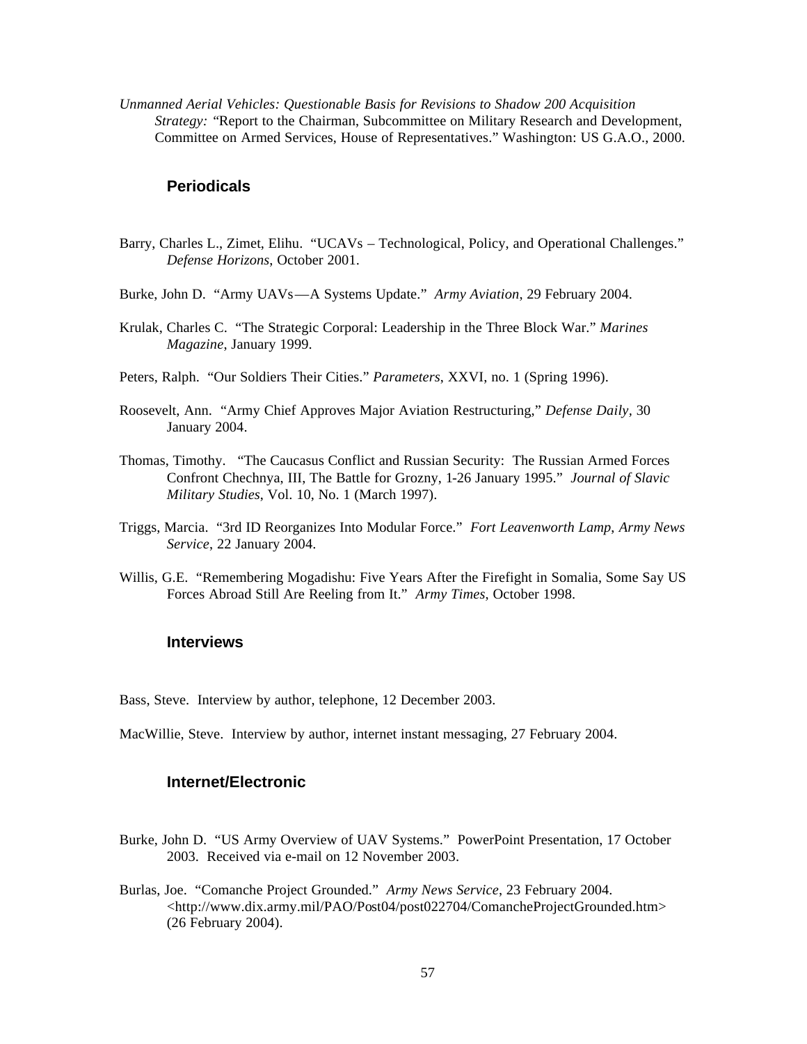*Unmanned Aerial Vehicles: Questionable Basis for Revisions to Shadow 200 Acquisition Strategy:* "Report to the Chairman, Subcommittee on Military Research and Development, Committee on Armed Services, House of Representatives." Washington: US G.A.O., 2000.

## Periodicals

Barry, Charles L., Zimet, Elihu. "UCAVs – Technological, Policy, and Operational Challenges." *Defense Horizons*, October 2001.

Burke, John D. "Army UAVs—A Systems Update." *Army Aviation*, 29 February 2004.

Krulak, Charles C. "The Strategic Corporal: Leadership in the Three Block War." *Marines Magazine*, January 1999.

Peters, Ralph. "Our Soldiers Their Cities." *Parameters*, XXVI, no. 1 (Spring 1996).

Roosevelt, Ann. "Army Chief Approves Major Aviation Restructuring," *Defense Daily*, 30 January 2004.

Thomas, Timothy. "The Caucasus Conflict and Russian Security: The Russian Armed Forces Confront Chechnya, III, The Battle for Grozny, 1-26 January 1995." *Journal of Slavic Military Studies*, Vol. 10, No. 1 (March 1997).

Triggs, Marcia. "3rd ID Reorganizes Into Modular Force." *Fort Leavenworth Lamp*, *Army News Service*, 22 January 2004.

Willis, G.E. "Remembering Mogadishu: Five Years After the Firefight in Somalia, Some Say US Forces Abroad Still Are Reeling from It." *Army Times*, October 1998.

## Interviews

Bass, Steve. Interview by author, telephone, 12 December 2003.

MacWillie, Steve. Interview by author, internet instant messaging, 27 February 2004.

## Internet/Electronic

Burke, John D. "US Army Overview of UAV Systems." PowerPoint Presentation, 17 October 2003. Received via e-mail on 12 November 2003.

Burlas, Joe. "Comanche Project Grounded." *Army News Service*, 23 February 2004. <http://www.dix.army.mil/PAO/Post04/post022704/ComancheProjectGrounded.htm> (26 February 2004).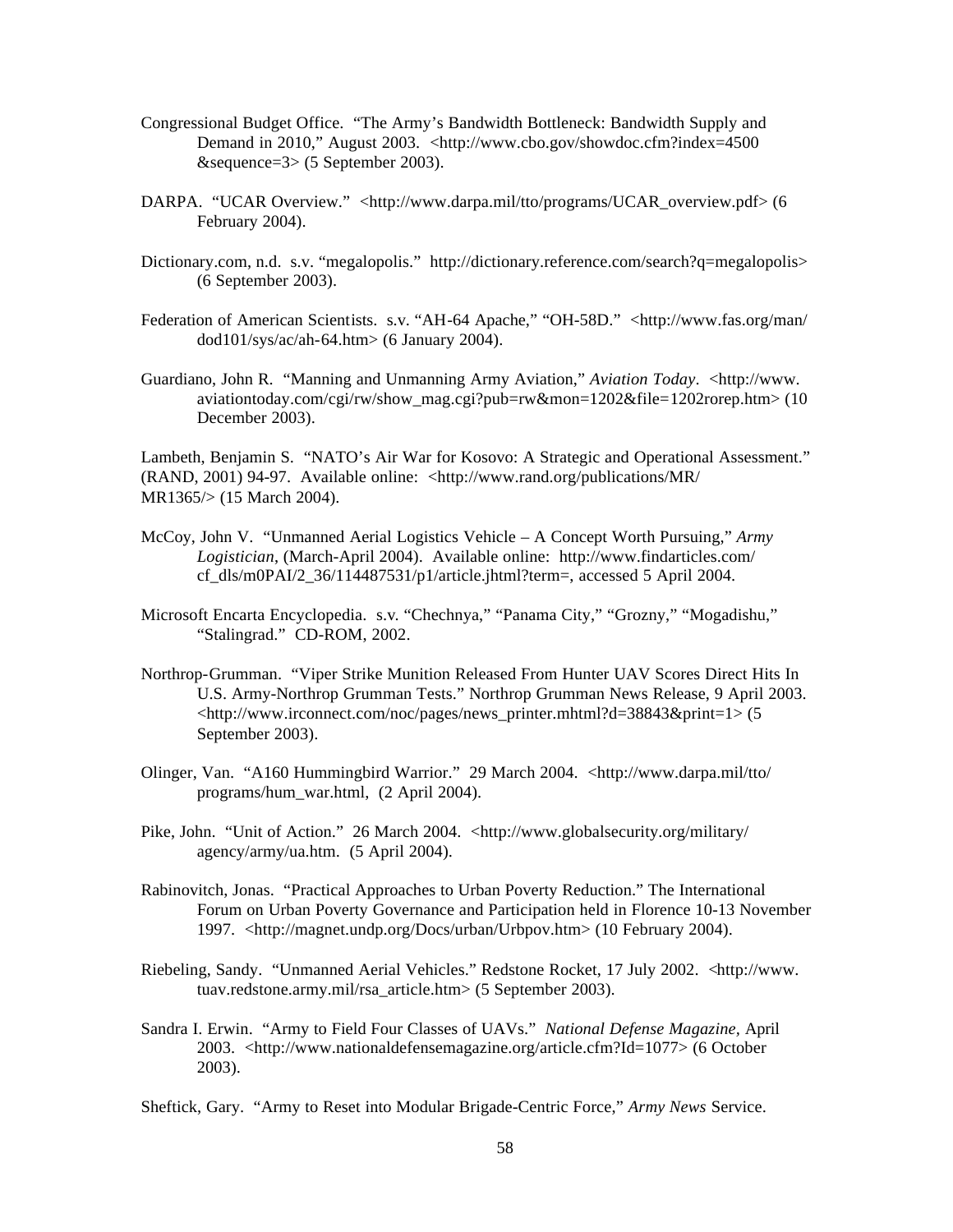Congressional Budget Office. "The Army's Bandwidth Bottleneck: Bandwidth Supply and Demand in 2010," August 2003. <http://www.cbo.gov/showdoc.cfm?index=4500 &sequence=3> (5 September 2003).

DARPA. "UCAR Overview." <http://www.darpa.mil/tto/programs/UCAR_overview.pdf> (6 February 2004).

Dictionary.com, n.d. s.v. "megalopolis." http://dictionary.reference.com/search?q=megalopolis> (6 September 2003).

Federation of American Scientists. s.v. "AH-64 Apache," "OH-58D." <http://www.fas.org/man/dod101/sys/ac/ah-64.htm> (6 January 2004).

Guardiano, John R. "Manning and Unmanning Army Aviation," *Aviation Today*. <http://www.aviationtoday.com/cgi/rw/show_mag.cgi?pub=rw&mon=1202&file=1202rorep.htm> (10 December 2003).

Lambeth, Benjamin S. "NATO's Air War for Kosovo: A Strategic and Operational Assessment." (RAND, 2001) 94-97. Available online: <http://www.rand.org/publications/MR/MR1365/> (15 March 2004).

McCoy, John V. "Unmanned Aerial Logistics Vehicle – A Concept Worth Pursuing," *Army Logistician*, (March-April 2004). Available online: http://www.findarticles.com/cf_dls/m0PAI/2_36/114487531/p1/article.jhtml?term=, accessed 5 April 2004.

Microsoft Encarta Encyclopedia. s.v. "Chechnya," "Panama City," "Grozny," "Mogadishu," "Stalingrad." CD-ROM, 2002.

Northrop-Grumman. "Viper Strike Munition Released From Hunter UAV Scores Direct Hits In U.S. Army-Northrop Grumman Tests." Northrop Grumman News Release, 9 April 2003. <http://www.irconnect.com/noc/pages/news_printer.mhtml?d=38843&print=1> (5 September 2003).

Olinger, Van. "A160 Hummingbird Warrior." 29 March 2004. <http://www.darpa.mil/tto/programs/hum_war.html, (2 April 2004).

Pike, John. "Unit of Action." 26 March 2004. <http://www.globalsecurity.org/military/agency/army/ua.htm. (5 April 2004).

Rabinovitch, Jonas. "Practical Approaches to Urban Poverty Reduction." The International Forum on Urban Poverty Governance and Participation held in Florence 10-13 November 1997. <http://magnet.undp.org/Docs/urban/Urbpov.htm> (10 February 2004).

Riebeling, Sandy. "Unmanned Aerial Vehicles." Redstone Rocket, 17 July 2002. <http://www.tuav.redstone.army.mil/rsa_article.htm> (5 September 2003).

Sandra I. Erwin. "Army to Field Four Classes of UAVs." *National Defense Magazine*, April 2003. <http://www.nationaldefensemagazine.org/article.cfm?Id=1077> (6 October 2003).

Sheftick, Gary. "Army to Reset into Modular Brigade-Centric Force," *Army News* Service.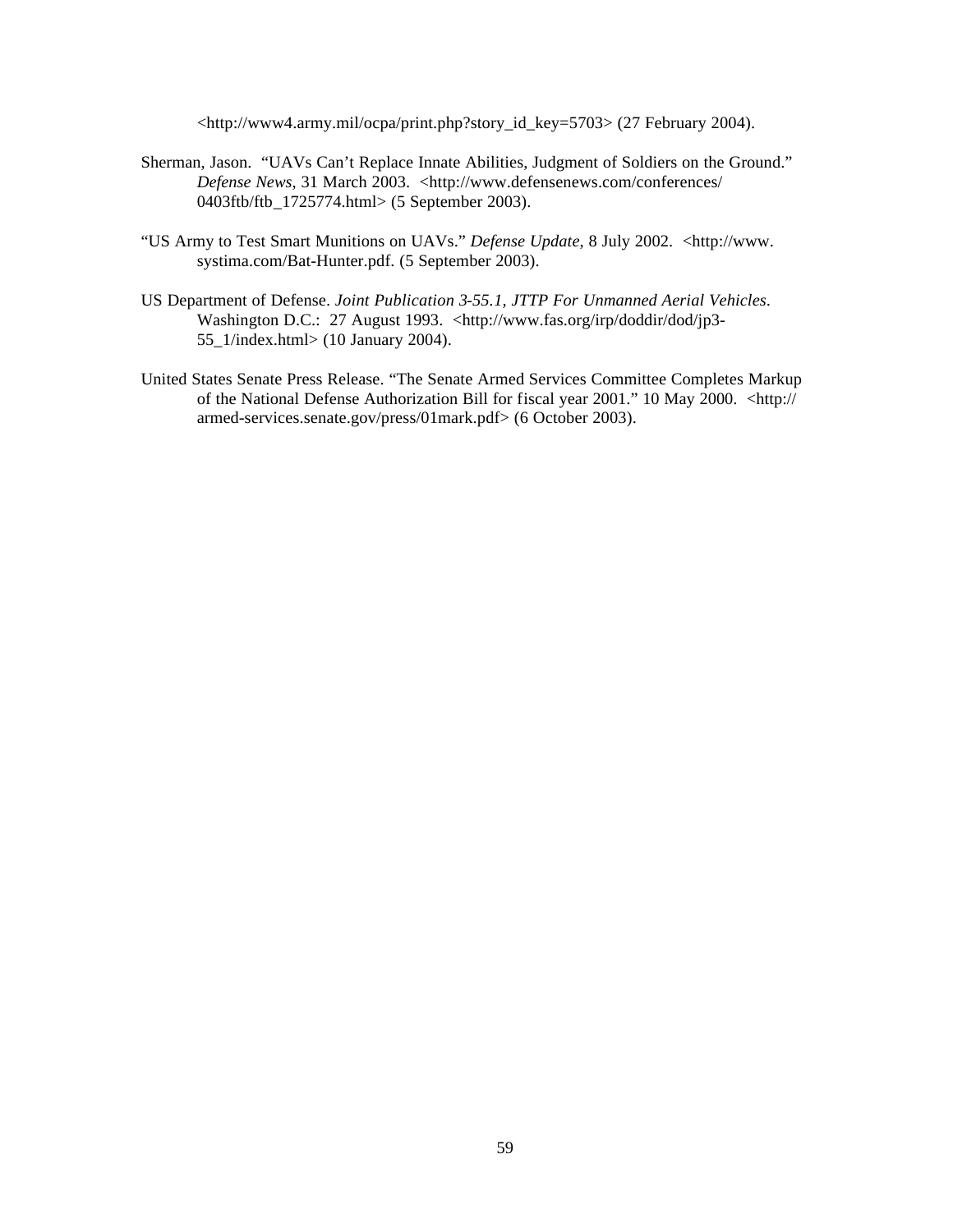<http://www4.army.mil/ocpa/print.php?story_id_key=5703> (27 February 2004).

Sherman, Jason. "UAVs Can't Replace Innate Abilities, Judgment of Soldiers on the Ground." *Defense News*, 31 March 2003. <http://www.defensenews.com/conferences/0403ftb/ftb_1725774.html> (5 September 2003).

"US Army to Test Smart Munitions on UAVs." *Defense Update*, 8 July 2002. <http://www.systima.com/Bat-Hunter.pdf. (5 September 2003).

US Department of Defense. *Joint Publication 3-55.1, JTTP For Unmanned Aerial Vehicles*. Washington D.C.: 27 August 1993. <http://www.fas.org/irp/doddir/dod/jp3-55_1/index.html> (10 January 2004).

United States Senate Press Release. "The Senate Armed Services Committee Completes Markup of the National Defense Authorization Bill for fiscal year 2001." 10 May 2000. <http://armed-services.senate.gov/press/01mark.pdf> (6 October 2003).